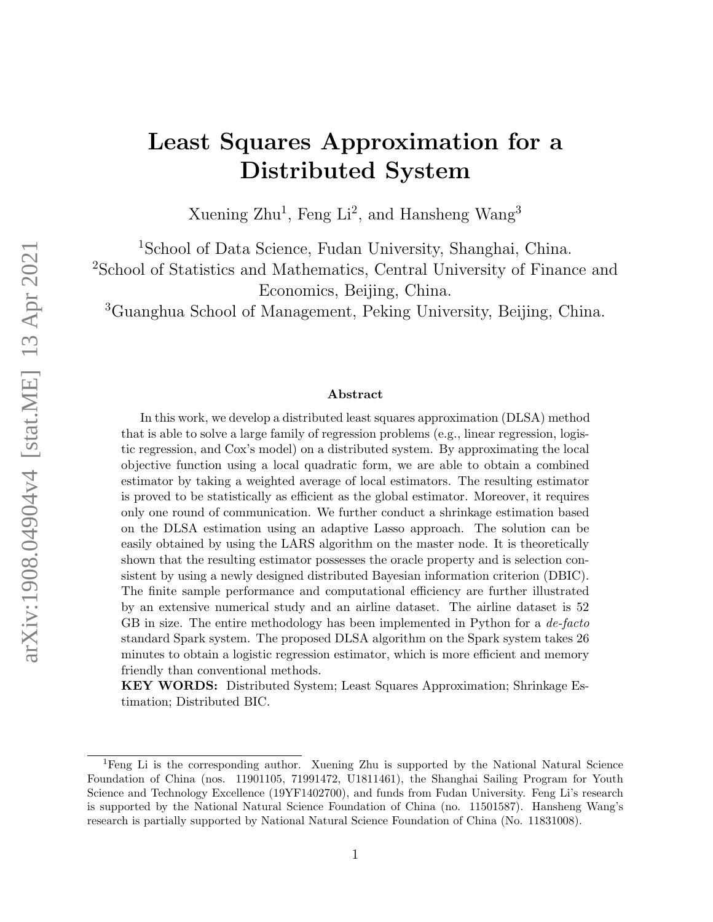# Least Squares Approximation for a Distributed System

Xuening Zhu[1], Feng Li[2], and Hansheng Wang[3]

[1]School of Data Science, Fudan University, Shanghai, China.
[2]School of Statistics and Mathematics, Central University of Finance and Economics, Beijing, China.
[3]Guanghua School of Management, Peking University, Beijing, China.

### Abstract

In this work, we develop a distributed least squares approximation (DLSA) method that is able to solve a large family of regression problems (e.g., linear regression, logistic regression, and Cox's model) on a distributed system. By approximating the local objective function using a local quadratic form, we are able to obtain a combined estimator by taking a weighted average of local estimators. The resulting estimator is proved to be statistically as efficient as the global estimator. Moreover, it requires only one round of communication. We further conduct a shrinkage estimation based on the DLSA estimation using an adaptive Lasso approach. The solution can be easily obtained by using the LARS algorithm on the master node. It is theoretically shown that the resulting estimator possesses the oracle property and is selection consistent by using a newly designed distributed Bayesian information criterion (DBIC). The finite sample performance and computational efficiency are further illustrated by an extensive numerical study and an airline dataset. The airline dataset is 52 GB in size. The entire methodology has been implemented in Python for a *de-facto* standard Spark system. The proposed DLSA algorithm on the Spark system takes 26 minutes to obtain a logistic regression estimator, which is more efficient and memory friendly than conventional methods.

**KEY WORDS:** Distributed System; Least Squares Approximation; Shrinkage Estimation; Distributed BIC.

[1]Feng Li is the corresponding author. Xuening Zhu is supported by the National Natural Science Foundation of China (nos. 11901105, 71991472, U1811461), the Shanghai Sailing Program for Youth Science and Technology Excellence (19YF1402700), and funds from Fudan University. Feng Li's research is supported by the National Natural Science Foundation of China (no. 11501587). Hansheng Wang's research is partially supported by National Natural Science Foundation of China (No. 11831008).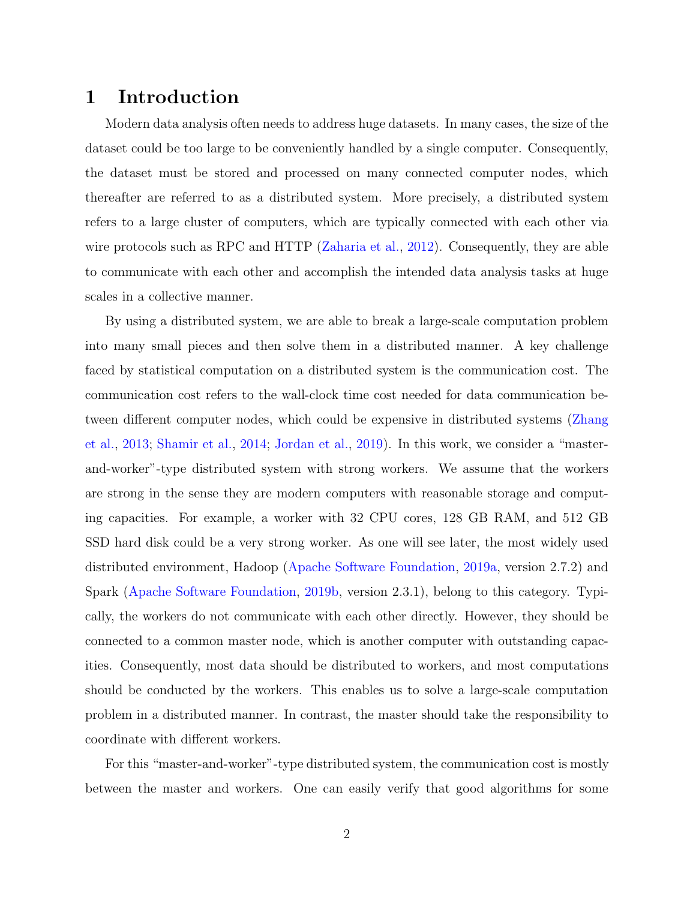# 1 Introduction

Modern data analysis often needs to address huge datasets. In many cases, the size of the dataset could be too large to be conveniently handled by a single computer. Consequently, the dataset must be stored and processed on many connected computer nodes, which thereafter are referred to as a distributed system. More precisely, a distributed system refers to a large cluster of computers, which are typically connected with each other via wire protocols such as RPC and HTTP (Zaharia et al., 2012). Consequently, they are able to communicate with each other and accomplish the intended data analysis tasks at huge scales in a collective manner.

By using a distributed system, we are able to break a large-scale computation problem into many small pieces and then solve them in a distributed manner. A key challenge faced by statistical computation on a distributed system is the communication cost. The communication cost refers to the wall-clock time cost needed for data communication between different computer nodes, which could be expensive in distributed systems (Zhang et al., 2013; Shamir et al., 2014; Jordan et al., 2019). In this work, we consider a "master-and-worker"-type distributed system with strong workers. We assume that the workers are strong in the sense they are modern computers with reasonable storage and computing capacities. For example, a worker with 32 CPU cores, 128 GB RAM, and 512 GB SSD hard disk could be a very strong worker. As one will see later, the most widely used distributed environment, Hadoop (Apache Software Foundation, 2019a, version 2.7.2) and Spark (Apache Software Foundation, 2019b, version 2.3.1), belong to this category. Typically, the workers do not communicate with each other directly. However, they should be connected to a common master node, which is another computer with outstanding capacities. Consequently, most data should be distributed to workers, and most computations should be conducted by the workers. This enables us to solve a large-scale computation problem in a distributed manner. In contrast, the master should take the responsibility to coordinate with different workers.

For this "master-and-worker"-type distributed system, the communication cost is mostly between the master and workers. One can easily verify that good algorithms for some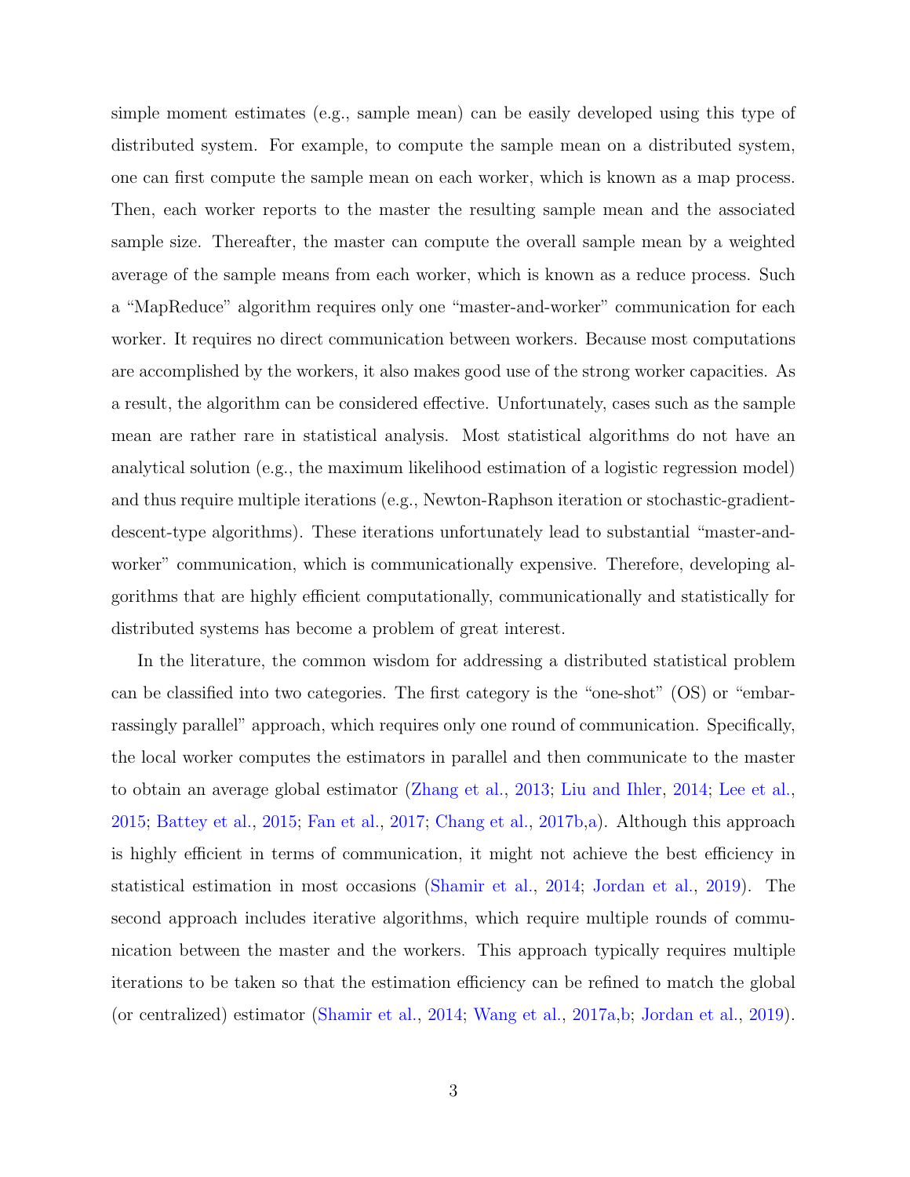simple moment estimates (e.g., sample mean) can be easily developed using this type of distributed system. For example, to compute the sample mean on a distributed system, one can first compute the sample mean on each worker, which is known as a map process. Then, each worker reports to the master the resulting sample mean and the associated sample size. Thereafter, the master can compute the overall sample mean by a weighted average of the sample means from each worker, which is known as a reduce process. Such a "MapReduce" algorithm requires only one "master-and-worker" communication for each worker. It requires no direct communication between workers. Because most computations are accomplished by the workers, it also makes good use of the strong worker capacities. As a result, the algorithm can be considered effective. Unfortunately, cases such as the sample mean are rather rare in statistical analysis. Most statistical algorithms do not have an analytical solution (e.g., the maximum likelihood estimation of a logistic regression model) and thus require multiple iterations (e.g., Newton-Raphson iteration or stochastic-gradient-descent-type algorithms). These iterations unfortunately lead to substantial "master-and-worker" communication, which is communicationally expensive. Therefore, developing algorithms that are highly efficient computationally, communicationally and statistically for distributed systems has become a problem of great interest.

In the literature, the common wisdom for addressing a distributed statistical problem can be classified into two categories. The first category is the "one-shot" (OS) or "embarrassingly parallel" approach, which requires only one round of communication. Specifically, the local worker computes the estimators in parallel and then communicate to the master to obtain an average global estimator (Zhang et al., 2013; Liu and Ihler, 2014; Lee et al., 2015; Battey et al., 2015; Fan et al., 2017; Chang et al., 2017b,a). Although this approach is highly efficient in terms of communication, it might not achieve the best efficiency in statistical estimation in most occasions (Shamir et al., 2014; Jordan et al., 2019). The second approach includes iterative algorithms, which require multiple rounds of communication between the master and the workers. This approach typically requires multiple iterations to be taken so that the estimation efficiency can be refined to match the global (or centralized) estimator (Shamir et al., 2014; Wang et al., 2017a,b; Jordan et al., 2019).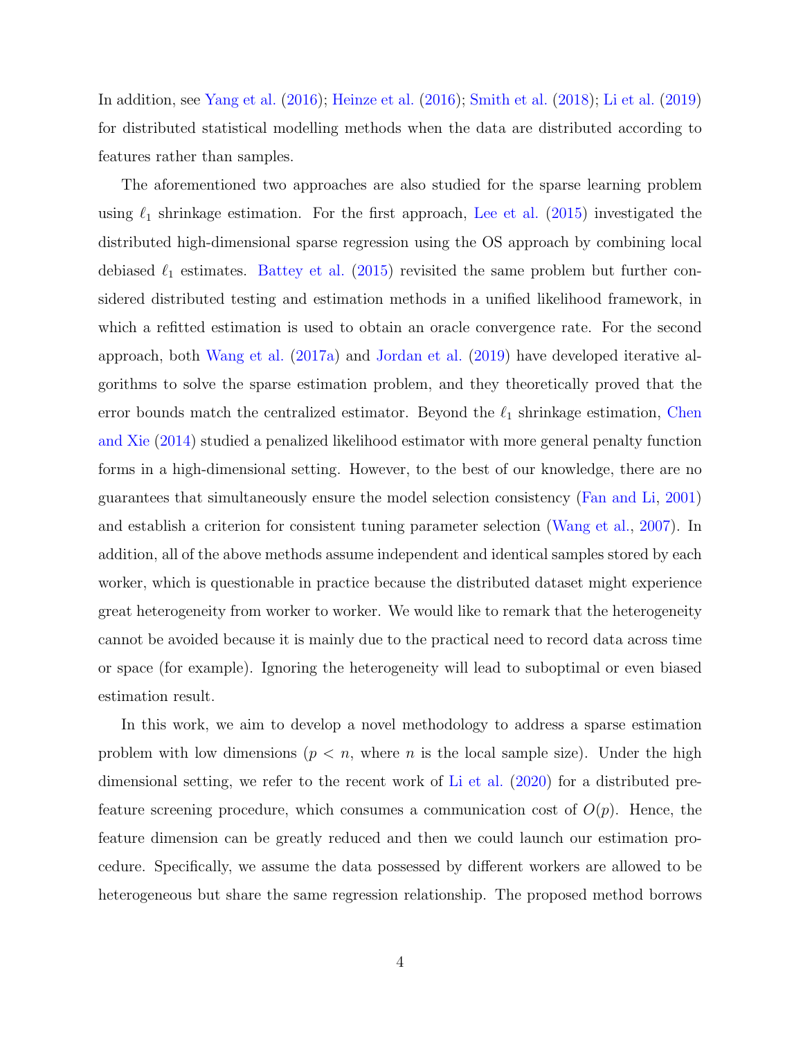In addition, see Yang et al. (2016); Heinze et al. (2016); Smith et al. (2018); Li et al. (2019) for distributed statistical modelling methods when the data are distributed according to features rather than samples.

The aforementioned two approaches are also studied for the sparse learning problem using $\ell_1$ shrinkage estimation. For the first approach, Lee et al. (2015) investigated the distributed high-dimensional sparse regression using the OS approach by combining local debiased $\ell_1$ estimates. Battey et al. (2015) revisited the same problem but further considered distributed testing and estimation methods in a unified likelihood framework, in which a refitted estimation is used to obtain an oracle convergence rate. For the second approach, both Wang et al. (2017a) and Jordan et al. (2019) have developed iterative algorithms to solve the sparse estimation problem, and they theoretically proved that the error bounds match the centralized estimator. Beyond the $\ell_1$ shrinkage estimation, Chen and Xie (2014) studied a penalized likelihood estimator with more general penalty function forms in a high-dimensional setting. However, to the best of our knowledge, there are no guarantees that simultaneously ensure the model selection consistency (Fan and Li, 2001) and establish a criterion for consistent tuning parameter selection (Wang et al., 2007). In addition, all of the above methods assume independent and identical samples stored by each worker, which is questionable in practice because the distributed dataset might experience great heterogeneity from worker to worker. We would like to remark that the heterogeneity cannot be avoided because it is mainly due to the practical need to record data across time or space (for example). Ignoring the heterogeneity will lead to suboptimal or even biased estimation result.

In this work, we aim to develop a novel methodology to address a sparse estimation problem with low dimensions ($p < n$, where $n$ is the local sample size). Under the high dimensional setting, we refer to the recent work of Li et al. (2020) for a distributed pre-feature screening procedure, which consumes a communication cost of $O(p)$. Hence, the feature dimension can be greatly reduced and then we could launch our estimation procedure. Specifically, we assume the data possessed by different workers are allowed to be heterogeneous but share the same regression relationship. The proposed method borrows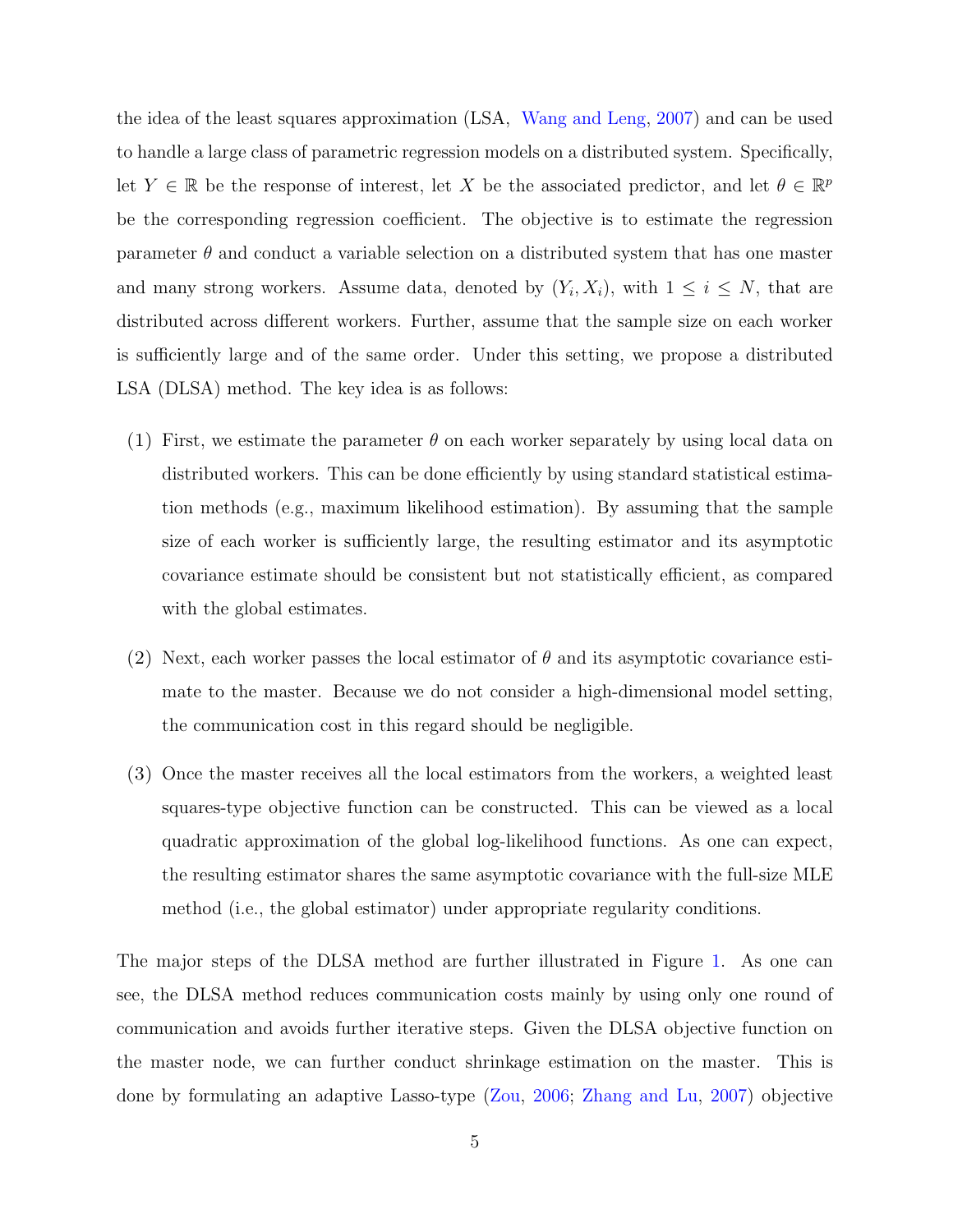the idea of the least squares approximation (LSA, Wang and Leng, 2007) and can be used to handle a large class of parametric regression models on a distributed system. Specifically, let $Y \in \mathbb{R}$ be the response of interest, let $X$ be the associated predictor, and let $\theta \in \mathbb{R}^p$ be the corresponding regression coefficient. The objective is to estimate the regression parameter $\theta$ and conduct a variable selection on a distributed system that has one master and many strong workers. Assume data, denoted by $(Y_i, X_i)$, with $1 \leq i \leq N$, that are distributed across different workers. Further, assume that the sample size on each worker is sufficiently large and of the same order. Under this setting, we propose a distributed LSA (DLSA) method. The key idea is as follows:

(1) First, we estimate the parameter $\theta$ on each worker separately by using local data on distributed workers. This can be done efficiently by using standard statistical estimation methods (e.g., maximum likelihood estimation). By assuming that the sample size of each worker is sufficiently large, the resulting estimator and its asymptotic covariance estimate should be consistent but not statistically efficient, as compared with the global estimates.

(2) Next, each worker passes the local estimator of $\theta$ and its asymptotic covariance estimate to the master. Because we do not consider a high-dimensional model setting, the communication cost in this regard should be negligible.

(3) Once the master receives all the local estimators from the workers, a weighted least squares-type objective function can be constructed. This can be viewed as a local quadratic approximation of the global log-likelihood functions. As one can expect, the resulting estimator shares the same asymptotic covariance with the full-size MLE method (i.e., the global estimator) under appropriate regularity conditions.

The major steps of the DLSA method are further illustrated in Figure 1. As one can see, the DLSA method reduces communication costs mainly by using only one round of communication and avoids further iterative steps. Given the DLSA objective function on the master node, we can further conduct shrinkage estimation on the master. This is done by formulating an adaptive Lasso-type (Zou, 2006; Zhang and Lu, 2007) objective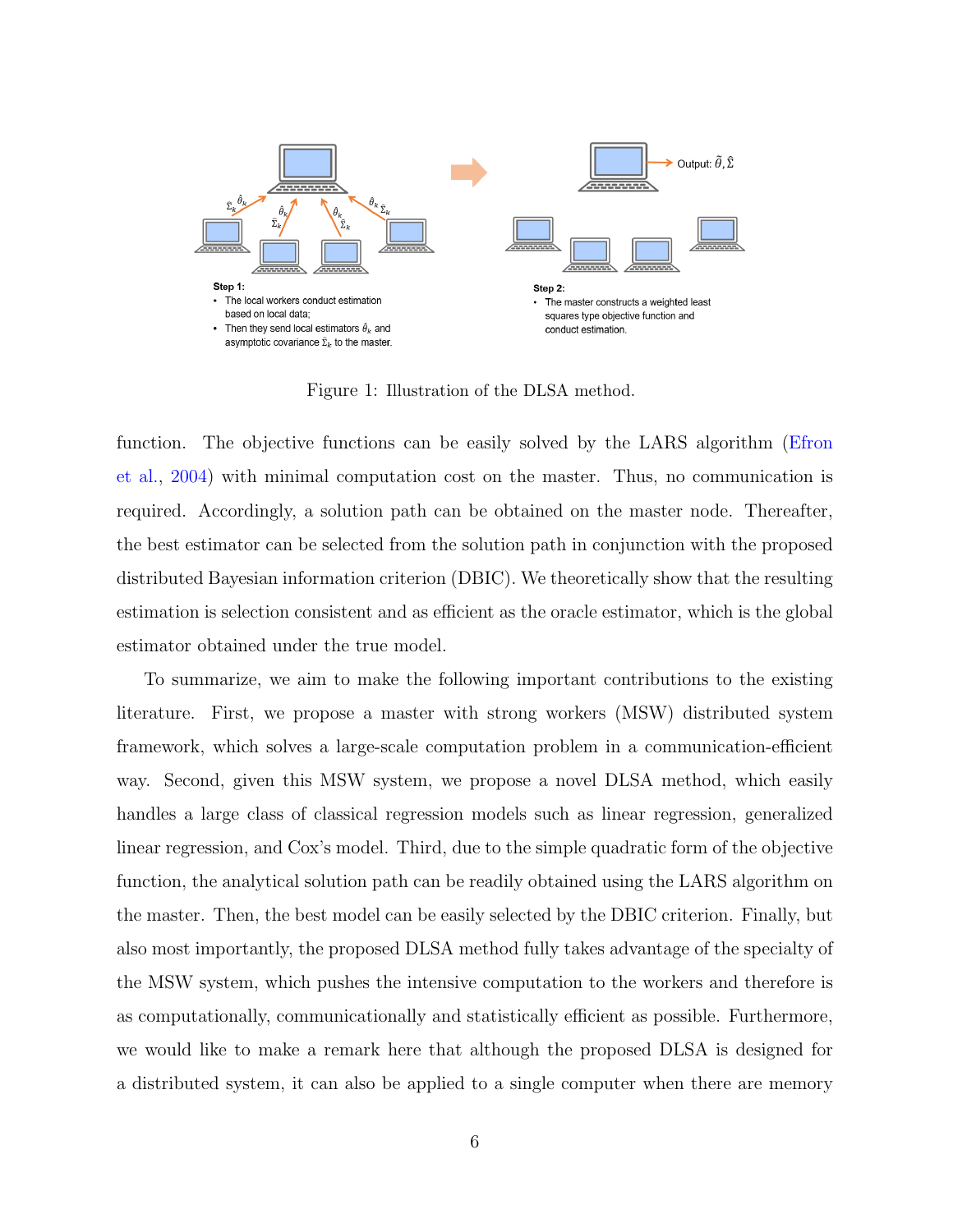**Step 1:**
- The local workers conduct estimation based on local data;
- Then they send local estimators $\hat{\theta}_k$ and asymptotic covariance $\hat{\Sigma}_k$ to the master.

**Step 2:**
- The master constructs a weighted least squares type objective function and conduct estimation.

Output: $\tilde{\theta}, \hat{\Sigma}$

Figure 1: Illustration of the DLSA method.

function. The objective functions can be easily solved by the LARS algorithm (Efron et al., 2004) with minimal computation cost on the master. Thus, no communication is required. Accordingly, a solution path can be obtained on the master node. Thereafter, the best estimator can be selected from the solution path in conjunction with the proposed distributed Bayesian information criterion (DBIC). We theoretically show that the resulting estimation is selection consistent and as efficient as the oracle estimator, which is the global estimator obtained under the true model.

To summarize, we aim to make the following important contributions to the existing literature. First, we propose a master with strong workers (MSW) distributed system framework, which solves a large-scale computation problem in a communication-efficient way. Second, given this MSW system, we propose a novel DLSA method, which easily handles a large class of classical regression models such as linear regression, generalized linear regression, and Cox's model. Third, due to the simple quadratic form of the objective function, the analytical solution path can be readily obtained using the LARS algorithm on the master. Then, the best model can be easily selected by the DBIC criterion. Finally, but also most importantly, the proposed DLSA method fully takes advantage of the specialty of the MSW system, which pushes the intensive computation to the workers and therefore is as computationally, communicationally and statistically efficient as possible. Furthermore, we would like to make a remark here that although the proposed DLSA is designed for a distributed system, it can also be applied to a single computer when there are memory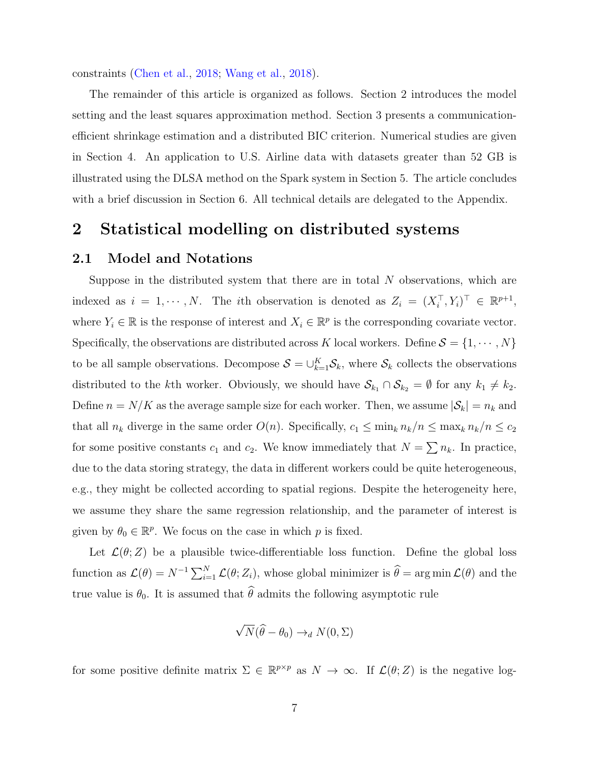constraints (Chen et al., 2018; Wang et al., 2018).

The remainder of this article is organized as follows. Section 2 introduces the model setting and the least squares approximation method. Section 3 presents a communication-efficient shrinkage estimation and a distributed BIC criterion. Numerical studies are given in Section 4. An application to U.S. Airline data with datasets greater than 52 GB is illustrated using the DLSA method on the Spark system in Section 5. The article concludes with a brief discussion in Section 6. All technical details are delegated to the Appendix.

## 2 Statistical modelling on distributed systems

### 2.1 Model and Notations

Suppose in the distributed system that there are in total $N$ observations, which are indexed as $i = 1, \cdots, N$. The $i$th observation is denoted as $Z_i = (X_i^\top, Y_i)^\top \in \mathbb{R}^{p+1}$, where $Y_i \in \mathbb{R}$ is the response of interest and $X_i \in \mathbb{R}^p$ is the corresponding covariate vector. Specifically, the observations are distributed across $K$ local workers. Define $\mathcal{S} = \{1, \cdots, N\}$ to be all sample observations. Decompose $\mathcal{S} = \cup_{k=1}^K \mathcal{S}_k$, where $\mathcal{S}_k$ collects the observations distributed to the $k$th worker. Obviously, we should have $\mathcal{S}_{k_1} \cap \mathcal{S}_{k_2} = \emptyset$ for any $k_1 \neq k_2$. Define $n = N/K$ as the average sample size for each worker. Then, we assume $|\mathcal{S}_k| = n_k$ and that all $n_k$ diverge in the same order $O(n)$. Specifically, $c_1 \leq \min_k n_k/n \leq \max_k n_k/n \leq c_2$ for some positive constants $c_1$ and $c_2$. We know immediately that $N = \sum n_k$. In practice, due to the data storing strategy, the data in different workers could be quite heterogeneous, e.g., they might be collected according to spatial regions. Despite the heterogeneity here, we assume they share the same regression relationship, and the parameter of interest is given by $\theta_0 \in \mathbb{R}^p$. We focus on the case in which $p$ is fixed.

Let $\mathcal{L}(\theta; Z)$ be a plausible twice-differentiable loss function. Define the global loss function as $\mathcal{L}(\theta) = N^{-1} \sum_{i=1}^N \mathcal{L}(\theta; Z_i)$, whose global minimizer is $\widehat{\theta} = \arg\min \mathcal{L}(\theta)$ and the true value is $\theta_0$. It is assumed that $\widehat{\theta}$ admits the following asymptotic rule

$$\sqrt{N}(\widehat{\theta} - \theta_0) \rightarrow_d N(0, \Sigma)$$

for some positive definite matrix $\Sigma \in \mathbb{R}^{p \times p}$ as $N \rightarrow \infty$. If $\mathcal{L}(\theta; Z)$ is the negative log-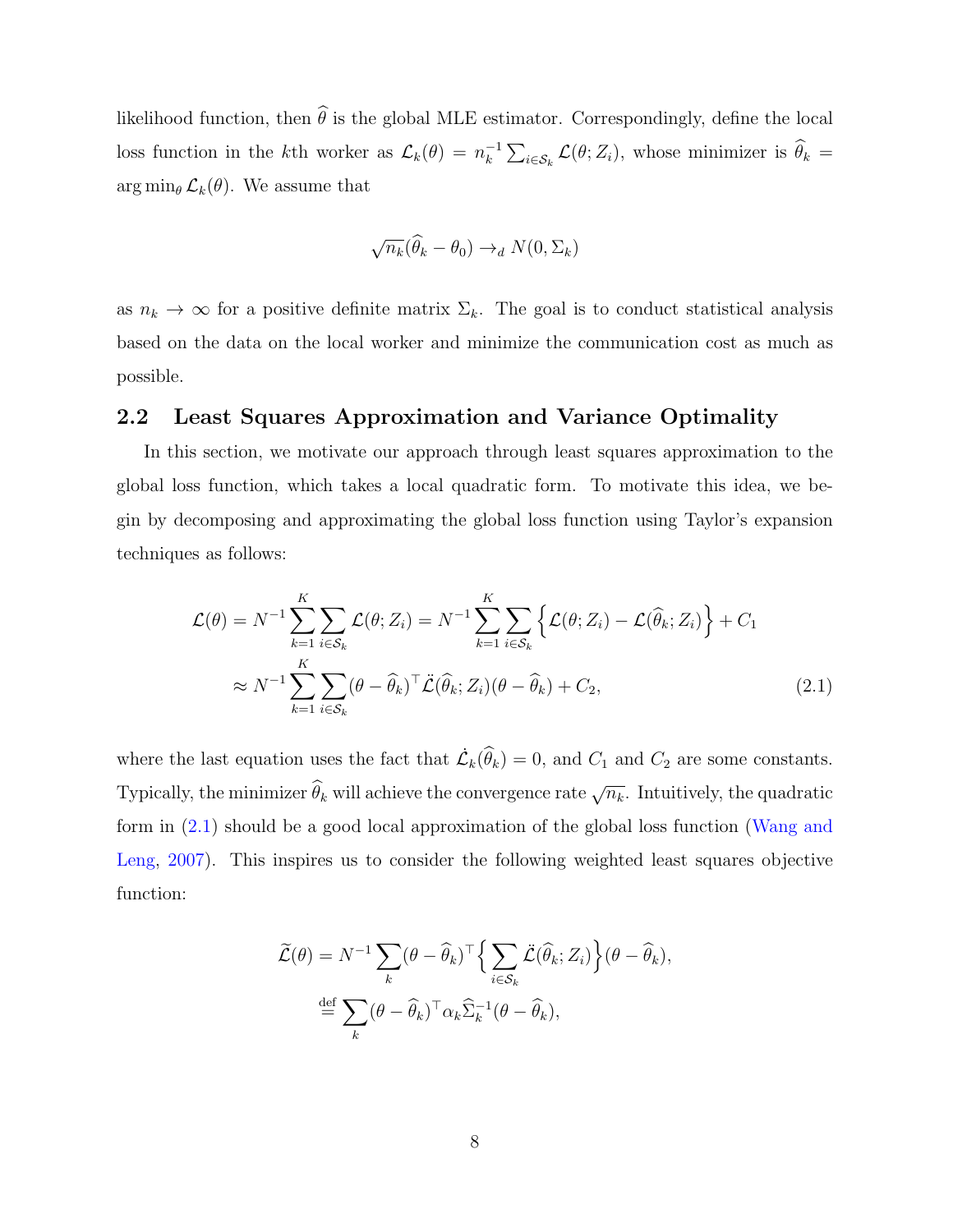likelihood function, then $\widehat{\theta}$ is the global MLE estimator. Correspondingly, define the local loss function in the $k$th worker as $\mathcal{L}_k(\theta) = n_k^{-1} \sum_{i \in \mathcal{S}_k} \mathcal{L}(\theta; Z_i)$, whose minimizer is $\widehat{\theta}_k = \arg\min_\theta \mathcal{L}_k(\theta)$. We assume that

$$\sqrt{n_k}(\widehat{\theta}_k - \theta_0) \to_d N(0, \Sigma_k)$$

as $n_k \to \infty$ for a positive definite matrix $\Sigma_k$. The goal is to conduct statistical analysis based on the data on the local worker and minimize the communication cost as much as possible.

## 2.2 Least Squares Approximation and Variance Optimality

In this section, we motivate our approach through least squares approximation to the global loss function, which takes a local quadratic form. To motivate this idea, we begin by decomposing and approximating the global loss function using Taylor's expansion techniques as follows:

$$\begin{aligned}
\mathcal{L}(\theta) &= N^{-1} \sum_{k=1}^{K} \sum_{i \in \mathcal{S}_k} \mathcal{L}(\theta; Z_i) = N^{-1} \sum_{k=1}^{K} \sum_{i \in \mathcal{S}_k} \Big\{ \mathcal{L}(\theta; Z_i) - \mathcal{L}(\widehat{\theta}_k; Z_i) \Big\} + C_1 \\
&\approx N^{-1} \sum_{k=1}^{K} \sum_{i \in \mathcal{S}_k} (\theta - \widehat{\theta}_k)^\top \ddot{\mathcal{L}}(\widehat{\theta}_k; Z_i)(\theta - \widehat{\theta}_k) + C_2,
\end{aligned} \tag{2.1}$$

where the last equation uses the fact that $\dot{\mathcal{L}}_k(\widehat{\theta}_k) = 0$, and $C_1$ and $C_2$ are some constants. Typically, the minimizer $\widehat{\theta}_k$ will achieve the convergence rate $\sqrt{n_k}$. Intuitively, the quadratic form in (2.1) should be a good local approximation of the global loss function (Wang and Leng, 2007). This inspires us to consider the following weighted least squares objective function:

$$\begin{aligned}
\widetilde{\mathcal{L}}(\theta) &= N^{-1} \sum_k (\theta - \widehat{\theta}_k)^\top \Big\{ \sum_{i \in \mathcal{S}_k} \ddot{\mathcal{L}}(\widehat{\theta}_k; Z_i) \Big\} (\theta - \widehat{\theta}_k), \\
&\stackrel{\text{def}}{=} \sum_k (\theta - \widehat{\theta}_k)^\top \alpha_k \widehat{\Sigma}_k^{-1} (\theta - \widehat{\theta}_k),
\end{aligned}$$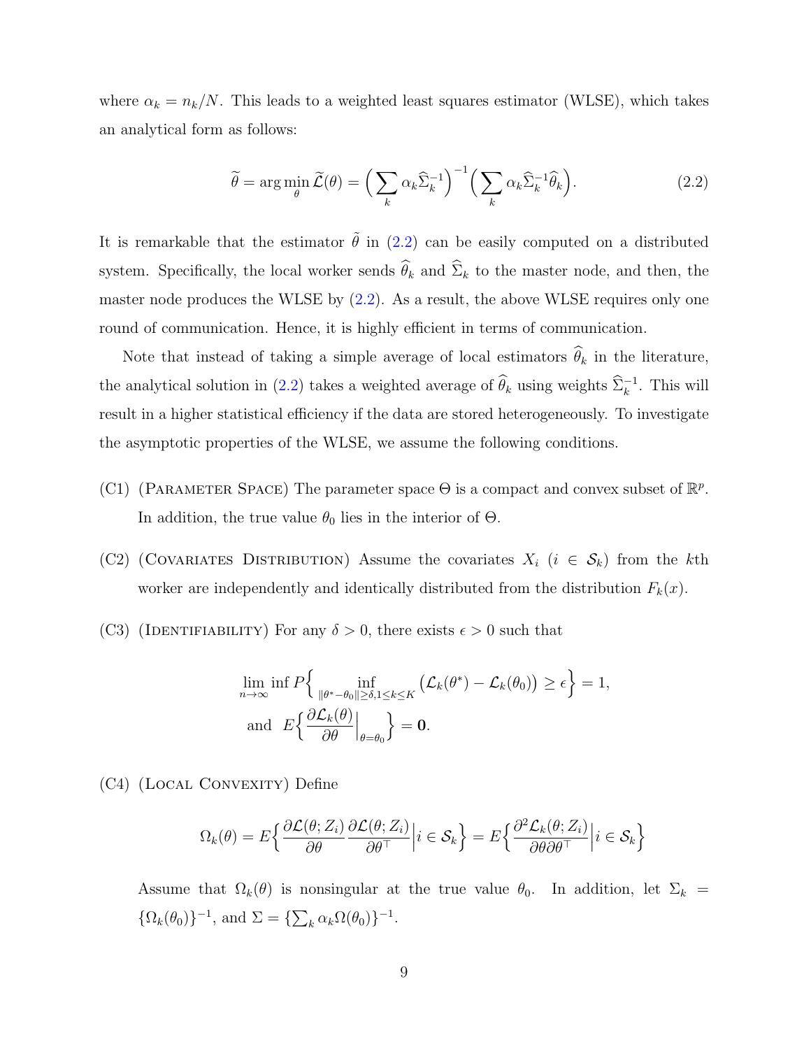where $\alpha_k = n_k/N$. This leads to a weighted least squares estimator (WLSE), which takes an analytical form as follows:

$$\widetilde{\theta} = \arg\min_{\theta} \widetilde{\mathcal{L}}(\theta) = \Big(\sum_k \alpha_k \widehat{\Sigma}_k^{-1}\Big)^{-1}\Big(\sum_k \alpha_k \widehat{\Sigma}_k^{-1}\widehat{\theta}_k\Big). \tag{2.2}$$

It is remarkable that the estimator $\tilde{\theta}$ in (2.2) can be easily computed on a distributed system. Specifically, the local worker sends $\widehat{\theta}_k$ and $\widehat{\Sigma}_k$ to the master node, and then, the master node produces the WLSE by (2.2). As a result, the above WLSE requires only one round of communication. Hence, it is highly efficient in terms of communication.

Note that instead of taking a simple average of local estimators $\widehat{\theta}_k$ in the literature, the analytical solution in (2.2) takes a weighted average of $\widehat{\theta}_k$ using weights $\widehat{\Sigma}_k^{-1}$. This will result in a higher statistical efficiency if the data are stored heterogeneously. To investigate the asymptotic properties of the WLSE, we assume the following conditions.

(C1) (Parameter Space) The parameter space $\Theta$ is a compact and convex subset of $\mathbb{R}^p$. In addition, the true value $\theta_0$ lies in the interior of $\Theta$.

(C2) (Covariates Distribution) Assume the covariates $X_i$ ($i \in \mathcal{S}_k$) from the $k$th worker are independently and identically distributed from the distribution $F_k(x)$.

(C3) (Identifiability) For any $\delta > 0$, there exists $\epsilon > 0$ such that

$$\lim_{n\to\infty} \inf P\Big\{ \inf_{\|\theta^* - \theta_0\| \geq \delta, 1\leq k \leq K} \big(\mathcal{L}_k(\theta^*) - \mathcal{L}_k(\theta_0)\big) \geq \epsilon \Big\} = 1,$$
$$\text{and} \;\; E\Big\{ \frac{\partial \mathcal{L}_k(\theta)}{\partial \theta}\Big|_{\theta=\theta_0}\Big\} = \mathbf{0}.$$

(C4) (Local Convexity) Define

$$\Omega_k(\theta) = E\Big\{ \frac{\partial \mathcal{L}(\theta; Z_i)}{\partial \theta} \frac{\partial \mathcal{L}(\theta; Z_i)}{\partial \theta^\top} \Big| i \in \mathcal{S}_k \Big\} = E\Big\{ \frac{\partial^2 \mathcal{L}_k(\theta; Z_i)}{\partial \theta \partial \theta^\top} \Big| i \in \mathcal{S}_k \Big\}$$

Assume that $\Omega_k(\theta)$ is nonsingular at the true value $\theta_0$. In addition, let $\Sigma_k = \{\Omega_k(\theta_0)\}^{-1}$, and $\Sigma = \{\sum_k \alpha_k \Omega(\theta_0)\}^{-1}$.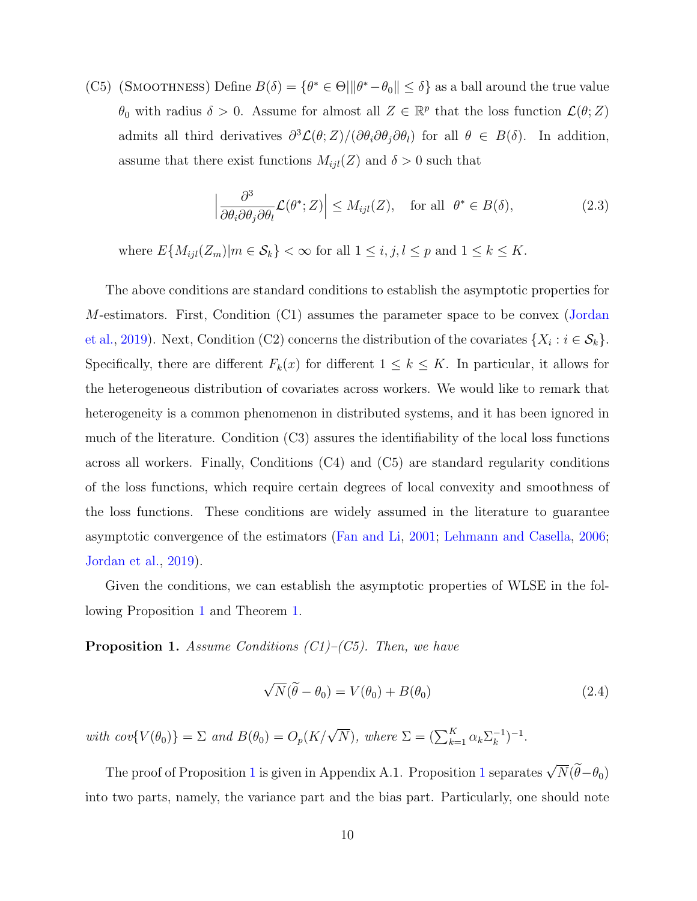(C5) (Smoothness) Define $B(\delta) = \{\theta^* \in \Theta | \|\theta^* - \theta_0\| \le \delta\}$ as a ball around the true value $\theta_0$ with radius $\delta > 0$. Assume for almost all $Z \in \mathbb{R}^p$ that the loss function $\mathcal{L}(\theta; Z)$ admits all third derivatives $\partial^3 \mathcal{L}(\theta; Z)/(\partial\theta_i \partial\theta_j \partial\theta_l)$ for all $\theta \in B(\delta)$. In addition, assume that there exist functions $M_{ijl}(Z)$ and $\delta > 0$ such that

$$
\Big| \frac{\partial^3}{\partial\theta_i \partial\theta_j \partial\theta_l} \mathcal{L}(\theta^*; Z) \Big| \le M_{ijl}(Z), \quad \text{for all } \ \theta^* \in B(\delta), \tag{2.3}
$$

where $E\{M_{ijl}(Z_m) | m \in \mathcal{S}_k\} < \infty$ for all $1 \le i, j, l \le p$ and $1 \le k \le K$.

The above conditions are standard conditions to establish the asymptotic properties for $M$-estimators. First, Condition (C1) assumes the parameter space to be convex (Jordan et al., 2019). Next, Condition (C2) concerns the distribution of the covariates $\{X_i : i \in \mathcal{S}_k\}$. Specifically, there are different $F_k(x)$ for different $1 \le k \le K$. In particular, it allows for the heterogeneous distribution of covariates across workers. We would like to remark that heterogeneity is a common phenomenon in distributed systems, and it has been ignored in much of the literature. Condition (C3) assures the identifiability of the local loss functions across all workers. Finally, Conditions (C4) and (C5) are standard regularity conditions of the loss functions, which require certain degrees of local convexity and smoothness of the loss functions. These conditions are widely assumed in the literature to guarantee asymptotic convergence of the estimators (Fan and Li, 2001; Lehmann and Casella, 2006; Jordan et al., 2019).

Given the conditions, we can establish the asymptotic properties of WLSE in the following Proposition 1 and Theorem 1.

**Proposition 1.** *Assume Conditions (C1)–(C5). Then, we have*

$$
\sqrt{N}(\widetilde{\theta} - \theta_0) = V(\theta_0) + B(\theta_0) \tag{2.4}
$$

*with* $cov\{V(\theta_0)\} = \Sigma$ *and* $B(\theta_0) = O_p(K/\sqrt{N})$, *where* $\Sigma = (\sum_{k=1}^K \alpha_k \Sigma_k^{-1})^{-1}$.

The proof of Proposition 1 is given in Appendix A.1. Proposition 1 separates $\sqrt{N}(\widetilde{\theta} - \theta_0)$ into two parts, namely, the variance part and the bias part. Particularly, one should note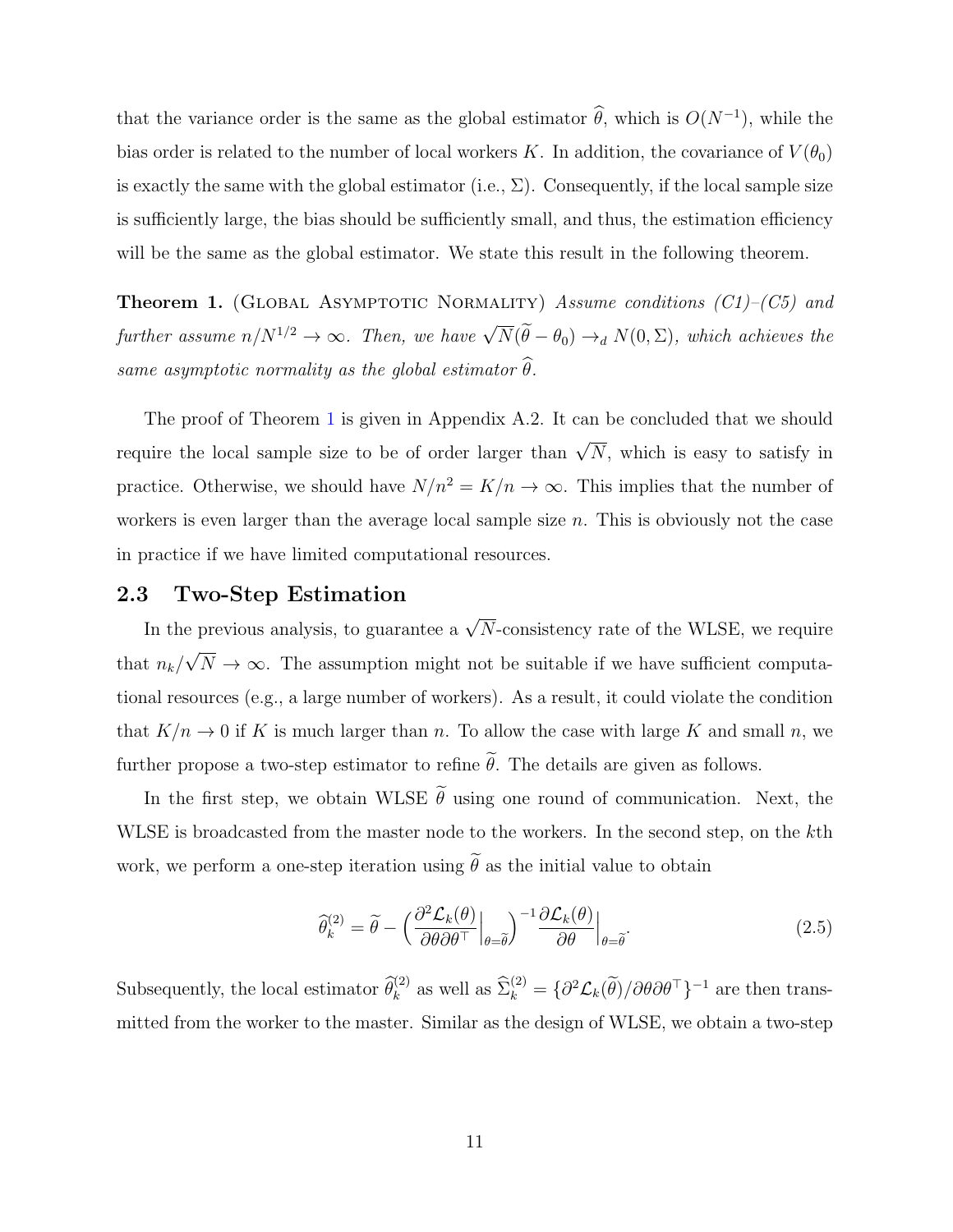that the variance order is the same as the global estimator $\widehat{\theta}$, which is $O(N^{-1})$, while the bias order is related to the number of local workers $K$. In addition, the covariance of $V(\theta_0)$ is exactly the same with the global estimator (i.e., $\Sigma$). Consequently, if the local sample size is sufficiently large, the bias should be sufficiently small, and thus, the estimation efficiency will be the same as the global estimator. We state this result in the following theorem.

**Theorem 1.** (Global Asymptotic Normality) *Assume conditions (C1)–(C5) and further assume $n/N^{1/2} \to \infty$. Then, we have $\sqrt{N}(\widetilde{\theta} - \theta_0) \to_d N(0, \Sigma)$, which achieves the same asymptotic normality as the global estimator $\widehat{\theta}$.*

The proof of Theorem 1 is given in Appendix A.2. It can be concluded that we should require the local sample size to be of order larger than $\sqrt{N}$, which is easy to satisfy in practice. Otherwise, we should have $N/n^2 = K/n \to \infty$. This implies that the number of workers is even larger than the average local sample size $n$. This is obviously not the case in practice if we have limited computational resources.

## 2.3 Two-Step Estimation

In the previous analysis, to guarantee a $\sqrt{N}$-consistency rate of the WLSE, we require that $n_k/\sqrt{N} \to \infty$. The assumption might not be suitable if we have sufficient computational resources (e.g., a large number of workers). As a result, it could violate the condition that $K/n \to 0$ if $K$ is much larger than $n$. To allow the case with large $K$ and small $n$, we further propose a two-step estimator to refine $\widetilde{\theta}$. The details are given as follows.

In the first step, we obtain WLSE $\widetilde{\theta}$ using one round of communication. Next, the WLSE is broadcasted from the master node to the workers. In the second step, on the $k$th work, we perform a one-step iteration using $\widetilde{\theta}$ as the initial value to obtain

$$\widehat{\theta}_k^{(2)} = \widetilde{\theta} - \Big(\frac{\partial^2 \mathcal{L}_k(\theta)}{\partial\theta\partial\theta^\top}\Big|_{\theta=\widetilde{\theta}}\Big)^{-1} \frac{\partial \mathcal{L}_k(\theta)}{\partial\theta}\Big|_{\theta=\widetilde{\theta}}. \tag{2.5}$$

Subsequently, the local estimator $\widehat{\theta}_k^{(2)}$ as well as $\widehat{\Sigma}_k^{(2)} = \{\partial^2 \mathcal{L}_k(\widetilde{\theta})/\partial\theta\partial\theta^\top\}^{-1}$ are then transmitted from the worker to the master. Similar as the design of WLSE, we obtain a two-step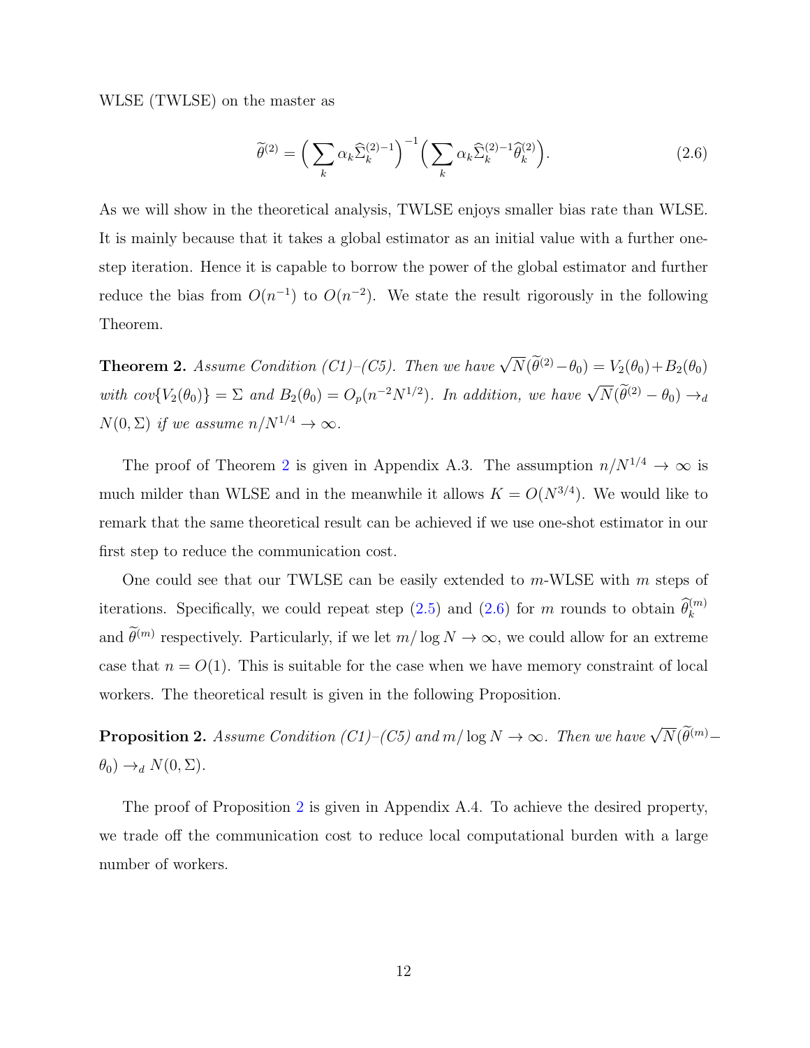WLSE (TWLSE) on the master as

$$\widetilde{\theta}^{(2)} = \Big(\sum_k \alpha_k \widehat{\Sigma}_k^{(2)-1}\Big)^{-1}\Big(\sum_k \alpha_k \widehat{\Sigma}_k^{(2)-1}\widehat{\theta}_k^{(2)}\Big). \tag{2.6}$$

As we will show in the theoretical analysis, TWLSE enjoys smaller bias rate than WLSE. It is mainly because that it takes a global estimator as an initial value with a further one-step iteration. Hence it is capable to borrow the power of the global estimator and further reduce the bias from $O(n^{-1})$ to $O(n^{-2})$. We state the result rigorously in the following Theorem.

**Theorem 2.** *Assume Condition (C1)–(C5). Then we have* $\sqrt{N}(\widetilde{\theta}^{(2)} - \theta_0) = V_2(\theta_0) + B_2(\theta_0)$ *with* $cov\{V_2(\theta_0)\} = \Sigma$ *and* $B_2(\theta_0) = O_p(n^{-2}N^{1/2})$. *In addition, we have* $\sqrt{N}(\widetilde{\theta}^{(2)} - \theta_0) \to_d N(0, \Sigma)$ *if we assume* $n/N^{1/4} \to \infty$.

The proof of Theorem 2 is given in Appendix A.3. The assumption $n/N^{1/4} \to \infty$ is much milder than WLSE and in the meanwhile it allows $K = O(N^{3/4})$. We would like to remark that the same theoretical result can be achieved if we use one-shot estimator in our first step to reduce the communication cost.

One could see that our TWLSE can be easily extended to $m$-WLSE with $m$ steps of iterations. Specifically, we could repeat step (2.5) and (2.6) for $m$ rounds to obtain $\widehat{\theta}_k^{(m)}$ and $\widetilde{\theta}^{(m)}$ respectively. Particularly, if we let $m/\log N \to \infty$, we could allow for an extreme case that $n = O(1)$. This is suitable for the case when we have memory constraint of local workers. The theoretical result is given in the following Proposition.

**Proposition 2.** *Assume Condition (C1)–(C5) and* $m/\log N \to \infty$. *Then we have* $\sqrt{N}(\widetilde{\theta}^{(m)} - \theta_0) \to_d N(0, \Sigma)$.

The proof of Proposition 2 is given in Appendix A.4. To achieve the desired property, we trade off the communication cost to reduce local computational burden with a large number of workers.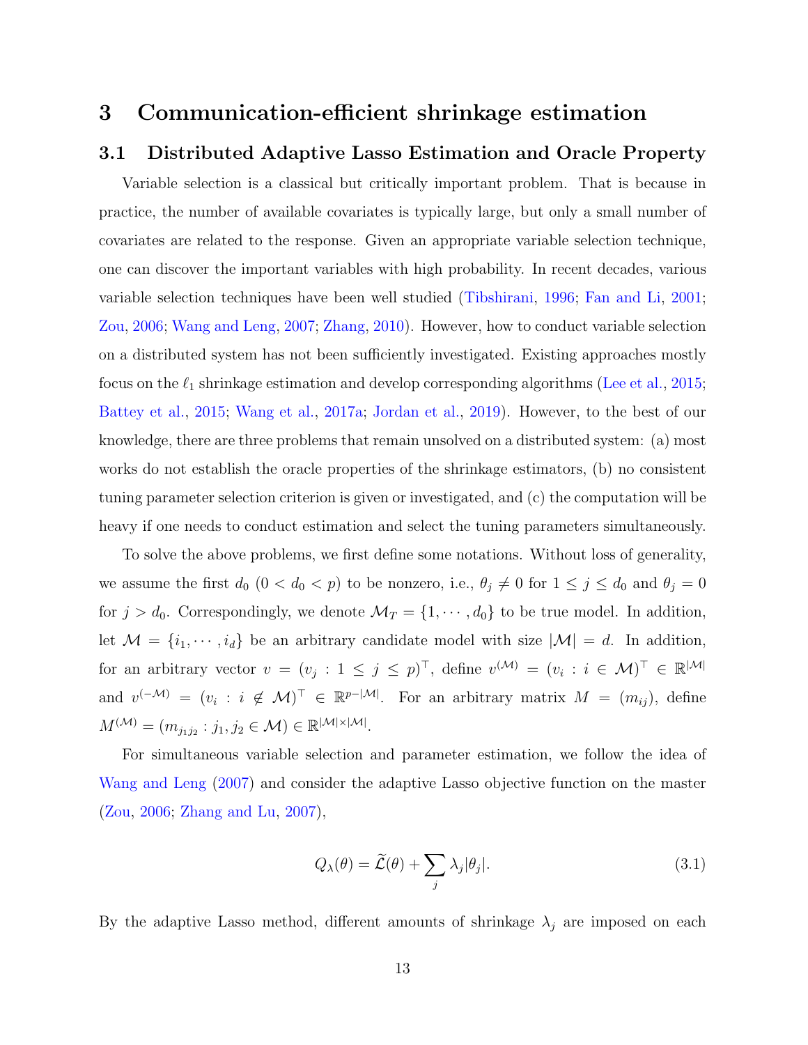# 3 Communication-efficient shrinkage estimation

## 3.1 Distributed Adaptive Lasso Estimation and Oracle Property

Variable selection is a classical but critically important problem. That is because in practice, the number of available covariates is typically large, but only a small number of covariates are related to the response. Given an appropriate variable selection technique, one can discover the important variables with high probability. In recent decades, various variable selection techniques have been well studied (Tibshirani, 1996; Fan and Li, 2001; Zou, 2006; Wang and Leng, 2007; Zhang, 2010). However, how to conduct variable selection on a distributed system has not been sufficiently investigated. Existing approaches mostly focus on the $\ell_1$ shrinkage estimation and develop corresponding algorithms (Lee et al., 2015; Battey et al., 2015; Wang et al., 2017a; Jordan et al., 2019). However, to the best of our knowledge, there are three problems that remain unsolved on a distributed system: (a) most works do not establish the oracle properties of the shrinkage estimators, (b) no consistent tuning parameter selection criterion is given or investigated, and (c) the computation will be heavy if one needs to conduct estimation and select the tuning parameters simultaneously.

To solve the above problems, we first define some notations. Without loss of generality, we assume the first $d_0$ ($0 < d_0 < p$) to be nonzero, i.e., $\theta_j \neq 0$ for $1 \leq j \leq d_0$ and $\theta_j = 0$ for $j > d_0$. Correspondingly, we denote $\mathcal{M}_T = \{1, \cdots, d_0\}$ to be true model. In addition, let $\mathcal{M} = \{i_1, \cdots, i_d\}$ be an arbitrary candidate model with size $|\mathcal{M}| = d$. In addition, for an arbitrary vector $v = (v_j : 1 \leq j \leq p)^\top$, define $v^{(\mathcal{M})} = (v_i : i \in \mathcal{M})^\top \in \mathbb{R}^{|\mathcal{M}|}$ and $v^{(-\mathcal{M})} = (v_i : i \notin \mathcal{M})^\top \in \mathbb{R}^{p-|\mathcal{M}|}$. For an arbitrary matrix $M = (m_{ij})$, define $M^{(\mathcal{M})} = (m_{j_1 j_2} : j_1, j_2 \in \mathcal{M}) \in \mathbb{R}^{|\mathcal{M}| \times |\mathcal{M}|}$.

For simultaneous variable selection and parameter estimation, we follow the idea of Wang and Leng (2007) and consider the adaptive Lasso objective function on the master (Zou, 2006; Zhang and Lu, 2007),

$$Q_\lambda(\theta) = \widetilde{\mathcal{L}}(\theta) + \sum_j \lambda_j |\theta_j|. \tag{3.1}$$

By the adaptive Lasso method, different amounts of shrinkage $\lambda_j$ are imposed on each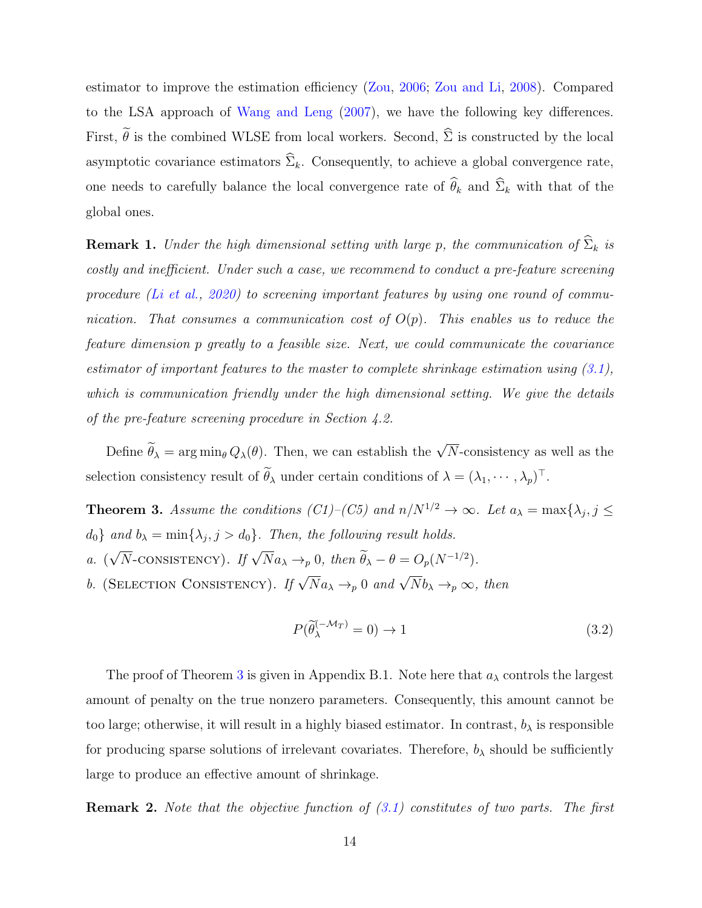estimator to improve the estimation efficiency (Zou, 2006; Zou and Li, 2008). Compared to the LSA approach of Wang and Leng (2007), we have the following key differences. First, $\widetilde{\theta}$ is the combined WLSE from local workers. Second, $\widehat{\Sigma}$ is constructed by the local asymptotic covariance estimators $\widehat{\Sigma}_k$. Consequently, to achieve a global convergence rate, one needs to carefully balance the local convergence rate of $\widehat{\theta}_k$ and $\widehat{\Sigma}_k$ with that of the global ones.

**Remark 1.** *Under the high dimensional setting with large $p$, the communication of $\widehat{\Sigma}_k$ is costly and inefficient. Under such a case, we recommend to conduct a pre-feature screening procedure (Li et al., 2020) to screening important features by using one round of communication. That consumes a communication cost of $O(p)$. This enables us to reduce the feature dimension $p$ greatly to a feasible size. Next, we could communicate the covariance estimator of important features to the master to complete shrinkage estimation using (3.1), which is communication friendly under the high dimensional setting. We give the details of the pre-feature screening procedure in Section 4.2.*

Define $\widetilde{\theta}_\lambda = \arg\min_\theta Q_\lambda(\theta)$. Then, we can establish the $\sqrt{N}$-consistency as well as the selection consistency result of $\widetilde{\theta}_\lambda$ under certain conditions of $\lambda = (\lambda_1, \cdots, \lambda_p)^\top$.

**Theorem 3.** *Assume the conditions (C1)–(C5) and $n/N^{1/2} \to \infty$. Let $a_\lambda = \max\{\lambda_j, j \leq d_0\}$ and $b_\lambda = \min\{\lambda_j, j > d_0\}$. Then, the following result holds.*

*a.* ($\sqrt{N}$-CONSISTENCY). *If $\sqrt{N} a_\lambda \to_p 0$, then $\widetilde{\theta}_\lambda - \theta = O_p(N^{-1/2})$.*

*b.* (SELECTION CONSISTENCY). *If $\sqrt{N} a_\lambda \to_p 0$ and $\sqrt{N} b_\lambda \to_p \infty$, then*

$$P(\widetilde{\theta}_\lambda^{(-\mathcal{M}_T)} = 0) \to 1 \tag{3.2}$$

The proof of Theorem 3 is given in Appendix B.1. Note here that $a_\lambda$ controls the largest amount of penalty on the true nonzero parameters. Consequently, this amount cannot be too large; otherwise, it will result in a highly biased estimator. In contrast, $b_\lambda$ is responsible for producing sparse solutions of irrelevant covariates. Therefore, $b_\lambda$ should be sufficiently large to produce an effective amount of shrinkage.

**Remark 2.** *Note that the objective function of (3.1) constitutes of two parts. The first*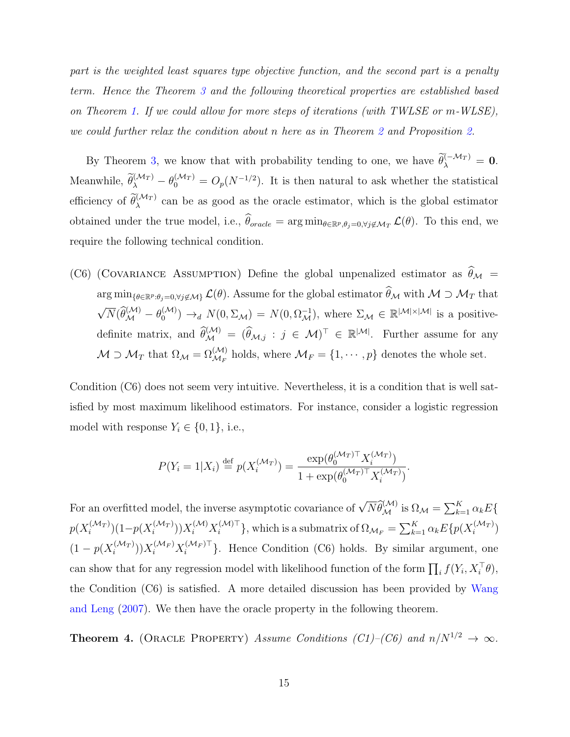*part is the weighted least squares type objective function, and the second part is a penalty term. Hence the Theorem 3 and the following theoretical properties are established based on Theorem 1. If we could allow for more steps of iterations (with TWLSE or m-WLSE), we could further relax the condition about n here as in Theorem 2 and Proposition 2.*

By Theorem 3, we know that with probability tending to one, we have $\widetilde{\theta}_{\lambda}^{(-\mathcal{M}_T)} = \mathbf{0}$. Meanwhile, $\widetilde{\theta}_{\lambda}^{(\mathcal{M}_T)} - \theta_0^{(\mathcal{M}_T)} = O_p(N^{-1/2})$. It is then natural to ask whether the statistical efficiency of $\widetilde{\theta}_{\lambda}^{(\mathcal{M}_T)}$ can be as good as the oracle estimator, which is the global estimator obtained under the true model, i.e., $\widehat{\theta}_{oracle} = \arg\min_{\theta \in \mathbb{R}^p, \theta_j = 0, \forall j \notin \mathcal{M}_T} \mathcal{L}(\theta)$. To this end, we require the following technical condition.

(C6) (Covariance Assumption) Define the global unpenalized estimator as $\widehat{\theta}_{\mathcal{M}} = \arg\min_{\{\theta \in \mathbb{R}^p : \theta_j = 0, \forall j \notin \mathcal{M}\}} \mathcal{L}(\theta)$. Assume for the global estimator $\widehat{\theta}_{\mathcal{M}}$ with $\mathcal{M} \supset \mathcal{M}_T$ that $\sqrt{N}(\widehat{\theta}_{\mathcal{M}}^{(\mathcal{M})} - \theta_0^{(\mathcal{M})}) \to_d N(0, \Sigma_{\mathcal{M}}) = N(0, \Omega_{\mathcal{M}}^{-1})$, where $\Sigma_{\mathcal{M}} \in \mathbb{R}^{|\mathcal{M}| \times |\mathcal{M}|}$ is a positive-definite matrix, and $\widehat{\theta}_{\mathcal{M}}^{(\mathcal{M})} = (\widehat{\theta}_{\mathcal{M},j} : j \in \mathcal{M})^\top \in \mathbb{R}^{|\mathcal{M}|}$. Further assume for any $\mathcal{M} \supset \mathcal{M}_T$ that $\Omega_{\mathcal{M}} = \Omega_{\mathcal{M}_F}^{(\mathcal{M})}$ holds, where $\mathcal{M}_F = \{1, \cdots, p\}$ denotes the whole set.

Condition (C6) does not seem very intuitive. Nevertheless, it is a condition that is well satisfied by most maximum likelihood estimators. For instance, consider a logistic regression model with response $Y_i \in \{0, 1\}$, i.e.,

$$P(Y_i = 1 | X_i) \stackrel{\text{def}}{=} p(X_i^{(\mathcal{M}_T)}) = \frac{\exp(\theta_0^{(\mathcal{M}_T)\top} X_i^{(\mathcal{M}_T)})}{1 + \exp(\theta_0^{(\mathcal{M}_T)\top} X_i^{(\mathcal{M}_T)})}.$$

For an overfitted model, the inverse asymptotic covariance of $\sqrt{N}\widehat{\theta}_{\mathcal{M}}^{(\mathcal{M})}$ is $\Omega_{\mathcal{M}} = \sum_{k=1}^K \alpha_k E\{ p(X_i^{(\mathcal{M}_T)})(1 - p(X_i^{(\mathcal{M}_T)})) X_i^{(\mathcal{M})} X_i^{(\mathcal{M})\top}\}$, which is a submatrix of $\Omega_{\mathcal{M}_F} = \sum_{k=1}^K \alpha_k E\{p(X_i^{(\mathcal{M}_T)}) (1 - p(X_i^{(\mathcal{M}_T)})) X_i^{(\mathcal{M}_F)} X_i^{(\mathcal{M}_F)\top}\}$. Hence Condition (C6) holds. By similar argument, one can show that for any regression model with likelihood function of the form $\prod_i f(Y_i, X_i^\top \theta)$, the Condition (C6) is satisfied. A more detailed discussion has been provided by Wang and Leng (2007). We then have the oracle property in the following theorem.

**Theorem 4.** (Oracle Property) *Assume Conditions (C1)–(C6) and $n/N^{1/2} \to \infty$.*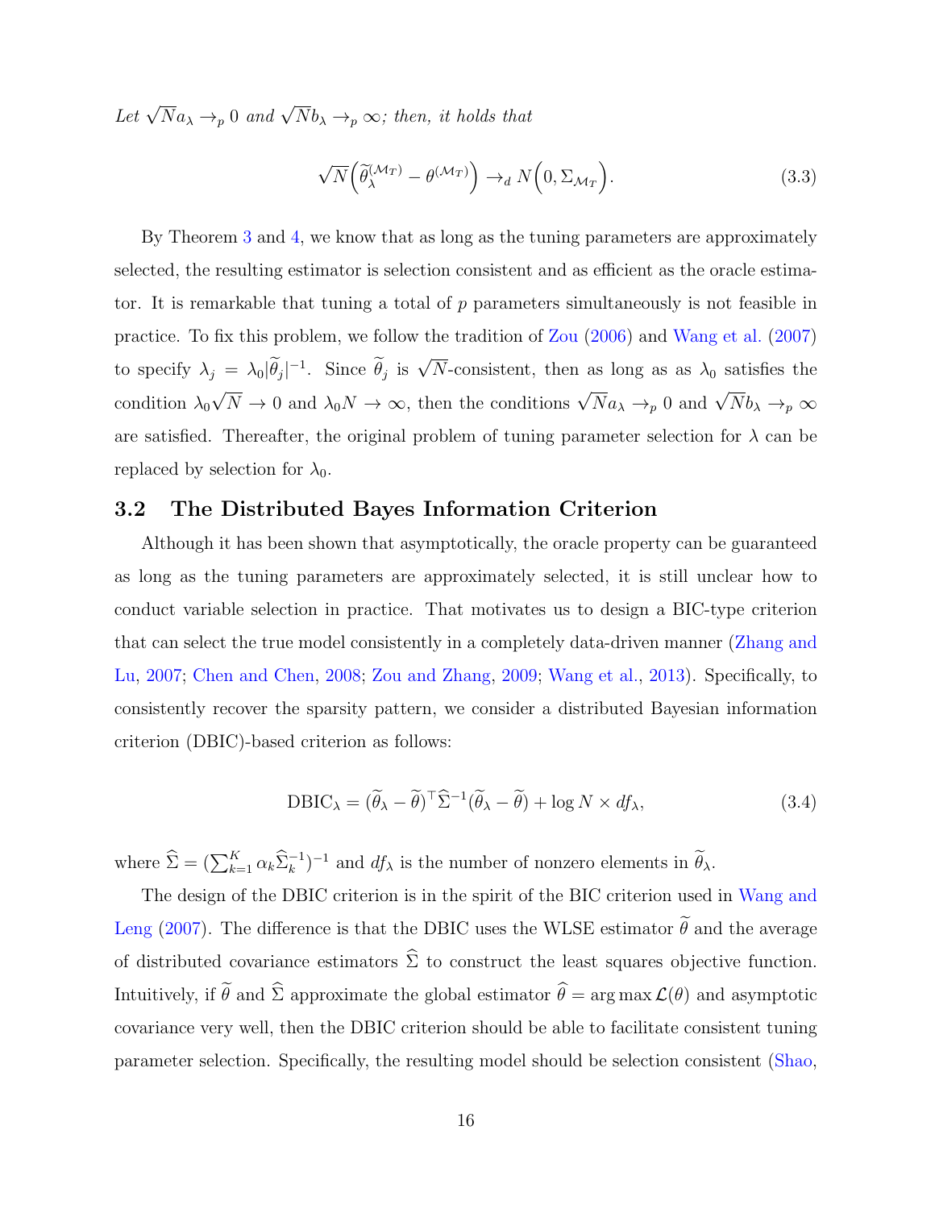*Let $\sqrt{N}a_\lambda \to_p 0$ and $\sqrt{N}b_\lambda \to_p \infty$; then, it holds that*

$$\sqrt{N}\Big(\widetilde{\theta}_\lambda^{(\mathcal{M}_T)} - \theta^{(\mathcal{M}_T)}\Big) \to_d N\Big(0, \Sigma_{\mathcal{M}_T}\Big). \tag{3.3}$$

By Theorem 3 and 4, we know that as long as the tuning parameters are approximately selected, the resulting estimator is selection consistent and as efficient as the oracle estimator. It is remarkable that tuning a total of $p$ parameters simultaneously is not feasible in practice. To fix this problem, we follow the tradition of Zou (2006) and Wang et al. (2007) to specify $\lambda_j = \lambda_0 |\widetilde{\theta}_j|^{-1}$. Since $\widetilde{\theta}_j$ is $\sqrt{N}$-consistent, then as long as as $\lambda_0$ satisfies the condition $\lambda_0\sqrt{N} \to 0$ and $\lambda_0 N \to \infty$, then the conditions $\sqrt{N}a_\lambda \to_p 0$ and $\sqrt{N}b_\lambda \to_p \infty$ are satisfied. Thereafter, the original problem of tuning parameter selection for $\lambda$ can be replaced by selection for $\lambda_0$.

## 3.2 The Distributed Bayes Information Criterion

Although it has been shown that asymptotically, the oracle property can be guaranteed as long as the tuning parameters are approximately selected, it is still unclear how to conduct variable selection in practice. That motivates us to design a BIC-type criterion that can select the true model consistently in a completely data-driven manner (Zhang and Lu, 2007; Chen and Chen, 2008; Zou and Zhang, 2009; Wang et al., 2013). Specifically, to consistently recover the sparsity pattern, we consider a distributed Bayesian information criterion (DBIC)-based criterion as follows:

$$\text{DBIC}_\lambda = (\widetilde{\theta}_\lambda - \widetilde{\theta})^\top \widehat{\Sigma}^{-1}(\widetilde{\theta}_\lambda - \widetilde{\theta}) + \log N \times df_\lambda, \tag{3.4}$$

where $\widehat{\Sigma} = (\sum_{k=1}^K \alpha_k \widehat{\Sigma}_k^{-1})^{-1}$ and $df_\lambda$ is the number of nonzero elements in $\widetilde{\theta}_\lambda$.

The design of the DBIC criterion is in the spirit of the BIC criterion used in Wang and Leng (2007). The difference is that the DBIC uses the WLSE estimator $\widetilde{\theta}$ and the average of distributed covariance estimators $\widehat{\Sigma}$ to construct the least squares objective function. Intuitively, if $\widetilde{\theta}$ and $\widehat{\Sigma}$ approximate the global estimator $\widehat{\theta} = \arg\max \mathcal{L}(\theta)$ and asymptotic covariance very well, then the DBIC criterion should be able to facilitate consistent tuning parameter selection. Specifically, the resulting model should be selection consistent (Shao,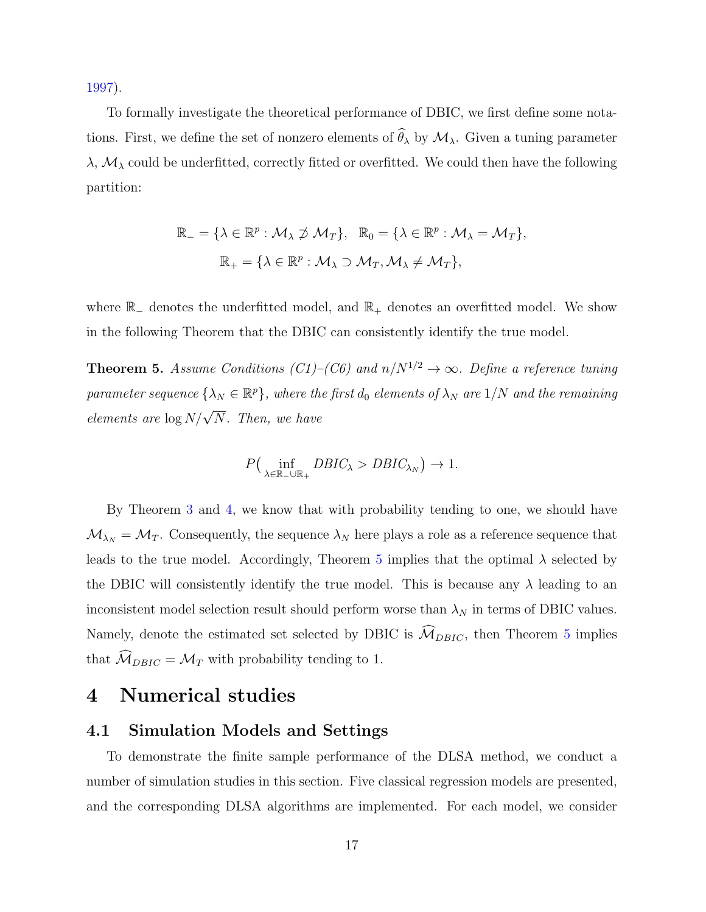1997).

To formally investigate the theoretical performance of DBIC, we first define some notations. First, we define the set of nonzero elements of $\widehat{\theta}_\lambda$ by $\mathcal{M}_\lambda$. Given a tuning parameter $\lambda$, $\mathcal{M}_\lambda$ could be underfitted, correctly fitted or overfitted. We could then have the following partition:

$$\mathbb{R}_- = \{\lambda \in \mathbb{R}^p : \mathcal{M}_\lambda \not\supset \mathcal{M}_T\}, \quad \mathbb{R}_0 = \{\lambda \in \mathbb{R}^p : \mathcal{M}_\lambda = \mathcal{M}_T\},$$
$$\mathbb{R}_+ = \{\lambda \in \mathbb{R}^p : \mathcal{M}_\lambda \supset \mathcal{M}_T, \mathcal{M}_\lambda \neq \mathcal{M}_T\},$$

where $\mathbb{R}_-$ denotes the underfitted model, and $\mathbb{R}_+$ denotes an overfitted model. We show in the following Theorem that the DBIC can consistently identify the true model.

**Theorem 5.** *Assume Conditions (C1)–(C6) and $n/N^{1/2} \to \infty$. Define a reference tuning parameter sequence $\{\lambda_N \in \mathbb{R}^p\}$, where the first $d_0$ elements of $\lambda_N$ are $1/N$ and the remaining elements are $\log N/\sqrt{N}$. Then, we have*

$$P\big(\inf_{\lambda \in \mathbb{R}_- \cup \mathbb{R}_+} DBIC_\lambda > DBIC_{\lambda_N}\big) \to 1.$$

By Theorem 3 and 4, we know that with probability tending to one, we should have $\mathcal{M}_{\lambda_N} = \mathcal{M}_T$. Consequently, the sequence $\lambda_N$ here plays a role as a reference sequence that leads to the true model. Accordingly, Theorem 5 implies that the optimal $\lambda$ selected by the DBIC will consistently identify the true model. This is because any $\lambda$ leading to an inconsistent model selection result should perform worse than $\lambda_N$ in terms of DBIC values. Namely, denote the estimated set selected by DBIC is $\widehat{\mathcal{M}}_{DBIC}$, then Theorem 5 implies that $\widehat{\mathcal{M}}_{DBIC} = \mathcal{M}_T$ with probability tending to 1.

# 4 Numerical studies

## 4.1 Simulation Models and Settings

To demonstrate the finite sample performance of the DLSA method, we conduct a number of simulation studies in this section. Five classical regression models are presented, and the corresponding DLSA algorithms are implemented. For each model, we consider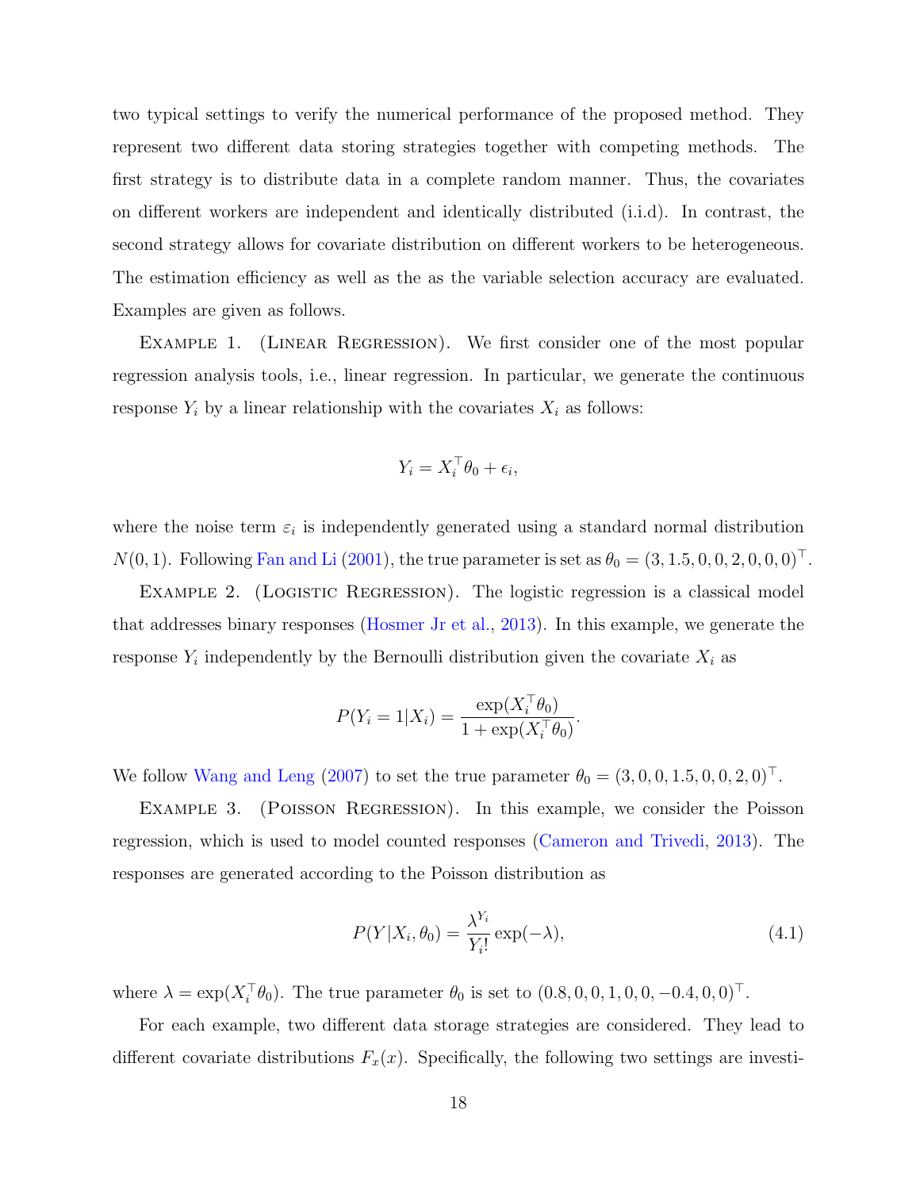two typical settings to verify the numerical performance of the proposed method. They represent two different data storing strategies together with competing methods. The first strategy is to distribute data in a complete random manner. Thus, the covariates on different workers are independent and identically distributed (i.i.d). In contrast, the second strategy allows for covariate distribution on different workers to be heterogeneous. The estimation efficiency as well as the as the variable selection accuracy are evaluated. Examples are given as follows.

Example 1. (Linear Regression). We first consider one of the most popular regression analysis tools, i.e., linear regression. In particular, we generate the continuous response $Y_i$ by a linear relationship with the covariates $X_i$ as follows:

$$Y_i = X_i^\top \theta_0 + \epsilon_i,$$

where the noise term $\varepsilon_i$ is independently generated using a standard normal distribution $N(0,1)$. Following Fan and Li (2001), the true parameter is set as $\theta_0 = (3, 1.5, 0, 0, 2, 0, 0, 0)^\top$.

Example 2. (Logistic Regression). The logistic regression is a classical model that addresses binary responses (Hosmer Jr et al., 2013). In this example, we generate the response $Y_i$ independently by the Bernoulli distribution given the covariate $X_i$ as

$$P(Y_i = 1|X_i) = \frac{\exp(X_i^\top \theta_0)}{1 + \exp(X_i^\top \theta_0)}.$$

We follow Wang and Leng (2007) to set the true parameter $\theta_0 = (3, 0, 0, 1.5, 0, 0, 2, 0)^\top$.

Example 3. (Poisson Regression). In this example, we consider the Poisson regression, which is used to model counted responses (Cameron and Trivedi, 2013). The responses are generated according to the Poisson distribution as

$$P(Y|X_i, \theta_0) = \frac{\lambda^{Y_i}}{Y_i!} \exp(-\lambda), \tag{4.1}$$

where $\lambda = \exp(X_i^\top \theta_0)$. The true parameter $\theta_0$ is set to $(0.8, 0, 0, 1, 0, 0, -0.4, 0, 0)^\top$.

For each example, two different data storage strategies are considered. They lead to different covariate distributions $F_x(x)$. Specifically, the following two settings are investi-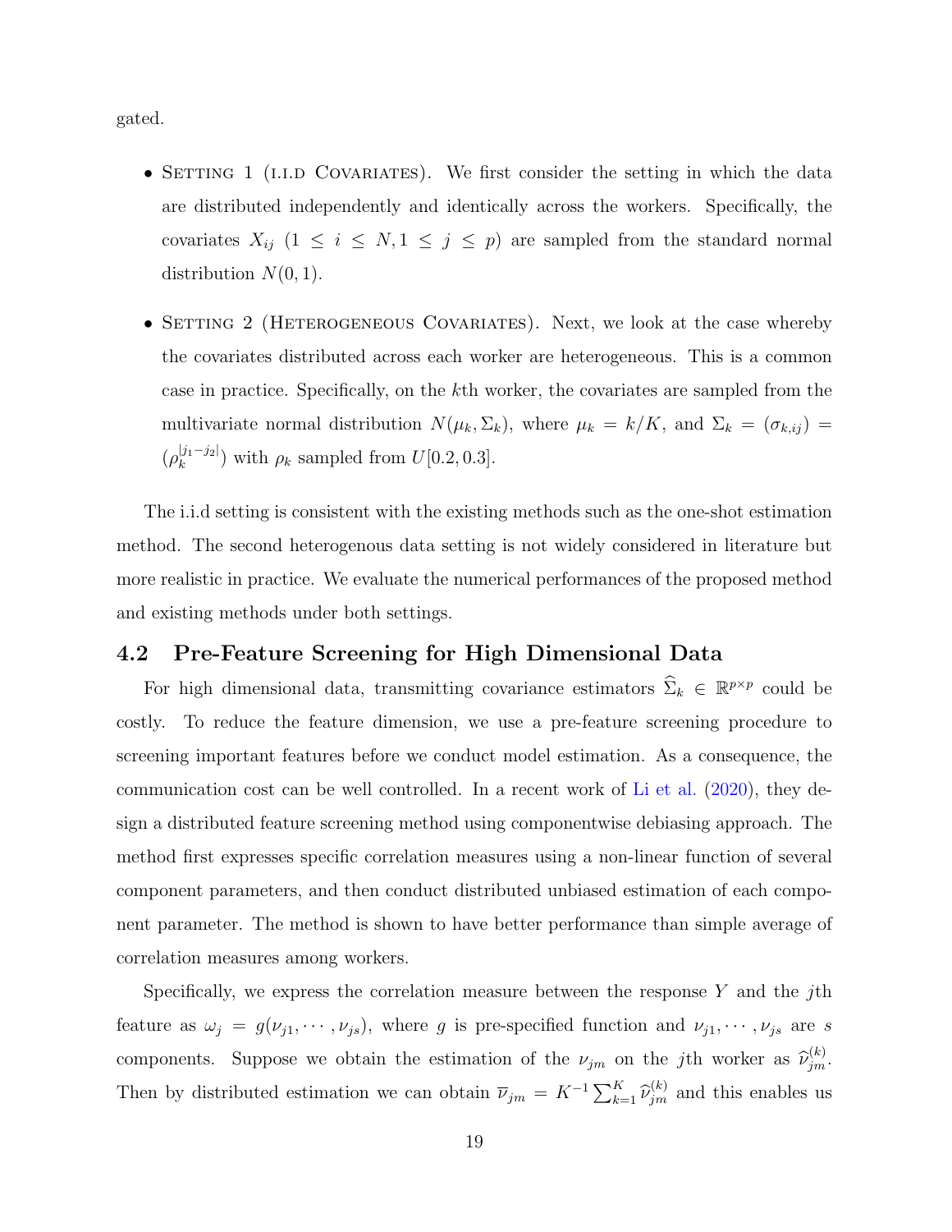gated.

- Setting 1 (i.i.d Covariates). We first consider the setting in which the data are distributed independently and identically across the workers. Specifically, the covariates $X_{ij}$ $(1 \le i \le N, 1 \le j \le p)$ are sampled from the standard normal distribution $N(0, 1)$.

- Setting 2 (Heterogeneous Covariates). Next, we look at the case whereby the covariates distributed across each worker are heterogeneous. This is a common case in practice. Specifically, on the $k$th worker, the covariates are sampled from the multivariate normal distribution $N(\mu_k, \Sigma_k)$, where $\mu_k = k/K$, and $\Sigma_k = (\sigma_{k,ij}) = (\rho_k^{|j_1 - j_2|})$ with $\rho_k$ sampled from $U[0.2, 0.3]$.

The i.i.d setting is consistent with the existing methods such as the one-shot estimation method. The second heterogenous data setting is not widely considered in literature but more realistic in practice. We evaluate the numerical performances of the proposed method and existing methods under both settings.

## 4.2 Pre-Feature Screening for High Dimensional Data

For high dimensional data, transmitting covariance estimators $\widehat{\Sigma}_k \in \mathbb{R}^{p \times p}$ could be costly. To reduce the feature dimension, we use a pre-feature screening procedure to screening important features before we conduct model estimation. As a consequence, the communication cost can be well controlled. In a recent work of Li et al. (2020), they design a distributed feature screening method using componentwise debiasing approach. The method first expresses specific correlation measures using a non-linear function of several component parameters, and then conduct distributed unbiased estimation of each component parameter. The method is shown to have better performance than simple average of correlation measures among workers.

Specifically, we express the correlation measure between the response $Y$ and the $j$th feature as $\omega_j = g(\nu_{j1}, \cdots, \nu_{js})$, where $g$ is pre-specified function and $\nu_{j1}, \cdots, \nu_{js}$ are $s$ components. Suppose we obtain the estimation of the $\nu_{jm}$ on the $j$th worker as $\widehat{\nu}_{jm}^{(k)}$. Then by distributed estimation we can obtain $\overline{\nu}_{jm} = K^{-1} \sum_{k=1}^{K} \widehat{\nu}_{jm}^{(k)}$ and this enables us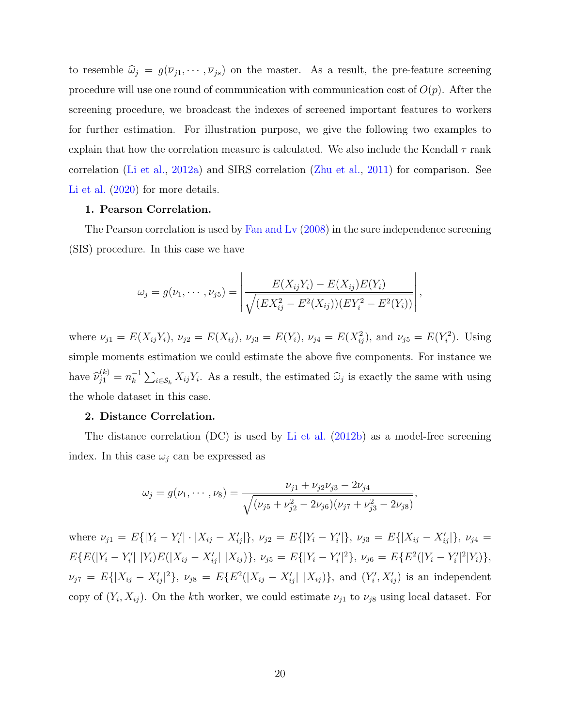to resemble $\widehat{\omega}_j = g(\overline{\nu}_{j1}, \cdots, \overline{\nu}_{js})$ on the master. As a result, the pre-feature screening procedure will use one round of communication with communication cost of $O(p)$. After the screening procedure, we broadcast the indexes of screened important features to workers for further estimation. For illustration purpose, we give the following two examples to explain that how the correlation measure is calculated. We also include the Kendall $\tau$ rank correlation (Li et al., 2012a) and SIRS correlation (Zhu et al., 2011) for comparison. See Li et al. (2020) for more details.

**1. Pearson Correlation.**

The Pearson correlation is used by Fan and Lv (2008) in the sure independence screening (SIS) procedure. In this case we have

$$\omega_j = g(\nu_1, \cdots, \nu_{j5}) = \left| \frac{E(X_{ij}Y_i) - E(X_{ij})E(Y_i)}{\sqrt{(EX_{ij}^2 - E^2(X_{ij}))(EY_i^2 - E^2(Y_i))}} \right|,$$

where $\nu_{j1} = E(X_{ij}Y_i)$, $\nu_{j2} = E(X_{ij})$, $\nu_{j3} = E(Y_i)$, $\nu_{j4} = E(X_{ij}^2)$, and $\nu_{j5} = E(Y_i^2)$. Using simple moments estimation we could estimate the above five components. For instance we have $\widehat{\nu}_{j1}^{(k)} = n_k^{-1} \sum_{i \in \mathcal{S}_k} X_{ij}Y_i$. As a result, the estimated $\widehat{\omega}_j$ is exactly the same with using the whole dataset in this case.

**2. Distance Correlation.**

The distance correlation (DC) is used by Li et al. (2012b) as a model-free screening index. In this case $\omega_j$ can be expressed as

$$\omega_j = g(\nu_1, \cdots, \nu_8) = \frac{\nu_{j1} + \nu_{j2}\nu_{j3} - 2\nu_{j4}}{\sqrt{(\nu_{j5} + \nu_{j2}^2 - 2\nu_{j6})(\nu_{j7} + \nu_{j3}^2 - 2\nu_{j8})}},$$

where $\nu_{j1} = E\{|Y_i - Y_i'| \cdot |X_{ij} - X_{ij}'|\}$, $\nu_{j2} = E\{|Y_i - Y_i'|\}$, $\nu_{j3} = E\{|X_{ij} - X_{ij}'|\}$, $\nu_{j4} = E\{E(|Y_i - Y_i'| \; |Y_i)E(|X_{ij} - X_{ij}'| \; |X_{ij})\}$, $\nu_{j5} = E\{|Y_i - Y_i'|^2\}$, $\nu_{j6} = E\{E^2(|Y_i - Y_i'|^2|Y_i)\}$, $\nu_{j7} = E\{|X_{ij} - X_{ij}'|^2\}$, $\nu_{j8} = E\{E^2(|X_{ij} - X_{ij}'| \; |X_{ij})\}$, and $(Y_i', X_{ij}')$ is an independent copy of $(Y_i, X_{ij})$. On the $k$th worker, we could estimate $\nu_{j1}$ to $\nu_{j8}$ using local dataset. For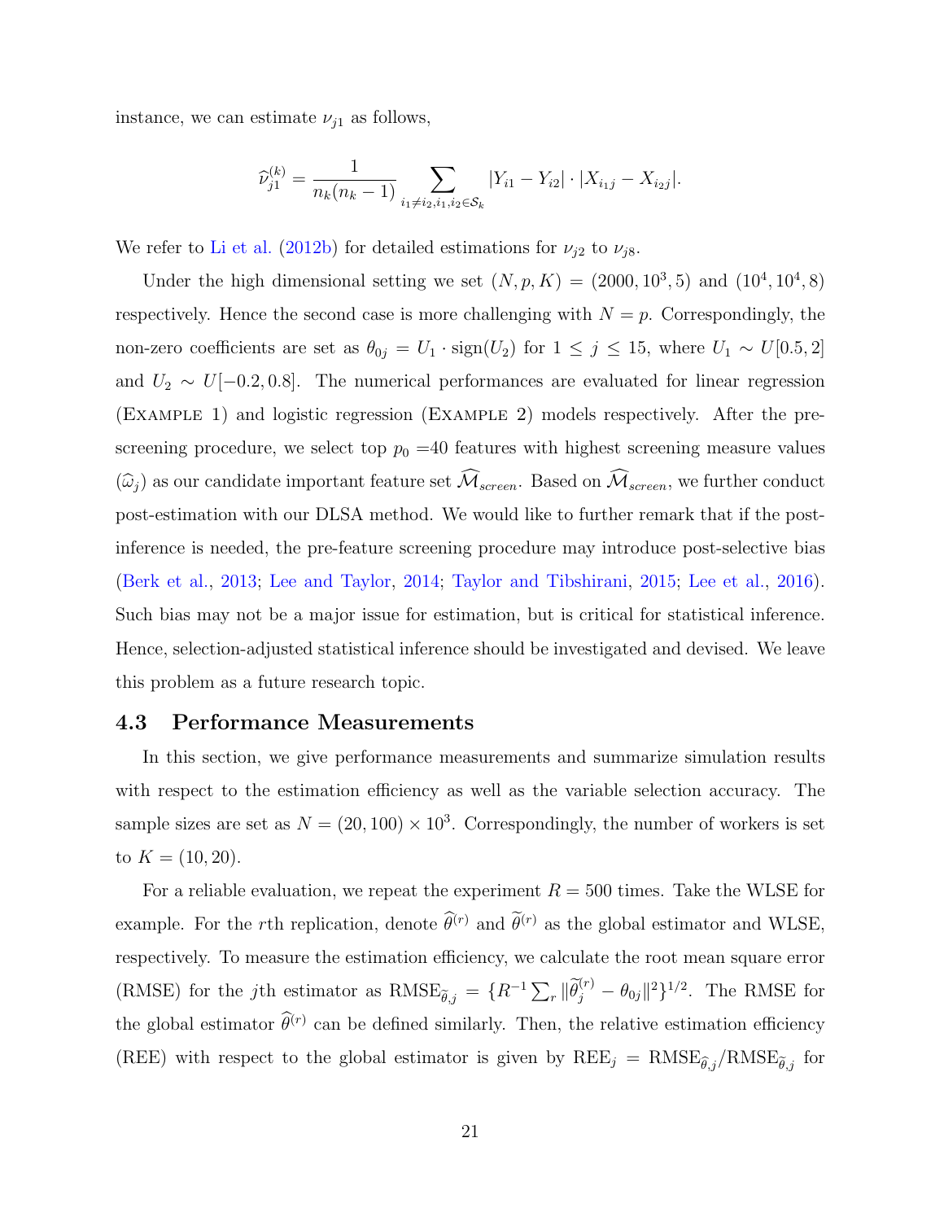instance, we can estimate $\nu_{j1}$ as follows,

$$\widehat{\nu}_{j1}^{(k)} = \frac{1}{n_k(n_k-1)} \sum_{i_1 \neq i_2, i_1, i_2 \in \mathcal{S}_k} |Y_{i1} - Y_{i2}| \cdot |X_{i_1 j} - X_{i_2 j}|.$$

We refer to Li et al. (2012b) for detailed estimations for $\nu_{j2}$ to $\nu_{j8}$.

Under the high dimensional setting we set $(N, p, K) = (2000, 10^3, 5)$ and $(10^4, 10^4, 8)$ respectively. Hence the second case is more challenging with $N = p$. Correspondingly, the non-zero coefficients are set as $\theta_{0j} = U_1 \cdot \text{sign}(U_2)$ for $1 \leq j \leq 15$, where $U_1 \sim U[0.5, 2]$ and $U_2 \sim U[-0.2, 0.8]$. The numerical performances are evaluated for linear regression (Example 1) and logistic regression (Example 2) models respectively. After the pre-screening procedure, we select top $p_0$ =40 features with highest screening measure values ($\widehat{\omega}_j$) as our candidate important feature set $\widehat{\mathcal{M}}_{screen}$. Based on $\widehat{\mathcal{M}}_{screen}$, we further conduct post-estimation with our DLSA method. We would like to further remark that if the post-inference is needed, the pre-feature screening procedure may introduce post-selective bias (Berk et al., 2013; Lee and Taylor, 2014; Taylor and Tibshirani, 2015; Lee et al., 2016). Such bias may not be a major issue for estimation, but is critical for statistical inference. Hence, selection-adjusted statistical inference should be investigated and devised. We leave this problem as a future research topic.

### 4.3 Performance Measurements

In this section, we give performance measurements and summarize simulation results with respect to the estimation efficiency as well as the variable selection accuracy. The sample sizes are set as $N = (20, 100) \times 10^3$. Correspondingly, the number of workers is set to $K = (10, 20)$.

For a reliable evaluation, we repeat the experiment $R = 500$ times. Take the WLSE for example. For the $r$th replication, denote $\widehat{\theta}^{(r)}$ and $\widetilde{\theta}^{(r)}$ as the global estimator and WLSE, respectively. To measure the estimation efficiency, we calculate the root mean square error (RMSE) for the $j$th estimator as $\text{RMSE}_{\widetilde{\theta},j} = \{R^{-1}\sum_r \|\widetilde{\theta}_j^{(r)} - \theta_{0j}\|^2\}^{1/2}$. The RMSE for the global estimator $\widehat{\theta}^{(r)}$ can be defined similarly. Then, the relative estimation efficiency (REE) with respect to the global estimator is given by $\text{REE}_j = \text{RMSE}_{\widehat{\theta},j}/\text{RMSE}_{\widetilde{\theta},j}$ for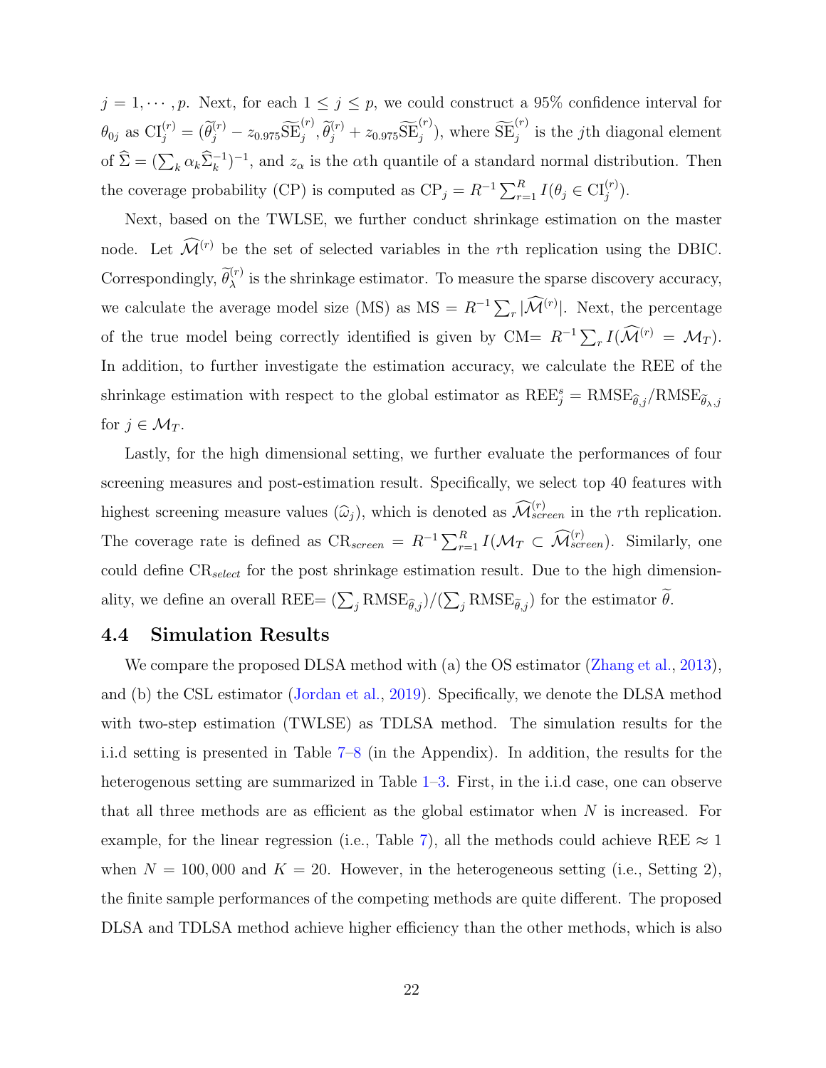$j = 1, \cdots, p$. Next, for each $1 \leq j \leq p$, we could construct a 95% confidence interval for $\theta_{0j}$ as $\text{CI}_j^{(r)} = (\widetilde{\theta}_j^{(r)} - z_{0.975}\widetilde{\text{SE}}_j^{(r)}, \widetilde{\theta}_j^{(r)} + z_{0.975}\widetilde{\text{SE}}_j^{(r)})$, where $\widetilde{\text{SE}}_j^{(r)}$ is the $j$th diagonal element of $\widehat{\Sigma} = (\sum_k \alpha_k \widehat{\Sigma}_k^{-1})^{-1}$, and $z_\alpha$ is the $\alpha$th quantile of a standard normal distribution. Then the coverage probability (CP) is computed as $\text{CP}_j = R^{-1}\sum_{r=1}^R I(\theta_j \in \text{CI}_j^{(r)})$.

Next, based on the TWLSE, we further conduct shrinkage estimation on the master node. Let $\widehat{\mathcal{M}}^{(r)}$ be the set of selected variables in the $r$th replication using the DBIC. Correspondingly, $\widetilde{\theta}_\lambda^{(r)}$ is the shrinkage estimator. To measure the sparse discovery accuracy, we calculate the average model size (MS) as $\text{MS} = R^{-1}\sum_r |\widehat{\mathcal{M}}^{(r)}|$. Next, the percentage of the true model being correctly identified is given by CM$= R^{-1}\sum_r I(\widehat{\mathcal{M}}^{(r)} = \mathcal{M}_T)$. In addition, to further investigate the estimation accuracy, we calculate the REE of the shrinkage estimation with respect to the global estimator as $\text{REE}_j^s = \text{RMSE}_{\widehat{\theta},j}/\text{RMSE}_{\widetilde{\theta}_\lambda,j}$ for $j \in \mathcal{M}_T$.

Lastly, for the high dimensional setting, we further evaluate the performances of four screening measures and post-estimation result. Specifically, we select top 40 features with highest screening measure values ($\widehat{\omega}_j$), which is denoted as $\widehat{\mathcal{M}}_{screen}^{(r)}$ in the $r$th replication. The coverage rate is defined as $\text{CR}_{screen} = R^{-1}\sum_{r=1}^R I(\mathcal{M}_T \subset \widehat{\mathcal{M}}_{screen}^{(r)})$. Similarly, one could define $\text{CR}_{select}$ for the post shrinkage estimation result. Due to the high dimensionality, we define an overall REE$= (\sum_j \text{RMSE}_{\widehat{\theta},j})/(\sum_j \text{RMSE}_{\widetilde{\theta},j})$ for the estimator $\widetilde{\theta}$.

## 4.4 Simulation Results

We compare the proposed DLSA method with (a) the OS estimator (Zhang et al., 2013), and (b) the CSL estimator (Jordan et al., 2019). Specifically, we denote the DLSA method with two-step estimation (TWLSE) as TDLSA method. The simulation results for the i.i.d setting is presented in Table 7–8 (in the Appendix). In addition, the results for the heterogenous setting are summarized in Table 1–3. First, in the i.i.d case, one can observe that all three methods are as efficient as the global estimator when $N$ is increased. For example, for the linear regression (i.e., Table 7), all the methods could achieve REE $\approx 1$ when $N = 100,000$ and $K = 20$. However, in the heterogeneous setting (i.e., Setting 2), the finite sample performances of the competing methods are quite different. The proposed DLSA and TDLSA method achieve higher efficiency than the other methods, which is also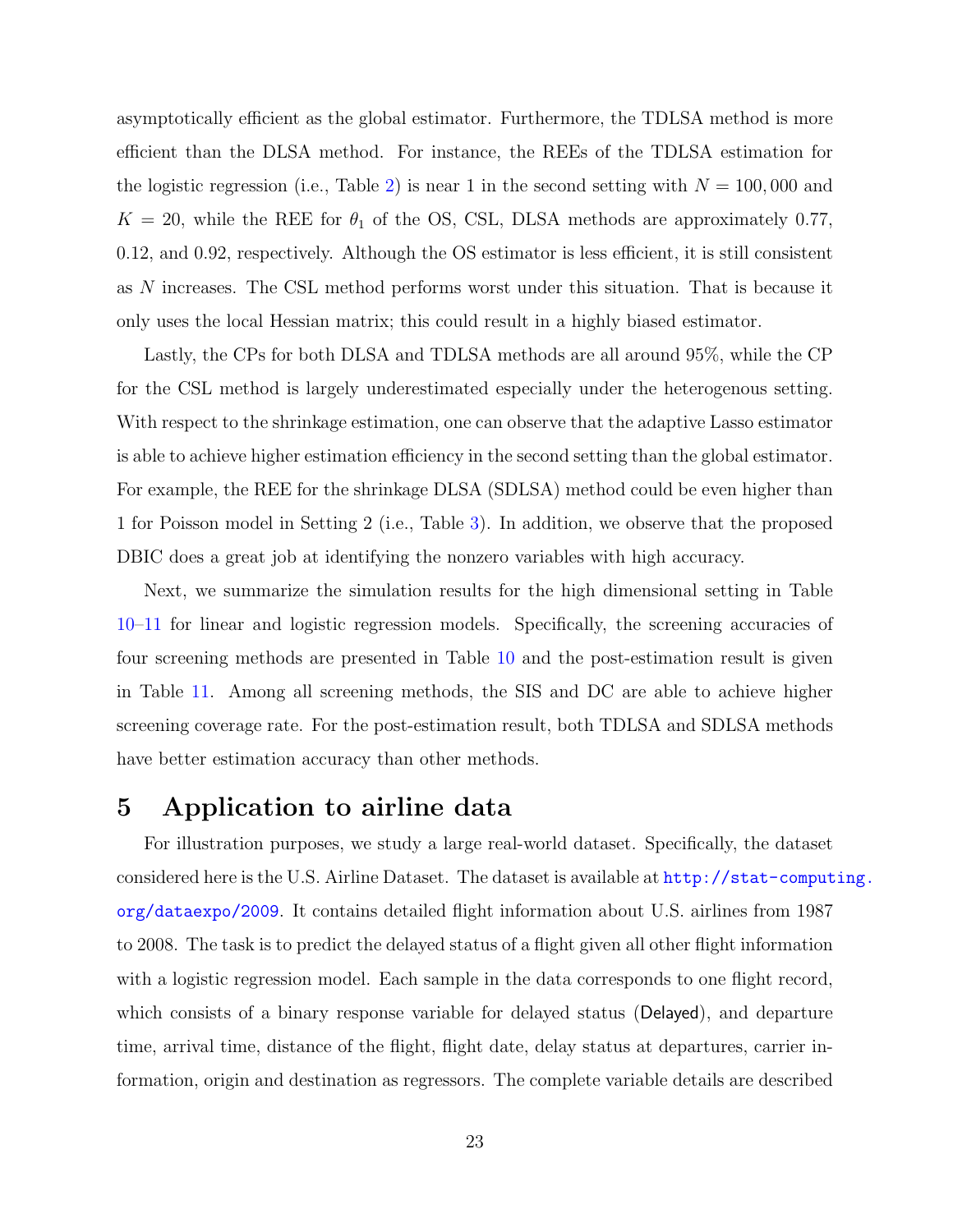asymptotically efficient as the global estimator. Furthermore, the TDLSA method is more efficient than the DLSA method. For instance, the REEs of the TDLSA estimation for the logistic regression (i.e., Table 2) is near 1 in the second setting with $N = 100,000$ and $K = 20$, while the REE for $\theta_1$ of the OS, CSL, DLSA methods are approximately 0.77, 0.12, and 0.92, respectively. Although the OS estimator is less efficient, it is still consistent as $N$ increases. The CSL method performs worst under this situation. That is because it only uses the local Hessian matrix; this could result in a highly biased estimator.

Lastly, the CPs for both DLSA and TDLSA methods are all around 95%, while the CP for the CSL method is largely underestimated especially under the heterogenous setting. With respect to the shrinkage estimation, one can observe that the adaptive Lasso estimator is able to achieve higher estimation efficiency in the second setting than the global estimator. For example, the REE for the shrinkage DLSA (SDLSA) method could be even higher than 1 for Poisson model in Setting 2 (i.e., Table 3). In addition, we observe that the proposed DBIC does a great job at identifying the nonzero variables with high accuracy.

Next, we summarize the simulation results for the high dimensional setting in Table 10–11 for linear and logistic regression models. Specifically, the screening accuracies of four screening methods are presented in Table 10 and the post-estimation result is given in Table 11. Among all screening methods, the SIS and DC are able to achieve higher screening coverage rate. For the post-estimation result, both TDLSA and SDLSA methods have better estimation accuracy than other methods.

# 5 Application to airline data

For illustration purposes, we study a large real-world dataset. Specifically, the dataset considered here is the U.S. Airline Dataset. The dataset is available at http://stat-computing.org/dataexpo/2009. It contains detailed flight information about U.S. airlines from 1987 to 2008. The task is to predict the delayed status of a flight given all other flight information with a logistic regression model. Each sample in the data corresponds to one flight record, which consists of a binary response variable for delayed status (Delayed), and departure time, arrival time, distance of the flight, flight date, delay status at departures, carrier information, origin and destination as regressors. The complete variable details are described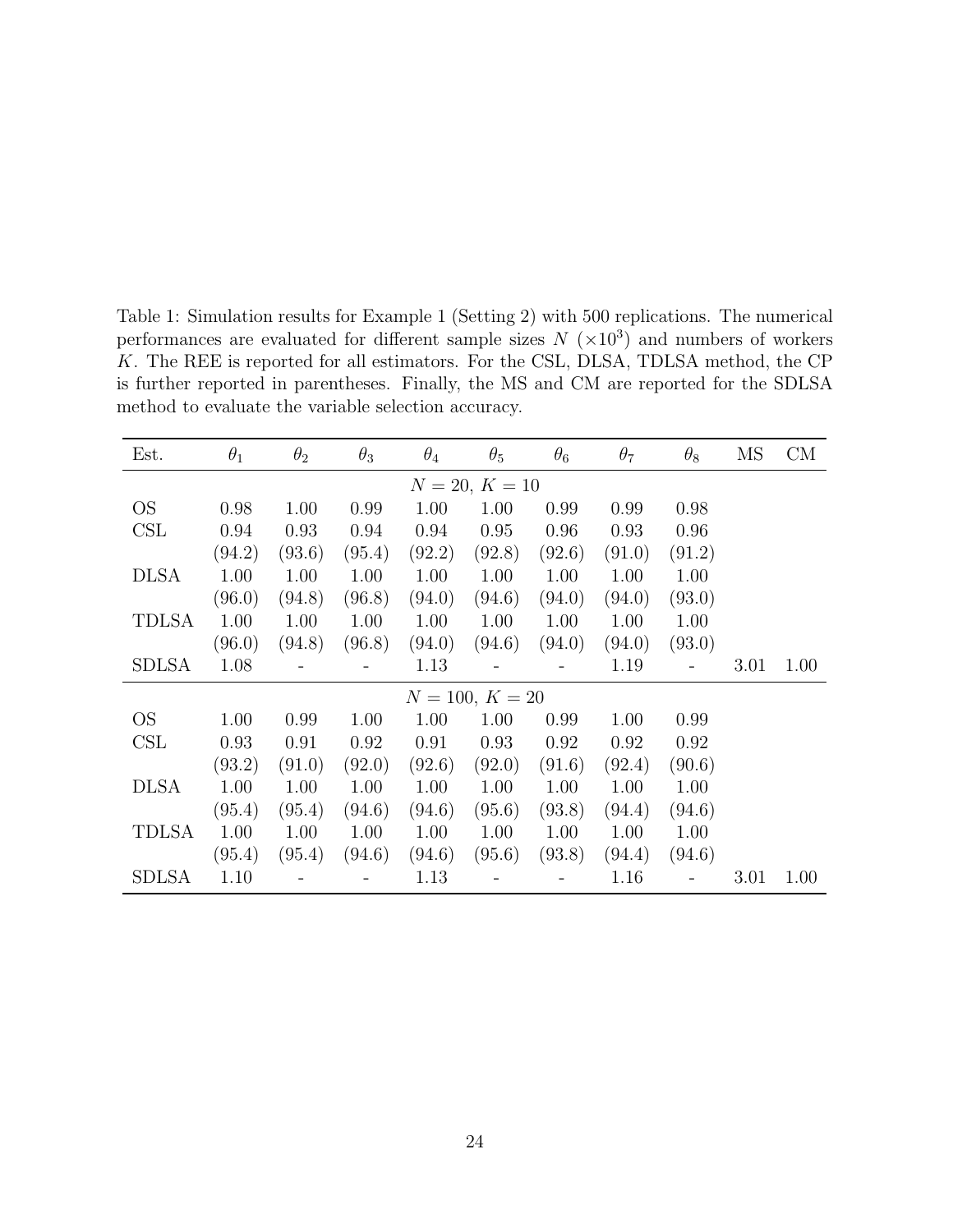Table 1: Simulation results for Example 1 (Setting 2) with 500 replications. The numerical performances are evaluated for different sample sizes $N$ ($\times 10^3$) and numbers of workers $K$. The REE is reported for all estimators. For the CSL, DLSA, TDLSA method, the CP is further reported in parentheses. Finally, the MS and CM are reported for the SDLSA method to evaluate the variable selection accuracy.

| Est. | $\theta_1$ | $\theta_2$ | $\theta_3$ | $\theta_4$ | $\theta_5$ | $\theta_6$ | $\theta_7$ | $\theta_8$ | MS | CM |
|---|---|---|---|---|---|---|---|---|---|---|
| | | | | $N = 20,\ K = 10$ | | | | | | |
| OS | 0.98 | 1.00 | 0.99 | 1.00 | 1.00 | 0.99 | 0.99 | 0.98 | | |
| CSL | 0.94 | 0.93 | 0.94 | 0.94 | 0.95 | 0.96 | 0.93 | 0.96 | | |
| | (94.2) | (93.6) | (95.4) | (92.2) | (92.8) | (92.6) | (91.0) | (91.2) | | |
| DLSA | 1.00 | 1.00 | 1.00 | 1.00 | 1.00 | 1.00 | 1.00 | 1.00 | | |
| | (96.0) | (94.8) | (96.8) | (94.0) | (94.6) | (94.0) | (94.0) | (93.0) | | |
| TDLSA | 1.00 | 1.00 | 1.00 | 1.00 | 1.00 | 1.00 | 1.00 | 1.00 | | |
| | (96.0) | (94.8) | (96.8) | (94.0) | (94.6) | (94.0) | (94.0) | (93.0) | | |
| SDLSA | 1.08 | - | - | 1.13 | - | - | 1.19 | - | 3.01 | 1.00 |
| | | | | $N = 100,\ K = 20$ | | | | | | |
| OS | 1.00 | 0.99 | 1.00 | 1.00 | 1.00 | 0.99 | 1.00 | 0.99 | | |
| CSL | 0.93 | 0.91 | 0.92 | 0.91 | 0.93 | 0.92 | 0.92 | 0.92 | | |
| | (93.2) | (91.0) | (92.0) | (92.6) | (92.0) | (91.6) | (92.4) | (90.6) | | |
| DLSA | 1.00 | 1.00 | 1.00 | 1.00 | 1.00 | 1.00 | 1.00 | 1.00 | | |
| | (95.4) | (95.4) | (94.6) | (94.6) | (95.6) | (93.8) | (94.4) | (94.6) | | |
| TDLSA | 1.00 | 1.00 | 1.00 | 1.00 | 1.00 | 1.00 | 1.00 | 1.00 | | |
| | (95.4) | (95.4) | (94.6) | (94.6) | (95.6) | (93.8) | (94.4) | (94.6) | | |
| SDLSA | 1.10 | - | - | 1.13 | - | - | 1.16 | - | 3.01 | 1.00 |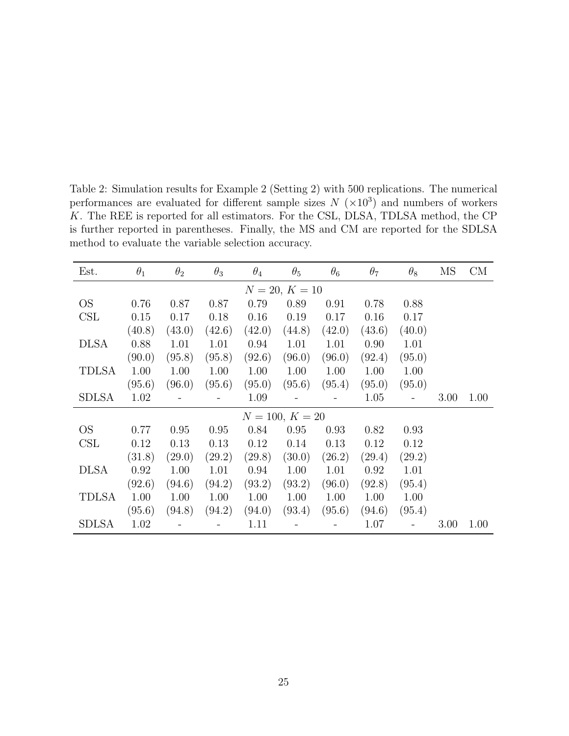Table 2: Simulation results for Example 2 (Setting 2) with 500 replications. The numerical performances are evaluated for different sample sizes $N$ $(\times 10^3)$ and numbers of workers $K$. The REE is reported for all estimators. For the CSL, DLSA, TDLSA method, the CP is further reported in parentheses. Finally, the MS and CM are reported for the SDLSA method to evaluate the variable selection accuracy.

| Est. | $\theta_1$ | $\theta_2$ | $\theta_3$ | $\theta_4$ | $\theta_5$ | $\theta_6$ | $\theta_7$ | $\theta_8$ | MS | CM |
|---|---|---|---|---|---|---|---|---|---|---|
| | | | | $N = 20,\ K = 10$ | | | | | | |
| OS | 0.76 | 0.87 | 0.87 | 0.79 | 0.89 | 0.91 | 0.78 | 0.88 | | |
| CSL | 0.15 | 0.17 | 0.18 | 0.16 | 0.19 | 0.17 | 0.16 | 0.17 | | |
| | (40.8) | (43.0) | (42.6) | (42.0) | (44.8) | (42.0) | (43.6) | (40.0) | | |
| DLSA | 0.88 | 1.01 | 1.01 | 0.94 | 1.01 | 1.01 | 0.90 | 1.01 | | |
| | (90.0) | (95.8) | (95.8) | (92.6) | (96.0) | (96.0) | (92.4) | (95.0) | | |
| TDLSA | 1.00 | 1.00 | 1.00 | 1.00 | 1.00 | 1.00 | 1.00 | 1.00 | | |
| | (95.6) | (96.0) | (95.6) | (95.0) | (95.6) | (95.4) | (95.0) | (95.0) | | |
| SDLSA | 1.02 | - | - | 1.09 | - | - | 1.05 | - | 3.00 | 1.00 |
| | | | | $N = 100,\ K = 20$ | | | | | | |
| OS | 0.77 | 0.95 | 0.95 | 0.84 | 0.95 | 0.93 | 0.82 | 0.93 | | |
| CSL | 0.12 | 0.13 | 0.13 | 0.12 | 0.14 | 0.13 | 0.12 | 0.12 | | |
| | (31.8) | (29.0) | (29.2) | (29.8) | (30.0) | (26.2) | (29.4) | (29.2) | | |
| DLSA | 0.92 | 1.00 | 1.01 | 0.94 | 1.00 | 1.01 | 0.92 | 1.01 | | |
| | (92.6) | (94.6) | (94.2) | (93.2) | (93.2) | (96.0) | (92.8) | (95.4) | | |
| TDLSA | 1.00 | 1.00 | 1.00 | 1.00 | 1.00 | 1.00 | 1.00 | 1.00 | | |
| | (95.6) | (94.8) | (94.2) | (94.0) | (93.4) | (95.6) | (94.6) | (95.4) | | |
| SDLSA | 1.02 | - | - | 1.11 | - | - | 1.07 | - | 3.00 | 1.00 |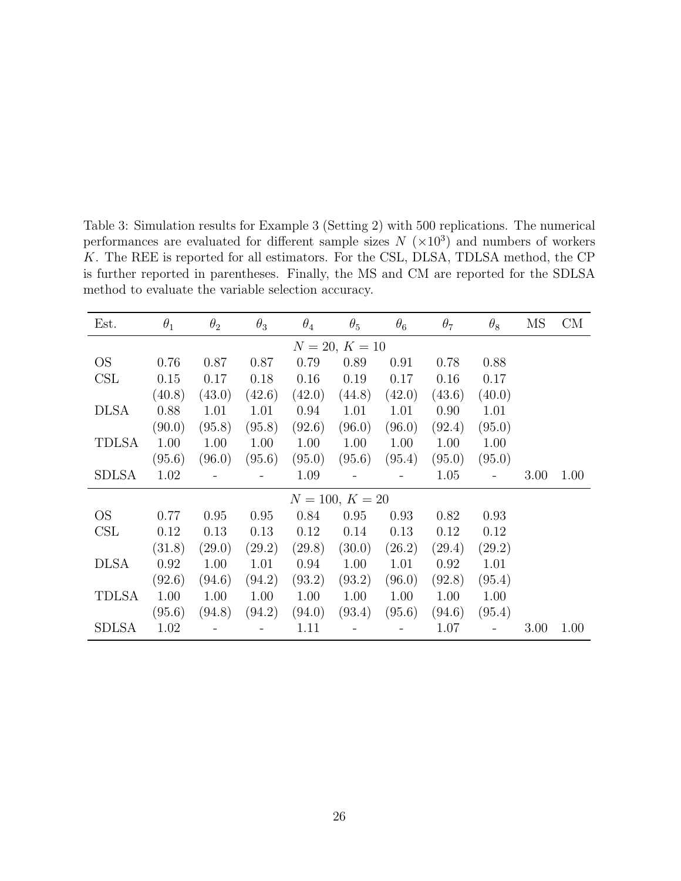Table 3: Simulation results for Example 3 (Setting 2) with 500 replications. The numerical performances are evaluated for different sample sizes $N$ ($\times 10^3$) and numbers of workers $K$. The REE is reported for all estimators. For the CSL, DLSA, TDLSA method, the CP is further reported in parentheses. Finally, the MS and CM are reported for the SDLSA method to evaluate the variable selection accuracy.

| Est. | $\theta_1$ | $\theta_2$ | $\theta_3$ | $\theta_4$ | $\theta_5$ | $\theta_6$ | $\theta_7$ | $\theta_8$ | MS | CM |
|---|---|---|---|---|---|---|---|---|---|---|
| | | | | | $N = 20,\ K = 10$ | | | | | |
| OS | 0.76 | 0.87 | 0.87 | 0.79 | 0.89 | 0.91 | 0.78 | 0.88 | | |
| CSL | 0.15 | 0.17 | 0.18 | 0.16 | 0.19 | 0.17 | 0.16 | 0.17 | | |
| | (40.8) | (43.0) | (42.6) | (42.0) | (44.8) | (42.0) | (43.6) | (40.0) | | |
| DLSA | 0.88 | 1.01 | 1.01 | 0.94 | 1.01 | 1.01 | 0.90 | 1.01 | | |
| | (90.0) | (95.8) | (95.8) | (92.6) | (96.0) | (96.0) | (92.4) | (95.0) | | |
| TDLSA | 1.00 | 1.00 | 1.00 | 1.00 | 1.00 | 1.00 | 1.00 | 1.00 | | |
| | (95.6) | (96.0) | (95.6) | (95.0) | (95.6) | (95.4) | (95.0) | (95.0) | | |
| SDLSA | 1.02 | - | - | 1.09 | - | - | 1.05 | - | 3.00 | 1.00 |
| | | | | | $N = 100,\ K = 20$ | | | | | |
| OS | 0.77 | 0.95 | 0.95 | 0.84 | 0.95 | 0.93 | 0.82 | 0.93 | | |
| CSL | 0.12 | 0.13 | 0.13 | 0.12 | 0.14 | 0.13 | 0.12 | 0.12 | | |
| | (31.8) | (29.0) | (29.2) | (29.8) | (30.0) | (26.2) | (29.4) | (29.2) | | |
| DLSA | 0.92 | 1.00 | 1.01 | 0.94 | 1.00 | 1.01 | 0.92 | 1.01 | | |
| | (92.6) | (94.6) | (94.2) | (93.2) | (93.2) | (96.0) | (92.8) | (95.4) | | |
| TDLSA | 1.00 | 1.00 | 1.00 | 1.00 | 1.00 | 1.00 | 1.00 | 1.00 | | |
| | (95.6) | (94.8) | (94.2) | (94.0) | (93.4) | (95.6) | (94.6) | (95.4) | | |
| SDLSA | 1.02 | - | - | 1.11 | - | - | 1.07 | - | 3.00 | 1.00 |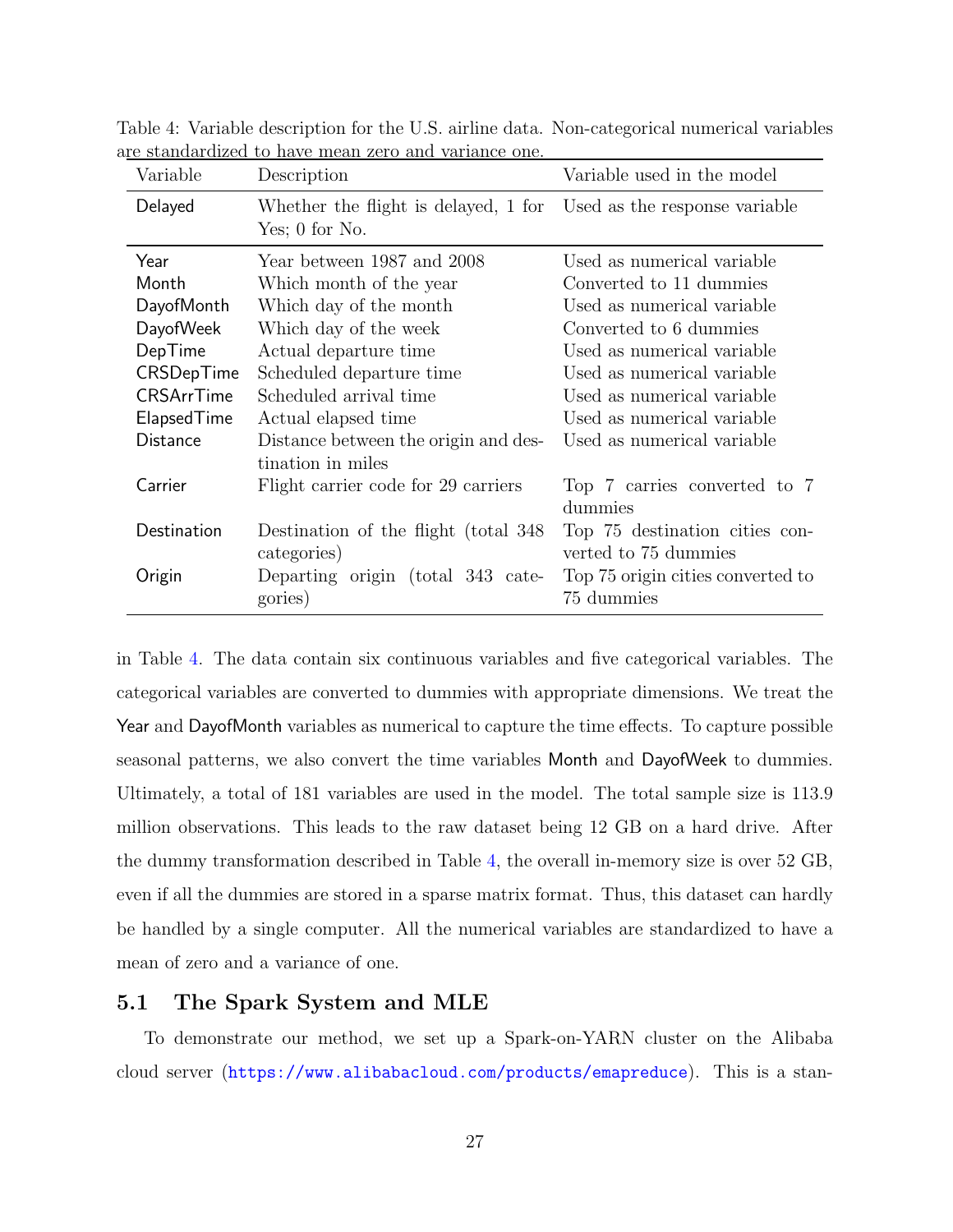Table 4: Variable description for the U.S. airline data. Non-categorical numerical variables are standardized to have mean zero and variance one.

| Variable | Description | Variable used in the model |
|---|---|---|
| Delayed | Whether the flight is delayed, 1 for Yes; 0 for No. | Used as the response variable |
| Year | Year between 1987 and 2008 | Used as numerical variable |
| Month | Which month of the year | Converted to 11 dummies |
| DayofMonth | Which day of the month | Used as numerical variable |
| DayofWeek | Which day of the week | Converted to 6 dummies |
| DepTime | Actual departure time | Used as numerical variable |
| CRSDepTime | Scheduled departure time | Used as numerical variable |
| CRSArrTime | Scheduled arrival time | Used as numerical variable |
| ElapsedTime | Actual elapsed time | Used as numerical variable |
| Distance | Distance between the origin and destination in miles | Used as numerical variable |
| Carrier | Flight carrier code for 29 carriers | Top 7 carries converted to 7 dummies |
| Destination | Destination of the flight (total 348 categories) | Top 75 destination cities converted to 75 dummies |
| Origin | Departing origin (total 343 categories) | Top 75 origin cities converted to 75 dummies |

in Table 4. The data contain six continuous variables and five categorical variables. The categorical variables are converted to dummies with appropriate dimensions. We treat the Year and DayofMonth variables as numerical to capture the time effects. To capture possible seasonal patterns, we also convert the time variables Month and DayofWeek to dummies. Ultimately, a total of 181 variables are used in the model. The total sample size is 113.9 million observations. This leads to the raw dataset being 12 GB on a hard drive. After the dummy transformation described in Table 4, the overall in-memory size is over 52 GB, even if all the dummies are stored in a sparse matrix format. Thus, this dataset can hardly be handled by a single computer. All the numerical variables are standardized to have a mean of zero and a variance of one.

## 5.1 The Spark System and MLE

To demonstrate our method, we set up a Spark-on-YARN cluster on the Alibaba cloud server (https://www.alibabacloud.com/products/emapreduce). This is a stan-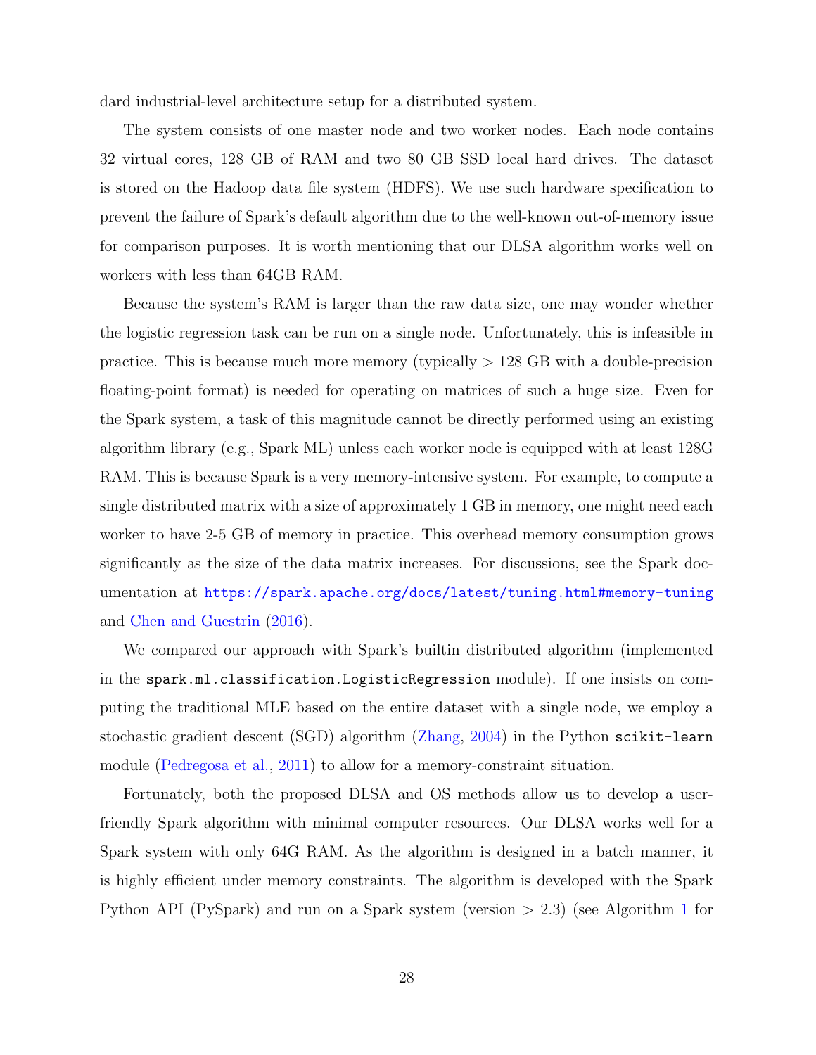dard industrial-level architecture setup for a distributed system.

The system consists of one master node and two worker nodes. Each node contains 32 virtual cores, 128 GB of RAM and two 80 GB SSD local hard drives. The dataset is stored on the Hadoop data file system (HDFS). We use such hardware specification to prevent the failure of Spark's default algorithm due to the well-known out-of-memory issue for comparison purposes. It is worth mentioning that our DLSA algorithm works well on workers with less than 64GB RAM.

Because the system's RAM is larger than the raw data size, one may wonder whether the logistic regression task can be run on a single node. Unfortunately, this is infeasible in practice. This is because much more memory (typically $>$ 128 GB with a double-precision floating-point format) is needed for operating on matrices of such a huge size. Even for the Spark system, a task of this magnitude cannot be directly performed using an existing algorithm library (e.g., Spark ML) unless each worker node is equipped with at least 128G RAM. This is because Spark is a very memory-intensive system. For example, to compute a single distributed matrix with a size of approximately 1 GB in memory, one might need each worker to have 2-5 GB of memory in practice. This overhead memory consumption grows significantly as the size of the data matrix increases. For discussions, see the Spark documentation at https://spark.apache.org/docs/latest/tuning.html#memory-tuning and Chen and Guestrin (2016).

We compared our approach with Spark's builtin distributed algorithm (implemented in the `spark.ml.classification.LogisticRegression` module). If one insists on computing the traditional MLE based on the entire dataset with a single node, we employ a stochastic gradient descent (SGD) algorithm (Zhang, 2004) in the Python `scikit-learn` module (Pedregosa et al., 2011) to allow for a memory-constraint situation.

Fortunately, both the proposed DLSA and OS methods allow us to develop a user-friendly Spark algorithm with minimal computer resources. Our DLSA works well for a Spark system with only 64G RAM. As the algorithm is designed in a batch manner, it is highly efficient under memory constraints. The algorithm is developed with the Spark Python API (PySpark) and run on a Spark system (version $>$ 2.3) (see Algorithm 1 for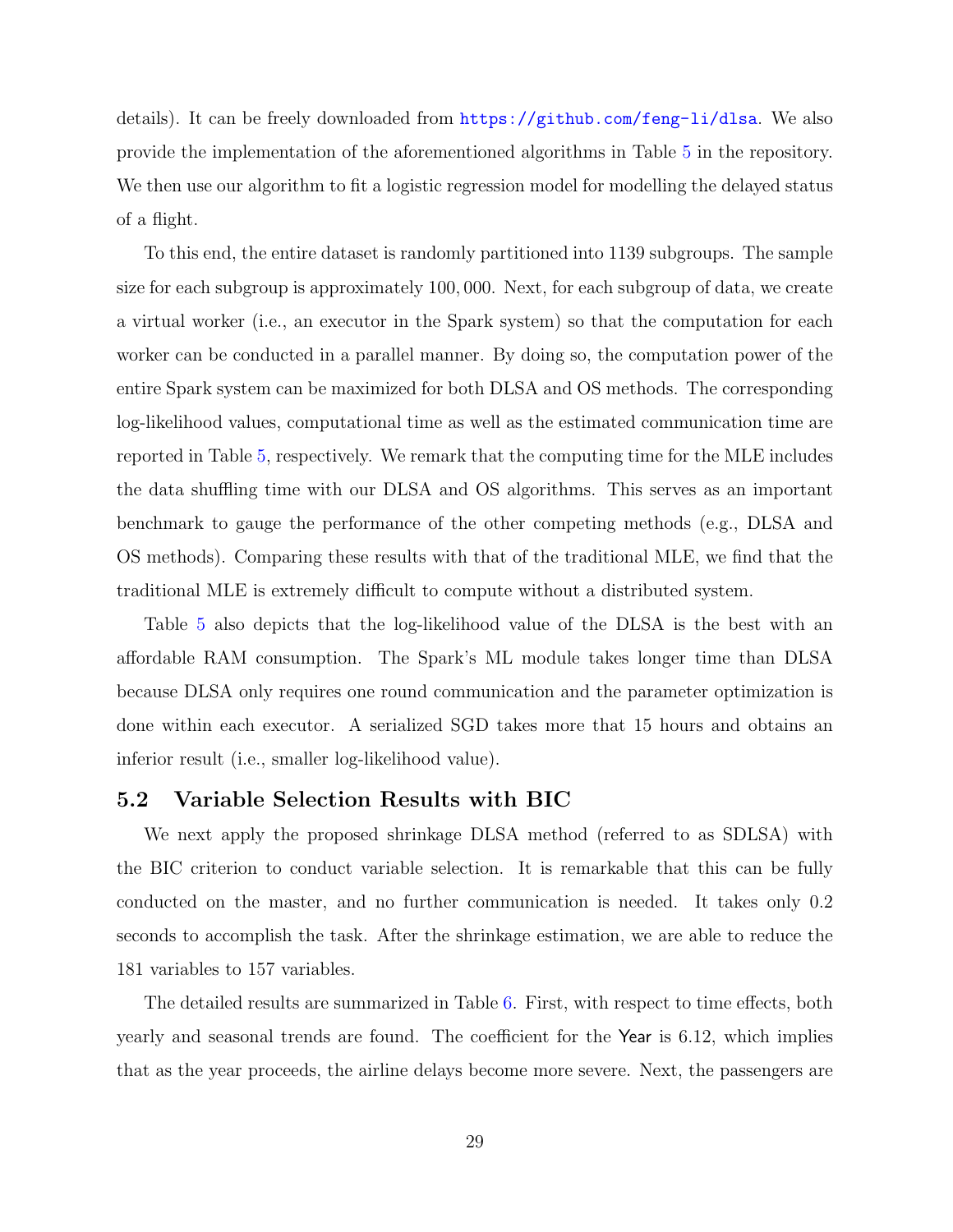details). It can be freely downloaded from https://github.com/feng-li/dlsa. We also provide the implementation of the aforementioned algorithms in Table 5 in the repository. We then use our algorithm to fit a logistic regression model for modelling the delayed status of a flight.

To this end, the entire dataset is randomly partitioned into 1139 subgroups. The sample size for each subgroup is approximately 100,000. Next, for each subgroup of data, we create a virtual worker (i.e., an executor in the Spark system) so that the computation for each worker can be conducted in a parallel manner. By doing so, the computation power of the entire Spark system can be maximized for both DLSA and OS methods. The corresponding log-likelihood values, computational time as well as the estimated communication time are reported in Table 5, respectively. We remark that the computing time for the MLE includes the data shuffling time with our DLSA and OS algorithms. This serves as an important benchmark to gauge the performance of the other competing methods (e.g., DLSA and OS methods). Comparing these results with that of the traditional MLE, we find that the traditional MLE is extremely difficult to compute without a distributed system.

Table 5 also depicts that the log-likelihood value of the DLSA is the best with an affordable RAM consumption. The Spark's ML module takes longer time than DLSA because DLSA only requires one round communication and the parameter optimization is done within each executor. A serialized SGD takes more that 15 hours and obtains an inferior result (i.e., smaller log-likelihood value).

## 5.2 Variable Selection Results with BIC

We next apply the proposed shrinkage DLSA method (referred to as SDLSA) with the BIC criterion to conduct variable selection. It is remarkable that this can be fully conducted on the master, and no further communication is needed. It takes only 0.2 seconds to accomplish the task. After the shrinkage estimation, we are able to reduce the 181 variables to 157 variables.

The detailed results are summarized in Table 6. First, with respect to time effects, both yearly and seasonal trends are found. The coefficient for the Year is 6.12, which implies that as the year proceeds, the airline delays become more severe. Next, the passengers are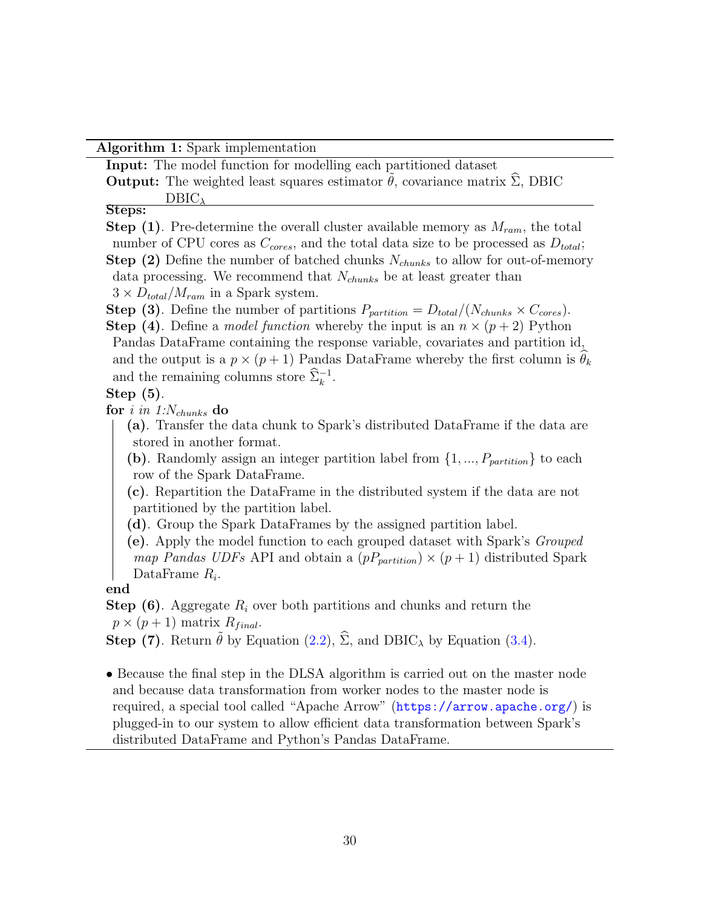**Algorithm 1:** Spark implementation

**Input:** The model function for modelling each partitioned dataset

**Output:** The weighted least squares estimator $\tilde{\theta}$, covariance matrix $\widehat{\Sigma}$, DBIC $\text{DBIC}_\lambda$

**Steps:**

**Step (1)**. Pre-determine the overall cluster available memory as $M_{ram}$, the total number of CPU cores as $C_{cores}$, and the total data size to be processed as $D_{total}$;

**Step (2)** Define the number of batched chunks $N_{chunks}$ to allow for out-of-memory data processing. We recommend that $N_{chunks}$ be at least greater than $3 \times D_{total}/M_{ram}$ in a Spark system.

**Step (3)**. Define the number of partitions $P_{partition} = D_{total}/(N_{chunks} \times C_{cores})$.

**Step (4)**. Define a *model function* whereby the input is an $n \times (p+2)$ Python Pandas DataFrame containing the response variable, covariates and partition id, and the output is a $p \times (p+1)$ Pandas DataFrame whereby the first column is $\widehat{\theta}_k$ and the remaining columns store $\widehat{\Sigma}_k^{-1}$.

**Step (5)**.

**for** *i in 1:*$N_{chunks}$ **do**

- **(a)**. Transfer the data chunk to Spark's distributed DataFrame if the data are stored in another format.
- **(b)**. Randomly assign an integer partition label from $\{1, ..., P_{partition}\}$ to each row of the Spark DataFrame.
- **(c)**. Repartition the DataFrame in the distributed system if the data are not partitioned by the partition label.
- **(d)**. Group the Spark DataFrames by the assigned partition label.
- **(e)**. Apply the model function to each grouped dataset with Spark's *Grouped map Pandas UDFs* API and obtain a $(pP_{partition}) \times (p+1)$ distributed Spark DataFrame $R_i$.

**end**

**Step (6)**. Aggregate $R_i$ over both partitions and chunks and return the $p \times (p+1)$ matrix $R_{final}$.

**Step (7)**. Return $\tilde{\theta}$ by Equation (2.2), $\widehat{\Sigma}$, and $\text{DBIC}_\lambda$ by Equation (3.4).

- Because the final step in the DLSA algorithm is carried out on the master node and because data transformation from worker nodes to the master node is required, a special tool called "Apache Arrow" (https://arrow.apache.org/) is plugged-in to our system to allow efficient data transformation between Spark's distributed DataFrame and Python's Pandas DataFrame.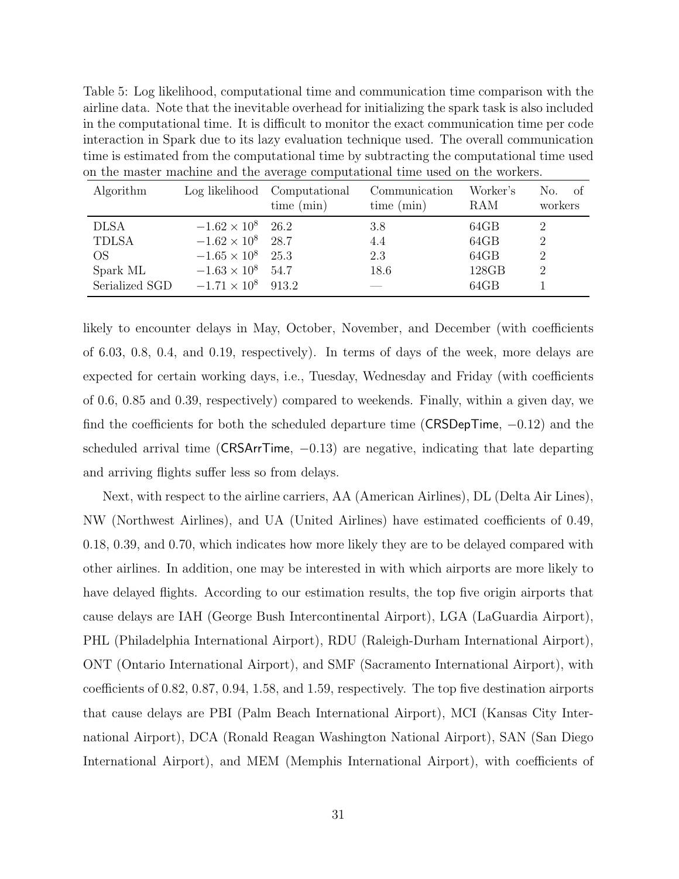Table 5: Log likelihood, computational time and communication time comparison with the airline data. Note that the inevitable overhead for initializing the spark task is also included in the computational time. It is difficult to monitor the exact communication time per code interaction in Spark due to its lazy evaluation technique used. The overall communication time is estimated from the computational time by subtracting the computational time used on the master machine and the average computational time used on the workers.

| Algorithm | Log likelihood | Computational time (min) | Communication time (min) | Worker's RAM | No. of workers |
|---|---|---|---|---|---|
| DLSA | $-1.62 \times 10^8$ | 26.2 | 3.8 | 64GB | 2 |
| TDLSA | $-1.62 \times 10^8$ | 28.7 | 4.4 | 64GB | 2 |
| OS | $-1.65 \times 10^8$ | 25.3 | 2.3 | 64GB | 2 |
| Spark ML | $-1.63 \times 10^8$ | 54.7 | 18.6 | 128GB | 2 |
| Serialized SGD | $-1.71 \times 10^8$ | 913.2 | — | 64GB | 1 |

likely to encounter delays in May, October, November, and December (with coefficients of 6.03, 0.8, 0.4, and 0.19, respectively). In terms of days of the week, more delays are expected for certain working days, i.e., Tuesday, Wednesday and Friday (with coefficients of 0.6, 0.85 and 0.39, respectively) compared to weekends. Finally, within a given day, we find the coefficients for both the scheduled departure time (CRSDepTime, $-0.12$) and the scheduled arrival time (CRSArrTime, $-0.13$) are negative, indicating that late departing and arriving flights suffer less so from delays.

Next, with respect to the airline carriers, AA (American Airlines), DL (Delta Air Lines), NW (Northwest Airlines), and UA (United Airlines) have estimated coefficients of 0.49, 0.18, 0.39, and 0.70, which indicates how more likely they are to be delayed compared with other airlines. In addition, one may be interested in with which airports are more likely to have delayed flights. According to our estimation results, the top five origin airports that cause delays are IAH (George Bush Intercontinental Airport), LGA (LaGuardia Airport), PHL (Philadelphia International Airport), RDU (Raleigh-Durham International Airport), ONT (Ontario International Airport), and SMF (Sacramento International Airport), with coefficients of 0.82, 0.87, 0.94, 1.58, and 1.59, respectively. The top five destination airports that cause delays are PBI (Palm Beach International Airport), MCI (Kansas City International Airport), DCA (Ronald Reagan Washington National Airport), SAN (San Diego International Airport), and MEM (Memphis International Airport), with coefficients of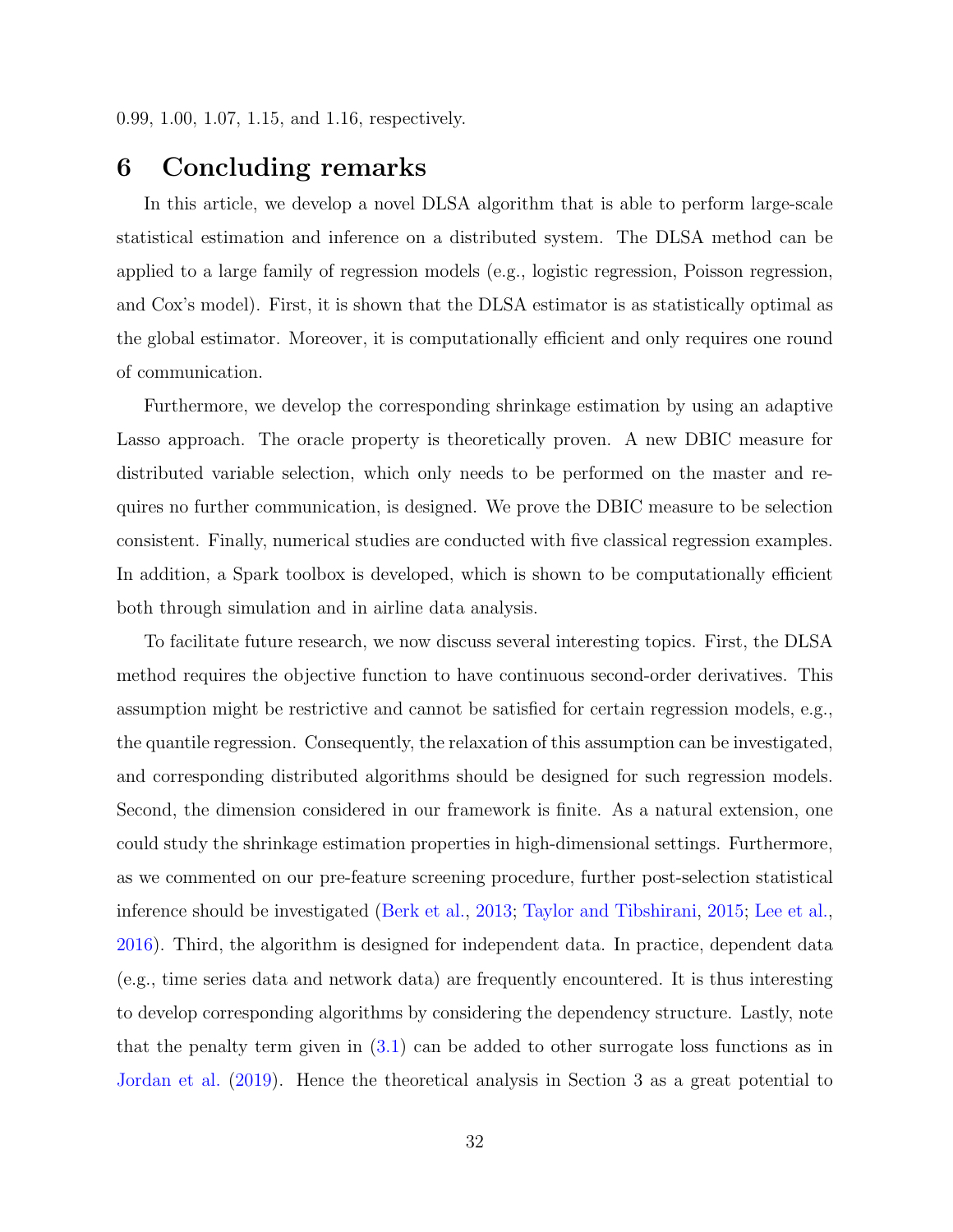0.99, 1.00, 1.07, 1.15, and 1.16, respectively.

# 6 Concluding remarks

In this article, we develop a novel DLSA algorithm that is able to perform large-scale statistical estimation and inference on a distributed system. The DLSA method can be applied to a large family of regression models (e.g., logistic regression, Poisson regression, and Cox's model). First, it is shown that the DLSA estimator is as statistically optimal as the global estimator. Moreover, it is computationally efficient and only requires one round of communication.

Furthermore, we develop the corresponding shrinkage estimation by using an adaptive Lasso approach. The oracle property is theoretically proven. A new DBIC measure for distributed variable selection, which only needs to be performed on the master and requires no further communication, is designed. We prove the DBIC measure to be selection consistent. Finally, numerical studies are conducted with five classical regression examples. In addition, a Spark toolbox is developed, which is shown to be computationally efficient both through simulation and in airline data analysis.

To facilitate future research, we now discuss several interesting topics. First, the DLSA method requires the objective function to have continuous second-order derivatives. This assumption might be restrictive and cannot be satisfied for certain regression models, e.g., the quantile regression. Consequently, the relaxation of this assumption can be investigated, and corresponding distributed algorithms should be designed for such regression models. Second, the dimension considered in our framework is finite. As a natural extension, one could study the shrinkage estimation properties in high-dimensional settings. Furthermore, as we commented on our pre-feature screening procedure, further post-selection statistical inference should be investigated (Berk et al., 2013; Taylor and Tibshirani, 2015; Lee et al., 2016). Third, the algorithm is designed for independent data. In practice, dependent data (e.g., time series data and network data) are frequently encountered. It is thus interesting to develop corresponding algorithms by considering the dependency structure. Lastly, note that the penalty term given in (3.1) can be added to other surrogate loss functions as in Jordan et al. (2019). Hence the theoretical analysis in Section 3 as a great potential to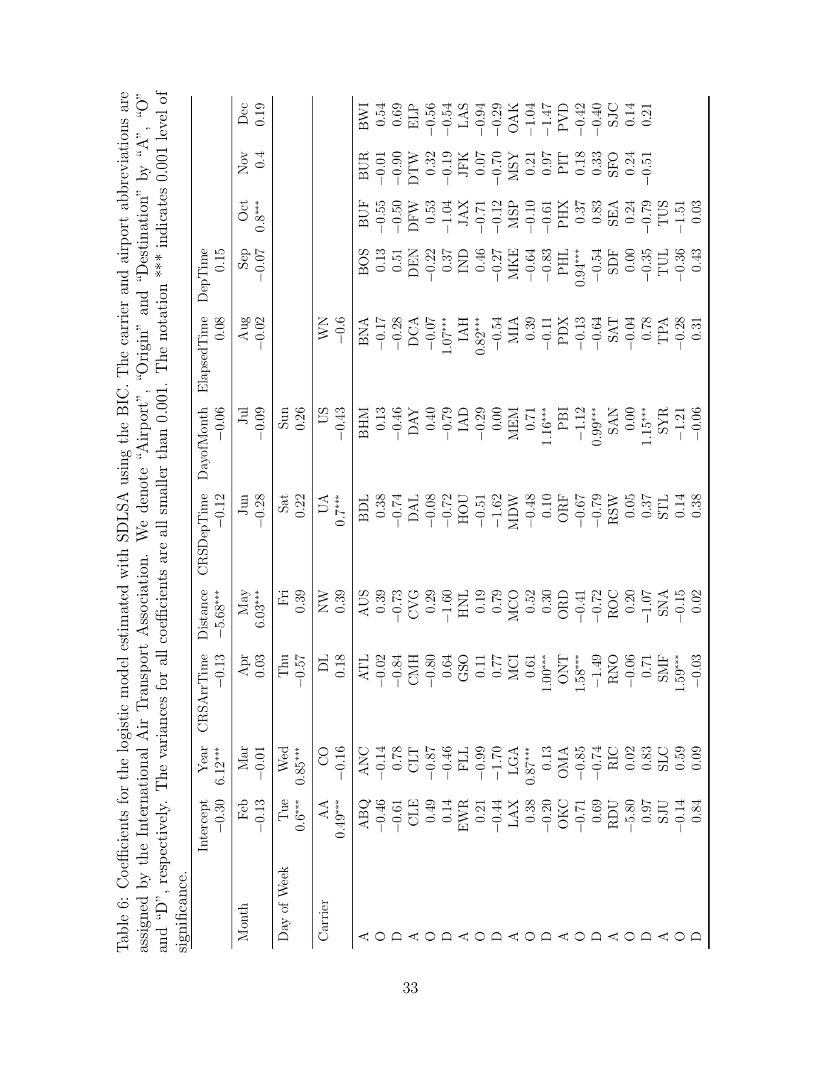Table 6: Coefficients for the logistic model estimated with SDLSA using the BIC. The carrier and airport abbreviations are assigned by the International Air Transport Association. We denote "Airport", "Origin" and "Destination" by "A", "O" and "D", respectively. The variances for all coefficients are all smaller than 0.001. The notation *** indicates 0.001 level of significance.

| | Intercept | Year | CRSArrTime | Distance | CRSDepTime | DayofMonth | ElapsedTime | DepTime | | | |
|---|---|---|---|---|---|---|---|---|---|---|---|
| | −0.30 | 6.12*** | −0.13 | −5.68*** | −0.12 | −0.06 | 0.08 | 0.15 | | | |
| Month | Feb | Mar | Apr | May | Jun | Jul | Aug | Sep | Oct | Nov | Dec |
| | −0.13 | −0.01 | 0.03 | 6.03*** | −0.28 | −0.09 | −0.02 | −0.07 | 0.8*** | 0.4 | 0.19 |
| Day of Week | Tue | Wed | Thu | Fri | Sat | Sun | | | | | |
| | 0.6*** | 0.85*** | −0.57 | 0.39 | 0.22 | 0.26 | | | | | |
| Carrier | AA | CO | DL | NW | UA | US | WN | | | | |
| | 0.49*** | −0.16 | 0.18 | 0.39 | 0.7*** | −0.43 | −0.6 | | | | |
| A | ABQ | ANC | ATL | AUS | BDL | BHM | BNA | BOS | BUF | BUR | BWI |
| O | −0.46 | −0.14 | −0.02 | 0.39 | 0.38 | 0.13 | −0.17 | 0.13 | −0.55 | −0.01 | 0.54 |
| D | −0.61 | 0.78 | −0.84 | −0.73 | −0.74 | −0.46 | −0.28 | 0.51 | −0.50 | −0.90 | 0.69 |
| A | CLE | CLT | CMH | CVG | DAL | DAY | DCA | DEN | DFW | DTW | ELP |
| O | 0.49 | −0.87 | −0.80 | 0.29 | −0.08 | 0.40 | −0.07 | −0.22 | 0.53 | 0.32 | −0.56 |
| D | 0.14 | −0.46 | 0.64 | −1.60 | −0.72 | −0.79 | 1.07*** | 0.37 | −1.04 | −0.19 | −0.54 |
| A | EWR | FLL | GSO | HNL | HOU | IAD | IAH | IND | JAX | JFK | LAS |
| O | 0.21 | −0.99 | 0.11 | 0.19 | −0.51 | −0.29 | 0.82*** | 0.46 | −0.71 | 0.07 | −0.94 |
| D | −0.44 | −1.70 | 0.77 | 0.79 | −1.62 | 0.00 | −0.54 | −0.27 | −0.12 | −0.70 | −0.29 |
| A | LAX | LGA | MCI | MCO | MDW | MEM | MIA | MKE | MSP | MSY | OAK |
| O | 0.38 | 0.87*** | 0.61 | 0.52 | −0.48 | 0.71 | 0.39 | −0.64 | −0.10 | 0.21 | −1.04 |
| D | −0.20 | 0.13 | 1.00*** | 0.30 | 0.10 | 1.16*** | −0.11 | −0.83 | −0.61 | 0.97 | −1.47 |
| A | OKC | OMA | ONT | ORD | ORF | PBI | PDX | PHL | PHX | PIT | PVD |
| O | −0.71 | −0.85 | 1.58*** | −0.41 | −0.67 | −1.12 | −0.13 | 0.94*** | 0.37 | 0.18 | −0.42 |
| D | 0.69 | −0.74 | −1.49 | −0.72 | −0.79 | 0.99*** | −0.64 | −0.54 | 0.83 | 0.33 | −0.40 |
| A | RDU | RIC | RNO | ROC | RSW | SAN | SAT | SDF | SEA | SFO | SJC |
| O | −5.80 | 0.02 | −0.06 | 0.20 | 0.05 | 0.00 | −0.04 | 0.00 | 0.24 | 0.24 | 0.14 |
| D | 0.97 | 0.83 | 0.71 | −1.07 | 0.37 | 1.15*** | 0.78 | −0.35 | −0.79 | −0.51 | 0.21 |
| A | SJU | SLC | SMF | SNA | STL | SYR | TPA | TUL | TUS | | |
| O | −0.14 | 0.59 | 1.59*** | −0.15 | 0.14 | −1.21 | −0.28 | −0.36 | −1.51 | | |
| D | 0.84 | 0.09 | −0.03 | 0.02 | 0.38 | −0.06 | 0.31 | 0.43 | 0.03 | | |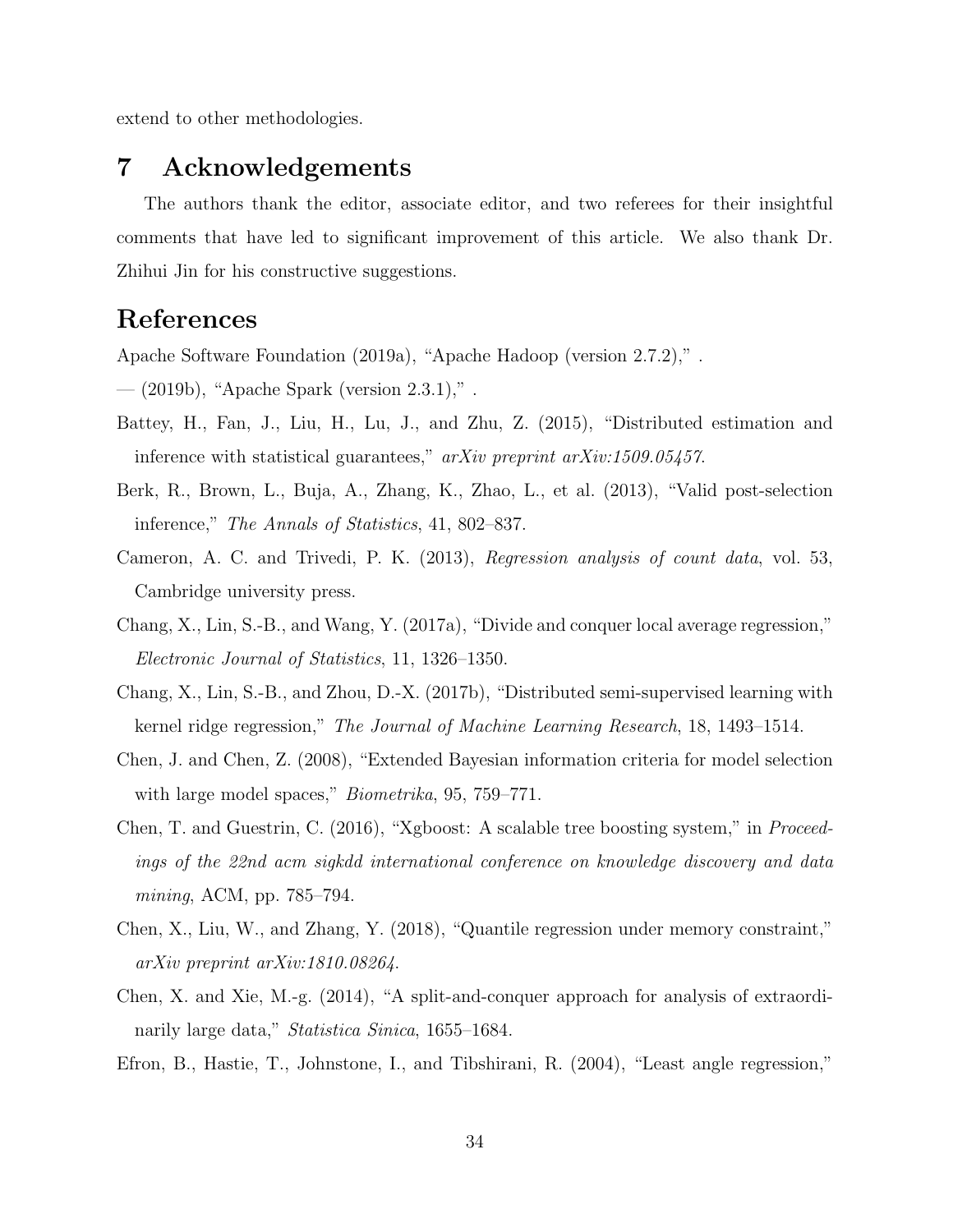extend to other methodologies.

# 7 Acknowledgements

The authors thank the editor, associate editor, and two referees for their insightful comments that have led to significant improvement of this article. We also thank Dr. Zhihui Jin for his constructive suggestions.

# References

Apache Software Foundation (2019a), "Apache Hadoop (version 2.7.2)," .

— (2019b), "Apache Spark (version 2.3.1)," .

Battey, H., Fan, J., Liu, H., Lu, J., and Zhu, Z. (2015), "Distributed estimation and inference with statistical guarantees," *arXiv preprint arXiv:1509.05457*.

Berk, R., Brown, L., Buja, A., Zhang, K., Zhao, L., et al. (2013), "Valid post-selection inference," *The Annals of Statistics*, 41, 802–837.

Cameron, A. C. and Trivedi, P. K. (2013), *Regression analysis of count data*, vol. 53, Cambridge university press.

Chang, X., Lin, S.-B., and Wang, Y. (2017a), "Divide and conquer local average regression," *Electronic Journal of Statistics*, 11, 1326–1350.

Chang, X., Lin, S.-B., and Zhou, D.-X. (2017b), "Distributed semi-supervised learning with kernel ridge regression," *The Journal of Machine Learning Research*, 18, 1493–1514.

Chen, J. and Chen, Z. (2008), "Extended Bayesian information criteria for model selection with large model spaces," *Biometrika*, 95, 759–771.

Chen, T. and Guestrin, C. (2016), "Xgboost: A scalable tree boosting system," in *Proceedings of the 22nd acm sigkdd international conference on knowledge discovery and data mining*, ACM, pp. 785–794.

Chen, X., Liu, W., and Zhang, Y. (2018), "Quantile regression under memory constraint," *arXiv preprint arXiv:1810.08264*.

Chen, X. and Xie, M.-g. (2014), "A split-and-conquer approach for analysis of extraordinarily large data," *Statistica Sinica*, 1655–1684.

Efron, B., Hastie, T., Johnstone, I., and Tibshirani, R. (2004), "Least angle regression,"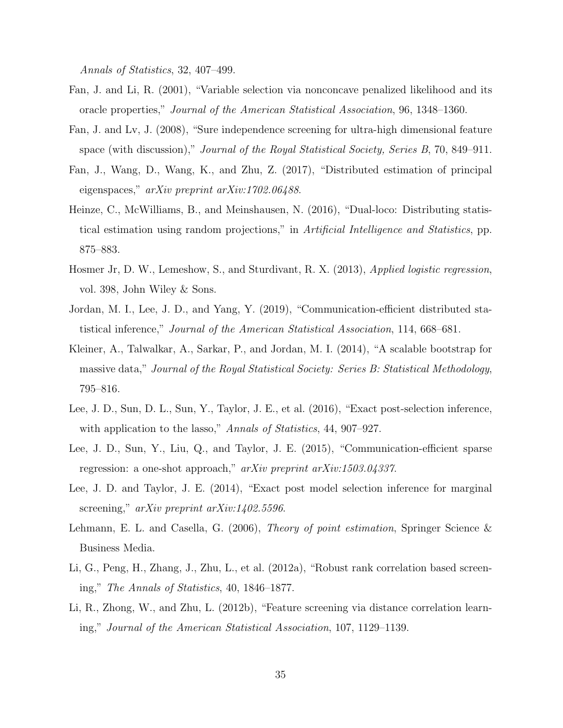*Annals of Statistics*, 32, 407–499.

Fan, J. and Li, R. (2001), "Variable selection via nonconcave penalized likelihood and its oracle properties," *Journal of the American Statistical Association*, 96, 1348–1360.

Fan, J. and Lv, J. (2008), "Sure independence screening for ultra-high dimensional feature space (with discussion)," *Journal of the Royal Statistical Society, Series B*, 70, 849–911.

Fan, J., Wang, D., Wang, K., and Zhu, Z. (2017), "Distributed estimation of principal eigenspaces," *arXiv preprint arXiv:1702.06488*.

Heinze, C., McWilliams, B., and Meinshausen, N. (2016), "Dual-loco: Distributing statistical estimation using random projections," in *Artificial Intelligence and Statistics*, pp. 875–883.

Hosmer Jr, D. W., Lemeshow, S., and Sturdivant, R. X. (2013), *Applied logistic regression*, vol. 398, John Wiley & Sons.

Jordan, M. I., Lee, J. D., and Yang, Y. (2019), "Communication-efficient distributed statistical inference," *Journal of the American Statistical Association*, 114, 668–681.

Kleiner, A., Talwalkar, A., Sarkar, P., and Jordan, M. I. (2014), "A scalable bootstrap for massive data," *Journal of the Royal Statistical Society: Series B: Statistical Methodology*, 795–816.

Lee, J. D., Sun, D. L., Sun, Y., Taylor, J. E., et al. (2016), "Exact post-selection inference, with application to the lasso," *Annals of Statistics*, 44, 907–927.

Lee, J. D., Sun, Y., Liu, Q., and Taylor, J. E. (2015), "Communication-efficient sparse regression: a one-shot approach," *arXiv preprint arXiv:1503.04337*.

Lee, J. D. and Taylor, J. E. (2014), "Exact post model selection inference for marginal screening," *arXiv preprint arXiv:1402.5596*.

Lehmann, E. L. and Casella, G. (2006), *Theory of point estimation*, Springer Science & Business Media.

Li, G., Peng, H., Zhang, J., Zhu, L., et al. (2012a), "Robust rank correlation based screening," *The Annals of Statistics*, 40, 1846–1877.

Li, R., Zhong, W., and Zhu, L. (2012b), "Feature screening via distance correlation learning," *Journal of the American Statistical Association*, 107, 1129–1139.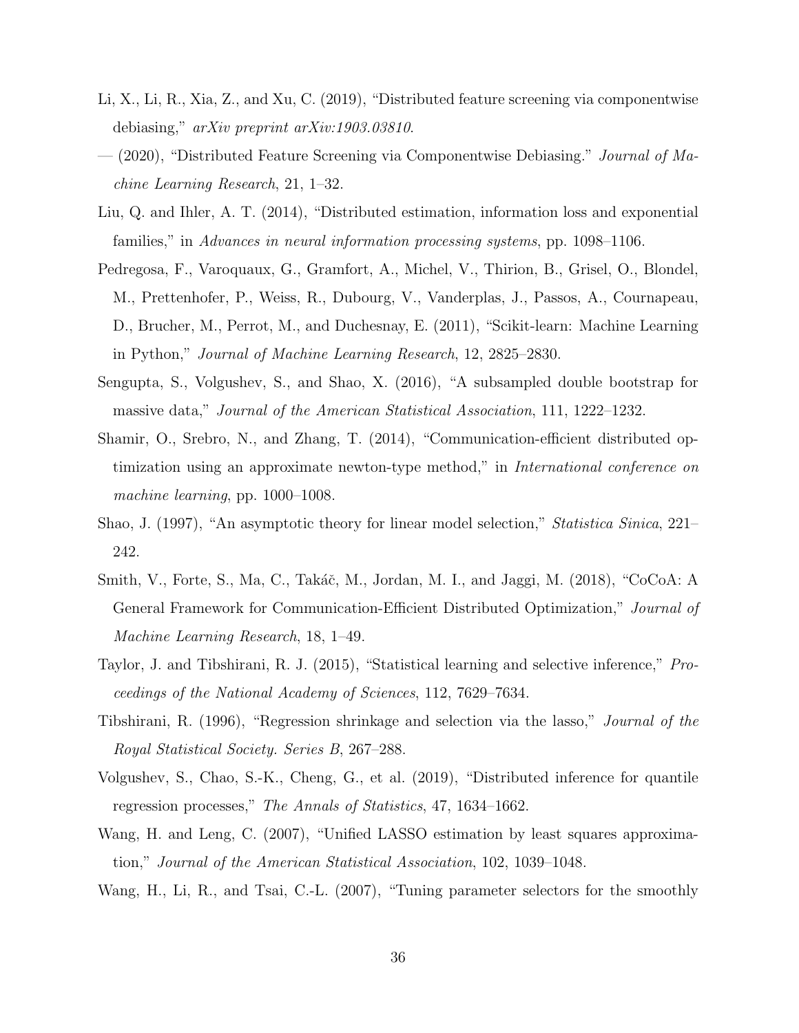Li, X., Li, R., Xia, Z., and Xu, C. (2019), "Distributed feature screening via componentwise debiasing," *arXiv preprint arXiv:1903.03810*.

— (2020), "Distributed Feature Screening via Componentwise Debiasing." *Journal of Machine Learning Research*, 21, 1–32.

Liu, Q. and Ihler, A. T. (2014), "Distributed estimation, information loss and exponential families," in *Advances in neural information processing systems*, pp. 1098–1106.

Pedregosa, F., Varoquaux, G., Gramfort, A., Michel, V., Thirion, B., Grisel, O., Blondel, M., Prettenhofer, P., Weiss, R., Dubourg, V., Vanderplas, J., Passos, A., Cournapeau, D., Brucher, M., Perrot, M., and Duchesnay, E. (2011), "Scikit-learn: Machine Learning in Python," *Journal of Machine Learning Research*, 12, 2825–2830.

Sengupta, S., Volgushev, S., and Shao, X. (2016), "A subsampled double bootstrap for massive data," *Journal of the American Statistical Association*, 111, 1222–1232.

Shamir, O., Srebro, N., and Zhang, T. (2014), "Communication-efficient distributed optimization using an approximate newton-type method," in *International conference on machine learning*, pp. 1000–1008.

Shao, J. (1997), "An asymptotic theory for linear model selection," *Statistica Sinica*, 221–242.

Smith, V., Forte, S., Ma, C., Takáč, M., Jordan, M. I., and Jaggi, M. (2018), "CoCoA: A General Framework for Communication-Efficient Distributed Optimization," *Journal of Machine Learning Research*, 18, 1–49.

Taylor, J. and Tibshirani, R. J. (2015), "Statistical learning and selective inference," *Proceedings of the National Academy of Sciences*, 112, 7629–7634.

Tibshirani, R. (1996), "Regression shrinkage and selection via the lasso," *Journal of the Royal Statistical Society. Series B*, 267–288.

Volgushev, S., Chao, S.-K., Cheng, G., et al. (2019), "Distributed inference for quantile regression processes," *The Annals of Statistics*, 47, 1634–1662.

Wang, H. and Leng, C. (2007), "Unified LASSO estimation by least squares approximation," *Journal of the American Statistical Association*, 102, 1039–1048.

Wang, H., Li, R., and Tsai, C.-L. (2007), "Tuning parameter selectors for the smoothly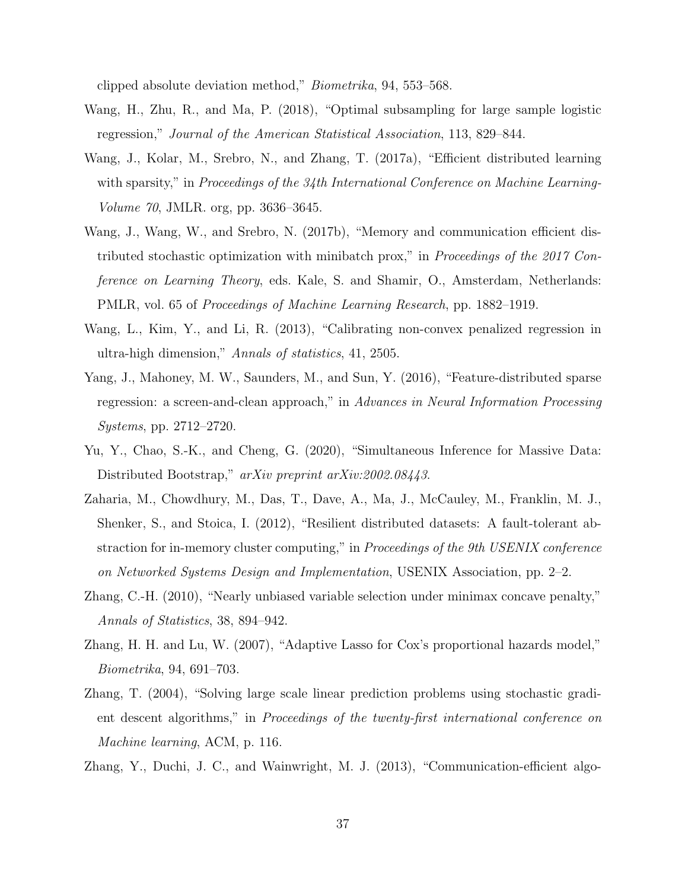clipped absolute deviation method," *Biometrika*, 94, 553–568.

Wang, H., Zhu, R., and Ma, P. (2018), "Optimal subsampling for large sample logistic regression," *Journal of the American Statistical Association*, 113, 829–844.

Wang, J., Kolar, M., Srebro, N., and Zhang, T. (2017a), "Efficient distributed learning with sparsity," in *Proceedings of the 34th International Conference on Machine Learning-Volume 70*, JMLR. org, pp. 3636–3645.

Wang, J., Wang, W., and Srebro, N. (2017b), "Memory and communication efficient distributed stochastic optimization with minibatch prox," in *Proceedings of the 2017 Conference on Learning Theory*, eds. Kale, S. and Shamir, O., Amsterdam, Netherlands: PMLR, vol. 65 of *Proceedings of Machine Learning Research*, pp. 1882–1919.

Wang, L., Kim, Y., and Li, R. (2013), "Calibrating non-convex penalized regression in ultra-high dimension," *Annals of statistics*, 41, 2505.

Yang, J., Mahoney, M. W., Saunders, M., and Sun, Y. (2016), "Feature-distributed sparse regression: a screen-and-clean approach," in *Advances in Neural Information Processing Systems*, pp. 2712–2720.

Yu, Y., Chao, S.-K., and Cheng, G. (2020), "Simultaneous Inference for Massive Data: Distributed Bootstrap," *arXiv preprint arXiv:2002.08443*.

Zaharia, M., Chowdhury, M., Das, T., Dave, A., Ma, J., McCauley, M., Franklin, M. J., Shenker, S., and Stoica, I. (2012), "Resilient distributed datasets: A fault-tolerant abstraction for in-memory cluster computing," in *Proceedings of the 9th USENIX conference on Networked Systems Design and Implementation*, USENIX Association, pp. 2–2.

Zhang, C.-H. (2010), "Nearly unbiased variable selection under minimax concave penalty," *Annals of Statistics*, 38, 894–942.

Zhang, H. H. and Lu, W. (2007), "Adaptive Lasso for Cox's proportional hazards model," *Biometrika*, 94, 691–703.

Zhang, T. (2004), "Solving large scale linear prediction problems using stochastic gradient descent algorithms," in *Proceedings of the twenty-first international conference on Machine learning*, ACM, p. 116.

Zhang, Y., Duchi, J. C., and Wainwright, M. J. (2013), "Communication-efficient algo-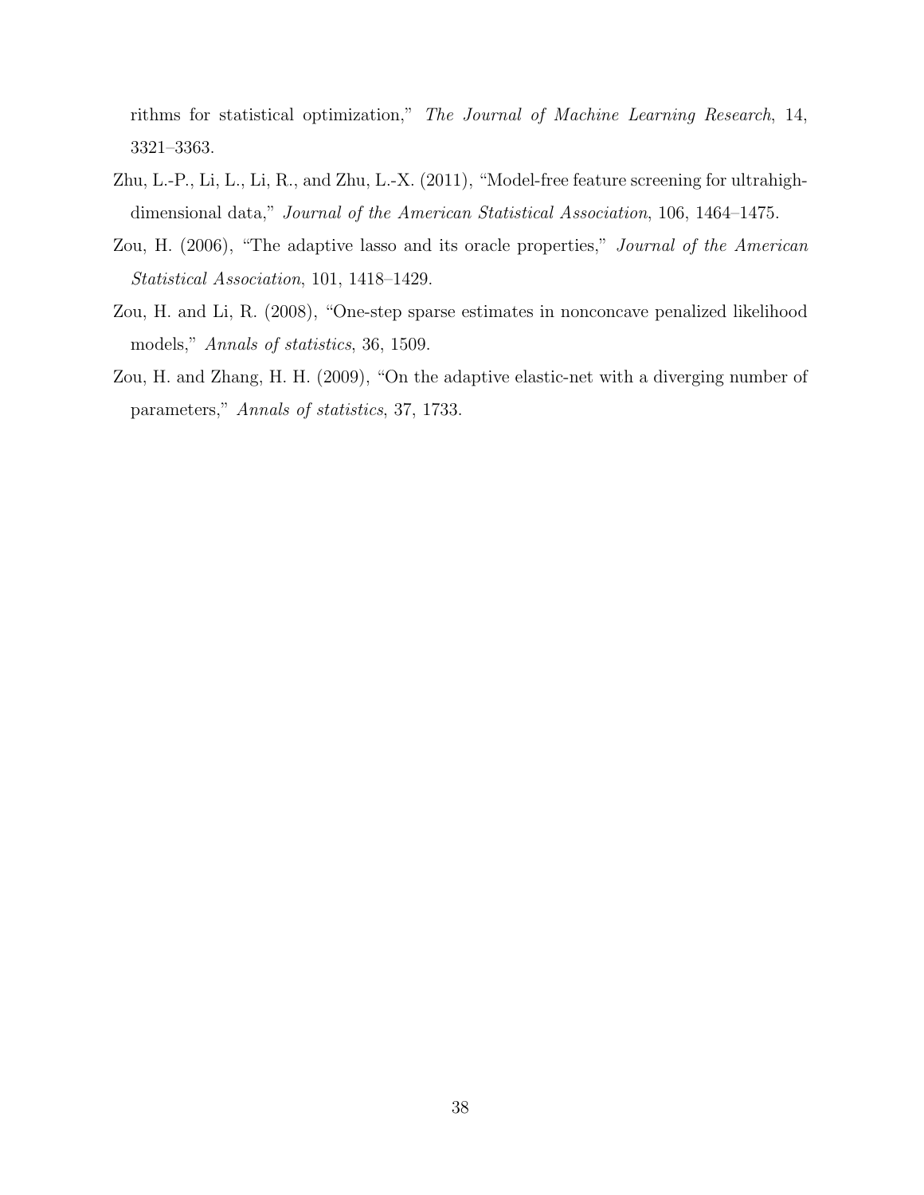rithms for statistical optimization," *The Journal of Machine Learning Research*, 14, 3321–3363.

Zhu, L.-P., Li, L., Li, R., and Zhu, L.-X. (2011), "Model-free feature screening for ultrahigh-dimensional data," *Journal of the American Statistical Association*, 106, 1464–1475.

Zou, H. (2006), "The adaptive lasso and its oracle properties," *Journal of the American Statistical Association*, 101, 1418–1429.

Zou, H. and Li, R. (2008), "One-step sparse estimates in nonconcave penalized likelihood models," *Annals of statistics*, 36, 1509.

Zou, H. and Zhang, H. H. (2009), "On the adaptive elastic-net with a diverging number of parameters," *Annals of statistics*, 37, 1733.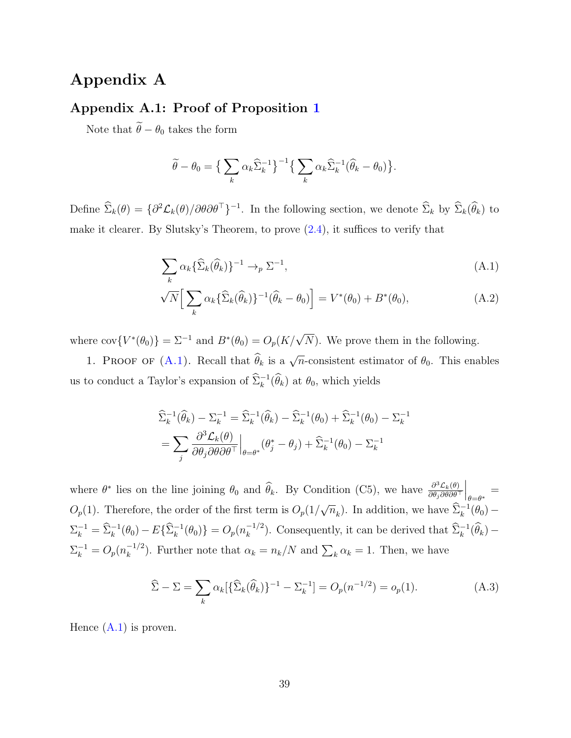# Appendix A

## Appendix A.1: Proof of Proposition 1

Note that $\widetilde{\theta} - \theta_0$ takes the form

$$\widetilde{\theta} - \theta_0 = \big\{ \sum_k \alpha_k \widehat{\Sigma}_k^{-1} \big\}^{-1} \big\{ \sum_k \alpha_k \widehat{\Sigma}_k^{-1} (\widehat{\theta}_k - \theta_0) \big\}.$$

Define $\widehat{\Sigma}_k(\theta) = \{\partial^2 \mathcal{L}_k(\theta)/\partial\theta\partial\theta^\top\}^{-1}$. In the following section, we denote $\widehat{\Sigma}_k$ by $\widehat{\Sigma}_k(\widehat{\theta}_k)$ to make it clearer. By Slutsky's Theorem, to prove (2.4), it suffices to verify that

$$\sum_k \alpha_k \{\widehat{\Sigma}_k(\widehat{\theta}_k)\}^{-1} \rightarrow_p \Sigma^{-1}, \tag{A.1}$$

$$\sqrt{N}\Big[ \sum_k \alpha_k \{\widehat{\Sigma}_k(\widehat{\theta}_k)\}^{-1} (\widehat{\theta}_k - \theta_0) \Big] = V^*(\theta_0) + B^*(\theta_0), \tag{A.2}$$

where $\mathrm{cov}\{V^*(\theta_0)\} = \Sigma^{-1}$ and $B^*(\theta_0) = O_p(K/\sqrt{N})$. We prove them in the following.

1. Proof of (A.1). Recall that $\widehat{\theta}_k$ is a $\sqrt{n}$-consistent estimator of $\theta_0$. This enables us to conduct a Taylor's expansion of $\widehat{\Sigma}_k^{-1}(\widehat{\theta}_k)$ at $\theta_0$, which yields

$$\begin{aligned}
\widehat{\Sigma}_k^{-1}(\widehat{\theta}_k) - \Sigma_k^{-1} &= \widehat{\Sigma}_k^{-1}(\widehat{\theta}_k) - \widehat{\Sigma}_k^{-1}(\theta_0) + \widehat{\Sigma}_k^{-1}(\theta_0) - \Sigma_k^{-1} \\
&= \sum_j \frac{\partial^3 \mathcal{L}_k(\theta)}{\partial\theta_j \partial\theta\partial\theta^\top}\Big|_{\theta=\theta^*} (\theta_j^* - \theta_j) + \widehat{\Sigma}_k^{-1}(\theta_0) - \Sigma_k^{-1}
\end{aligned}$$

where $\theta^*$ lies on the line joining $\theta_0$ and $\widehat{\theta}_k$. By Condition (C5), we have $\frac{\partial^3 \mathcal{L}_k(\theta)}{\partial\theta_j\partial\theta\partial\theta^\top}\Big|_{\theta=\theta^*} = O_p(1)$. Therefore, the order of the first term is $O_p(1/\sqrt{n}_k)$. In addition, we have $\widehat{\Sigma}_k^{-1}(\theta_0) - \Sigma_k^{-1} = \widehat{\Sigma}_k^{-1}(\theta_0) - E\{\widehat{\Sigma}_k^{-1}(\theta_0)\} = O_p(n_k^{-1/2})$. Consequently, it can be derived that $\widehat{\Sigma}_k^{-1}(\widehat{\theta}_k) - \Sigma_k^{-1} = O_p(n_k^{-1/2})$. Further note that $\alpha_k = n_k/N$ and $\sum_k \alpha_k = 1$. Then, we have

$$\widehat{\Sigma} - \Sigma = \sum_k \alpha_k [\{\widehat{\Sigma}_k(\widehat{\theta}_k)\}^{-1} - \Sigma_k^{-1}] = O_p(n^{-1/2}) = o_p(1). \tag{A.3}$$

Hence (A.1) is proven.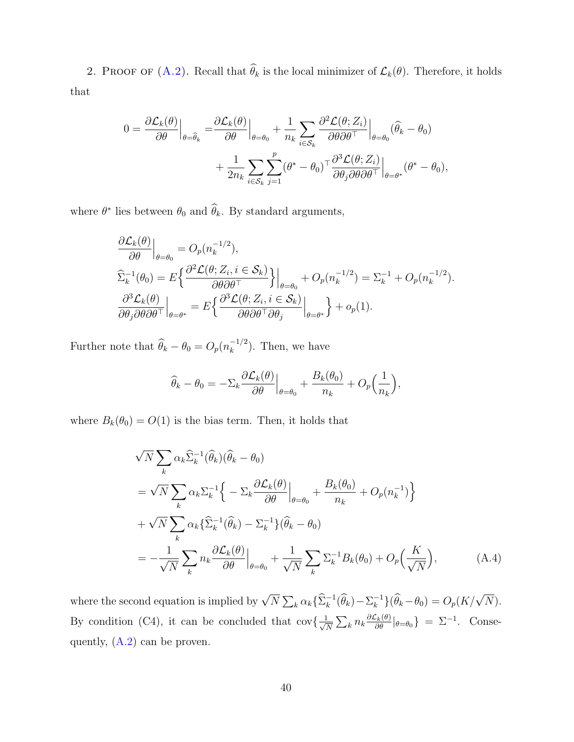2. Proof of (A.2). Recall that $\widehat{\theta}_k$ is the local minimizer of $\mathcal{L}_k(\theta)$. Therefore, it holds that

$$
\begin{aligned}
0 = \frac{\partial \mathcal{L}_k(\theta)}{\partial \theta}\Big|_{\theta=\widehat{\theta}_k} =& \frac{\partial \mathcal{L}_k(\theta)}{\partial \theta}\Big|_{\theta=\theta_0} + \frac{1}{n_k}\sum_{i\in\mathcal{S}_k}\frac{\partial^2 \mathcal{L}(\theta; Z_i)}{\partial\theta\partial\theta^\top}\Big|_{\theta=\theta_0}(\widehat{\theta}_k - \theta_0) \\
&+ \frac{1}{2n_k}\sum_{i\in\mathcal{S}_k}\sum_{j=1}^{p}(\theta^* - \theta_0)^\top \frac{\partial^3 \mathcal{L}(\theta; Z_i)}{\partial\theta_j\partial\theta\partial\theta^\top}\Big|_{\theta=\theta^*}(\theta^* - \theta_0),
\end{aligned}
$$

where $\theta^*$ lies between $\theta_0$ and $\widehat{\theta}_k$. By standard arguments,

$$
\begin{aligned}
&\frac{\partial \mathcal{L}_k(\theta)}{\partial \theta}\Big|_{\theta=\theta_0} = O_p(n_k^{-1/2}), \\
&\widehat{\Sigma}_k^{-1}(\theta_0) = E\Big\{\frac{\partial^2 \mathcal{L}(\theta; Z_i, i\in\mathcal{S}_k)}{\partial\theta\partial\theta^\top}\Big\}\Big|_{\theta=\theta_0} + O_p(n_k^{-1/2}) = \Sigma_k^{-1} + O_p(n_k^{-1/2}). \\
&\frac{\partial^3 \mathcal{L}_k(\theta)}{\partial\theta_j\partial\theta\partial\theta^\top}\Big|_{\theta=\theta^*} = E\Big\{\frac{\partial^3 \mathcal{L}(\theta; Z_i, i\in\mathcal{S}_k)}{\partial\theta\partial\theta^\top\partial\theta_j}\Big|_{\theta=\theta^*}\Big\} + o_p(1).
\end{aligned}
$$

Further note that $\widehat{\theta}_k - \theta_0 = O_p(n_k^{-1/2})$. Then, we have

$$
\widehat{\theta}_k - \theta_0 = -\Sigma_k \frac{\partial \mathcal{L}_k(\theta)}{\partial \theta}\Big|_{\theta=\theta_0} + \frac{B_k(\theta_0)}{n_k} + O_p\Big(\frac{1}{n_k}\Big),
$$

where $B_k(\theta_0) = O(1)$ is the bias term. Then, it holds that

$$
\begin{aligned}
&\sqrt{N}\sum_k \alpha_k \widehat{\Sigma}_k^{-1}(\widehat{\theta}_k)(\widehat{\theta}_k - \theta_0) \\
&= \sqrt{N}\sum_k \alpha_k \Sigma_k^{-1}\Big\{-\Sigma_k\frac{\partial \mathcal{L}_k(\theta)}{\partial \theta}\Big|_{\theta=\theta_0} + \frac{B_k(\theta_0)}{n_k} + O_p(n_k^{-1})\Big\} \\
&+ \sqrt{N}\sum_k \alpha_k\{\widehat{\Sigma}_k^{-1}(\widehat{\theta}_k) - \Sigma_k^{-1}\}(\widehat{\theta}_k - \theta_0) \\
&= -\frac{1}{\sqrt{N}}\sum_k n_k \frac{\partial \mathcal{L}_k(\theta)}{\partial \theta}\Big|_{\theta=\theta_0} + \frac{1}{\sqrt{N}}\sum_k \Sigma_k^{-1}B_k(\theta_0) + O_p\Big(\frac{K}{\sqrt{N}}\Big),
\end{aligned}
\tag{A.4}
$$

where the second equation is implied by $\sqrt{N}\sum_k \alpha_k\{\widehat{\Sigma}_k^{-1}(\widehat{\theta}_k) - \Sigma_k^{-1}\}(\widehat{\theta}_k - \theta_0) = O_p(K/\sqrt{N})$. By condition (C4), it can be concluded that $\mathrm{cov}\{\frac{1}{\sqrt{N}}\sum_k n_k \frac{\partial \mathcal{L}_k(\theta)}{\partial \theta}|_{\theta=\theta_0}\} = \Sigma^{-1}$. Consequently, (A.2) can be proven.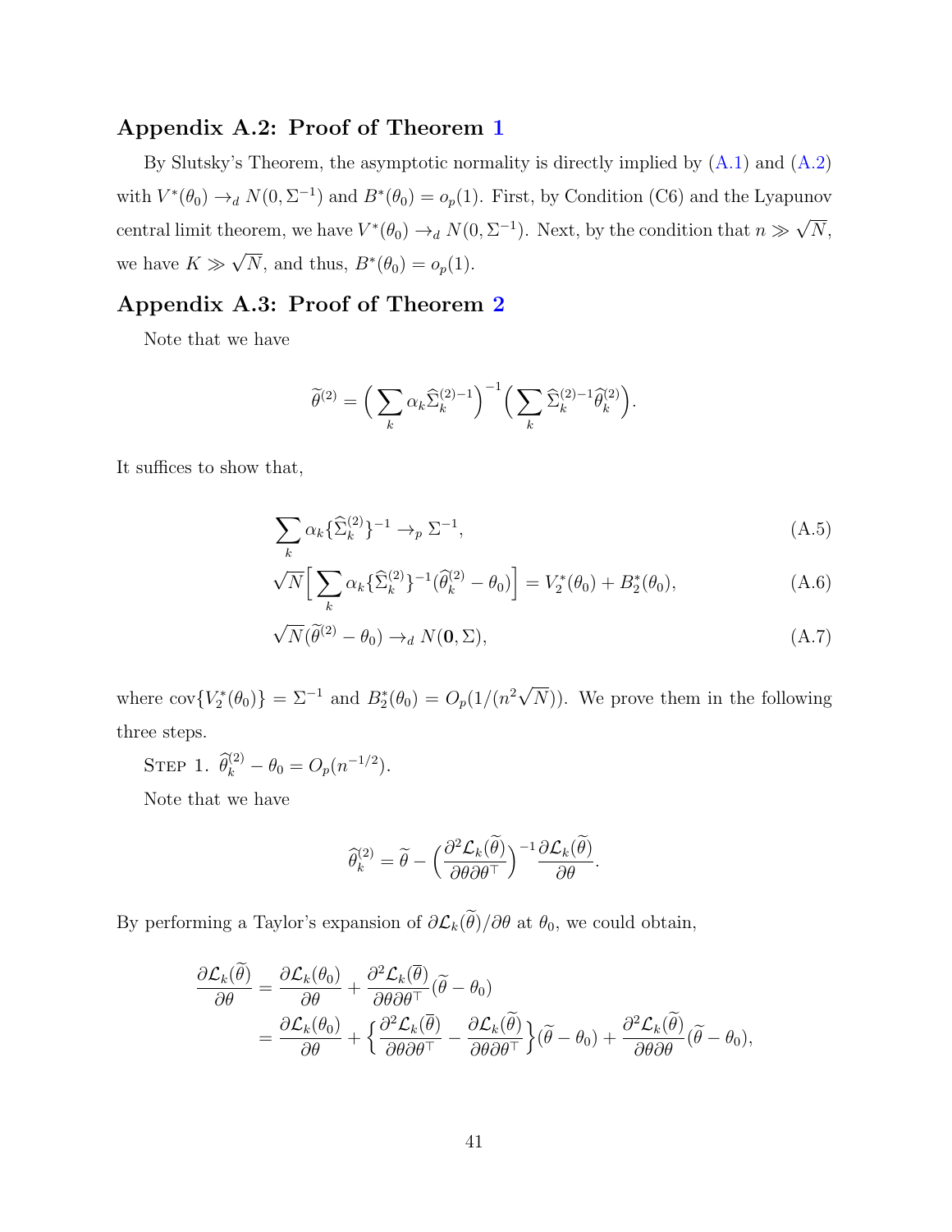## Appendix A.2: Proof of Theorem 1

By Slutsky's Theorem, the asymptotic normality is directly implied by (A.1) and (A.2) with $V^*(\theta_0) \to_d N(0, \Sigma^{-1})$ and $B^*(\theta_0) = o_p(1)$. First, by Condition (C6) and the Lyapunov central limit theorem, we have $V^*(\theta_0) \to_d N(0, \Sigma^{-1})$. Next, by the condition that $n \gg \sqrt{N}$, we have $K \gg \sqrt{N}$, and thus, $B^*(\theta_0) = o_p(1)$.

## Appendix A.3: Proof of Theorem 2

Note that we have

$$
\widetilde{\theta}^{(2)} = \Big( \sum_k \alpha_k \widehat{\Sigma}_k^{(2)-1} \Big)^{-1} \Big( \sum_k \widehat{\Sigma}_k^{(2)-1} \widehat{\theta}_k^{(2)} \Big).
$$

It suffices to show that,

$$
\sum_k \alpha_k \{\widehat{\Sigma}_k^{(2)}\}^{-1} \to_p \Sigma^{-1}, \tag{A.5}
$$

$$
\sqrt{N} \Big[ \sum_k \alpha_k \{\widehat{\Sigma}_k^{(2)}\}^{-1} (\widehat{\theta}_k^{(2)} - \theta_0) \Big] = V_2^*(\theta_0) + B_2^*(\theta_0), \tag{A.6}
$$

$$
\sqrt{N}(\widetilde{\theta}^{(2)} - \theta_0) \to_d N(\mathbf{0}, \Sigma), \tag{A.7}
$$

where $\text{cov}\{V_2^*(\theta_0)\} = \Sigma^{-1}$ and $B_2^*(\theta_0) = O_p(1/(n^2\sqrt{N}))$. We prove them in the following three steps.

Step 1. $\widehat{\theta}_k^{(2)} - \theta_0 = O_p(n^{-1/2})$.

Note that we have

$$
\widehat{\theta}_k^{(2)} = \widetilde{\theta} - \Big( \frac{\partial^2 \mathcal{L}_k(\widetilde{\theta})}{\partial \theta \partial \theta^\top} \Big)^{-1} \frac{\partial \mathcal{L}_k(\widetilde{\theta})}{\partial \theta}.
$$

By performing a Taylor's expansion of $\partial \mathcal{L}_k(\widetilde{\theta})/\partial \theta$ at $\theta_0$, we could obtain,

$$
\begin{aligned}
\frac{\partial \mathcal{L}_k(\widetilde{\theta})}{\partial \theta} &= \frac{\partial \mathcal{L}_k(\theta_0)}{\partial \theta} + \frac{\partial^2 \mathcal{L}_k(\overline{\theta})}{\partial \theta \partial \theta^\top}(\widetilde{\theta} - \theta_0) \\
&= \frac{\partial \mathcal{L}_k(\theta_0)}{\partial \theta} + \Big\{ \frac{\partial^2 \mathcal{L}_k(\overline{\theta})}{\partial \theta \partial \theta^\top} - \frac{\partial \mathcal{L}_k(\widetilde{\theta})}{\partial \theta \partial \theta^\top} \Big\} (\widetilde{\theta} - \theta_0) + \frac{\partial^2 \mathcal{L}_k(\widetilde{\theta})}{\partial \theta \partial \theta}(\widetilde{\theta} - \theta_0),
\end{aligned}
$$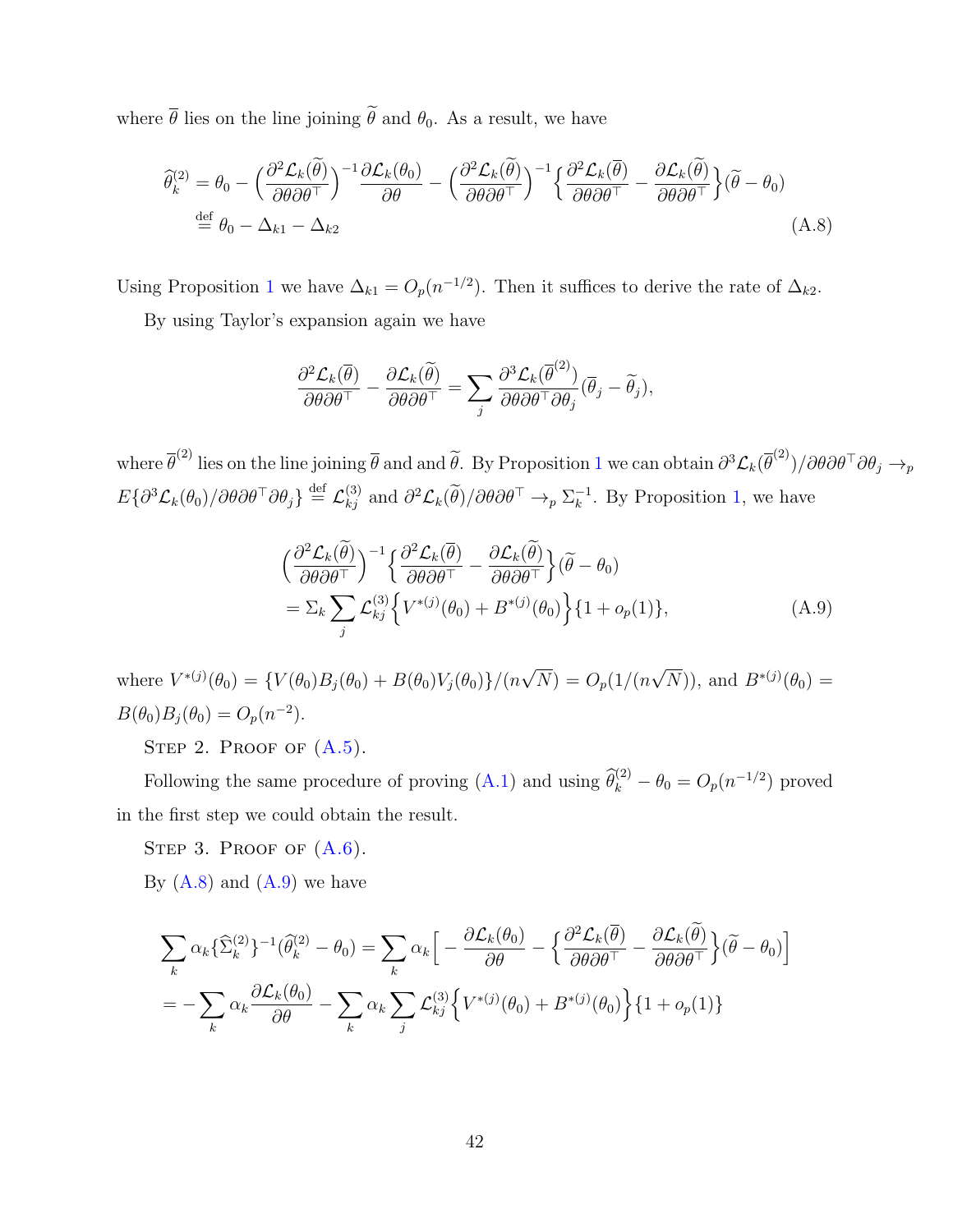where $\overline{\theta}$ lies on the line joining $\widetilde{\theta}$ and $\theta_0$. As a result, we have

$$
\begin{aligned}
\widehat{\theta}_k^{(2)} &= \theta_0 - \Big(\frac{\partial^2 \mathcal{L}_k(\widetilde{\theta})}{\partial\theta\partial\theta^\top}\Big)^{-1}\frac{\partial \mathcal{L}_k(\theta_0)}{\partial\theta} - \Big(\frac{\partial^2 \mathcal{L}_k(\widetilde{\theta})}{\partial\theta\partial\theta^\top}\Big)^{-1}\Big\{\frac{\partial^2 \mathcal{L}_k(\overline{\theta})}{\partial\theta\partial\theta^\top} - \frac{\partial \mathcal{L}_k(\widetilde{\theta})}{\partial\theta\partial\theta^\top}\Big\}(\widetilde{\theta} - \theta_0) \\
&\overset{\text{def}}{=} \theta_0 - \Delta_{k1} - \Delta_{k2} \qquad\qquad\qquad\qquad\qquad\qquad\qquad\qquad\qquad\qquad\qquad\qquad\qquad\qquad \text{(A.8)}
\end{aligned}
$$

Using Proposition 1 we have $\Delta_{k1} = O_p(n^{-1/2})$. Then it suffices to derive the rate of $\Delta_{k2}$.

By using Taylor's expansion again we have

$$
\frac{\partial^2 \mathcal{L}_k(\overline{\theta})}{\partial\theta\partial\theta^\top} - \frac{\partial \mathcal{L}_k(\widetilde{\theta})}{\partial\theta\partial\theta^\top} = \sum_j \frac{\partial^3 \mathcal{L}_k(\overline{\theta}^{(2)})}{\partial\theta\partial\theta^\top\partial\theta_j}(\overline{\theta}_j - \widetilde{\theta}_j),
$$

where $\overline{\theta}^{(2)}$ lies on the line joining $\overline{\theta}$ and and $\widetilde{\theta}$. By Proposition 1 we can obtain $\partial^3 \mathcal{L}_k(\overline{\theta}^{(2)})/\partial\theta\partial\theta^\top\partial\theta_j \to_p E\{\partial^3 \mathcal{L}_k(\theta_0)/\partial\theta\partial\theta^\top\partial\theta_j\} \overset{\text{def}}{=} \mathcal{L}_{kj}^{(3)}$ and $\partial^2 \mathcal{L}_k(\widetilde{\theta})/\partial\theta\partial\theta^\top \to_p \Sigma_k^{-1}$. By Proposition 1, we have

$$
\begin{aligned}
&\Big(\frac{\partial^2 \mathcal{L}_k(\widetilde{\theta})}{\partial\theta\partial\theta^\top}\Big)^{-1}\Big\{\frac{\partial^2 \mathcal{L}_k(\overline{\theta})}{\partial\theta\partial\theta^\top} - \frac{\partial \mathcal{L}_k(\widetilde{\theta})}{\partial\theta\partial\theta^\top}\Big\}(\widetilde{\theta} - \theta_0) \\
&= \Sigma_k \sum_j \mathcal{L}_{kj}^{(3)}\Big\{V^{*(j)}(\theta_0) + B^{*(j)}(\theta_0)\Big\}\{1 + o_p(1)\}, \qquad\qquad\qquad\qquad\qquad \text{(A.9)}
\end{aligned}
$$

where $V^{*(j)}(\theta_0) = \{V(\theta_0)B_j(\theta_0) + B(\theta_0)V_j(\theta_0)\}/(n\sqrt{N}) = O_p(1/(n\sqrt{N}))$, and $B^{*(j)}(\theta_0) = B(\theta_0)B_j(\theta_0) = O_p(n^{-2})$.

Step 2. Proof of (A.5).

Following the same procedure of proving (A.1) and using $\widehat{\theta}_k^{(2)} - \theta_0 = O_p(n^{-1/2})$ proved in the first step we could obtain the result.

Step 3. Proof of (A.6).

By (A.8) and (A.9) we have

$$
\begin{aligned}
\sum_k \alpha_k \{\widehat{\Sigma}_k^{(2)}\}^{-1}(\widehat{\theta}_k^{(2)} - \theta_0) &= \sum_k \alpha_k \Big[-\frac{\partial \mathcal{L}_k(\theta_0)}{\partial\theta} - \Big\{\frac{\partial^2 \mathcal{L}_k(\overline{\theta})}{\partial\theta\partial\theta^\top} - \frac{\partial \mathcal{L}_k(\widetilde{\theta})}{\partial\theta\partial\theta^\top}\Big\}(\widetilde{\theta} - \theta_0)\Big] \\
&= -\sum_k \alpha_k \frac{\partial \mathcal{L}_k(\theta_0)}{\partial\theta} - \sum_k \alpha_k \sum_j \mathcal{L}_{kj}^{(3)}\Big\{V^{*(j)}(\theta_0) + B^{*(j)}(\theta_0)\Big\}\{1 + o_p(1)\}
\end{aligned}
$$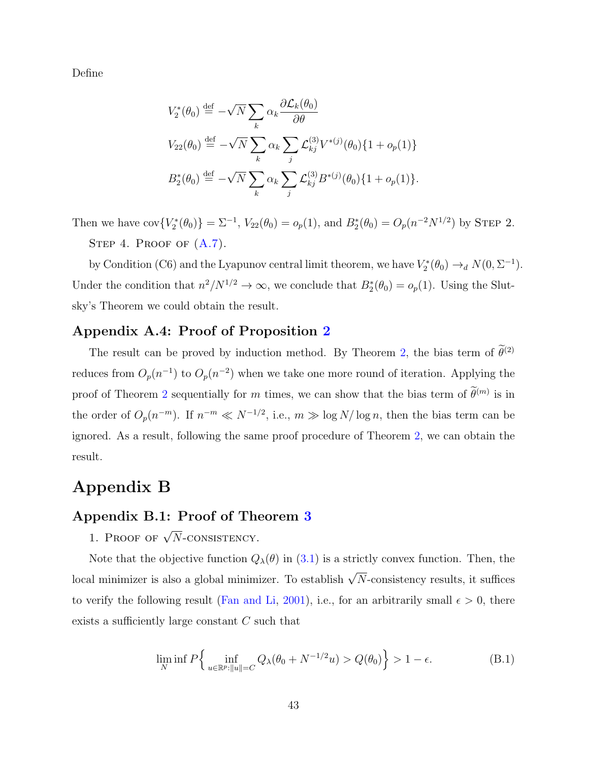Define

$$
\begin{aligned}
V_2^*(\theta_0) &\stackrel{\text{def}}{=} -\sqrt{N}\sum_k \alpha_k \frac{\partial \mathcal{L}_k(\theta_0)}{\partial \theta} \\
V_{22}(\theta_0) &\stackrel{\text{def}}{=} -\sqrt{N}\sum_k \alpha_k \sum_j \mathcal{L}_{kj}^{(3)} V^{*(j)}(\theta_0)\{1+o_p(1)\} \\
B_2^*(\theta_0) &\stackrel{\text{def}}{=} -\sqrt{N}\sum_k \alpha_k \sum_j \mathcal{L}_{kj}^{(3)} B^{*(j)}(\theta_0)\{1+o_p(1)\}.
\end{aligned}
$$

Then we have $\text{cov}\{V_2^*(\theta_0)\} = \Sigma^{-1}$, $V_{22}(\theta_0) = o_p(1)$, and $B_2^*(\theta_0) = O_p(n^{-2}N^{1/2})$ by Step 2.

Step 4. Proof of (A.7).

by Condition (C6) and the Lyapunov central limit theorem, we have $V_2^*(\theta_0) \to_d N(0, \Sigma^{-1})$. Under the condition that $n^2/N^{1/2} \to \infty$, we conclude that $B_2^*(\theta_0) = o_p(1)$. Using the Slutsky's Theorem we could obtain the result.

### Appendix A.4: Proof of Proposition 2

The result can be proved by induction method. By Theorem 2, the bias term of $\widetilde{\theta}^{(2)}$ reduces from $O_p(n^{-1})$ to $O_p(n^{-2})$ when we take one more round of iteration. Applying the proof of Theorem 2 sequentially for $m$ times, we can show that the bias term of $\widetilde{\theta}^{(m)}$ is in the order of $O_p(n^{-m})$. If $n^{-m} \ll N^{-1/2}$, i.e., $m \gg \log N/\log n$, then the bias term can be ignored. As a result, following the same proof procedure of Theorem 2, we can obtain the result.

## Appendix B

### Appendix B.1: Proof of Theorem 3

1. Proof of $\sqrt{N}$-consistency.

Note that the objective function $Q_\lambda(\theta)$ in (3.1) is a strictly convex function. Then, the local minimizer is also a global minimizer. To establish $\sqrt{N}$-consistency results, it suffices to verify the following result (Fan and Li, 2001), i.e., for an arbitrarily small $\epsilon > 0$, there exists a sufficiently large constant $C$ such that

$$
\liminf_N P\Big\{ \inf_{u \in \mathbb{R}^p : \|u\| = C} Q_\lambda(\theta_0 + N^{-1/2}u) > Q(\theta_0) \Big\} > 1 - \epsilon. \tag{B.1}
$$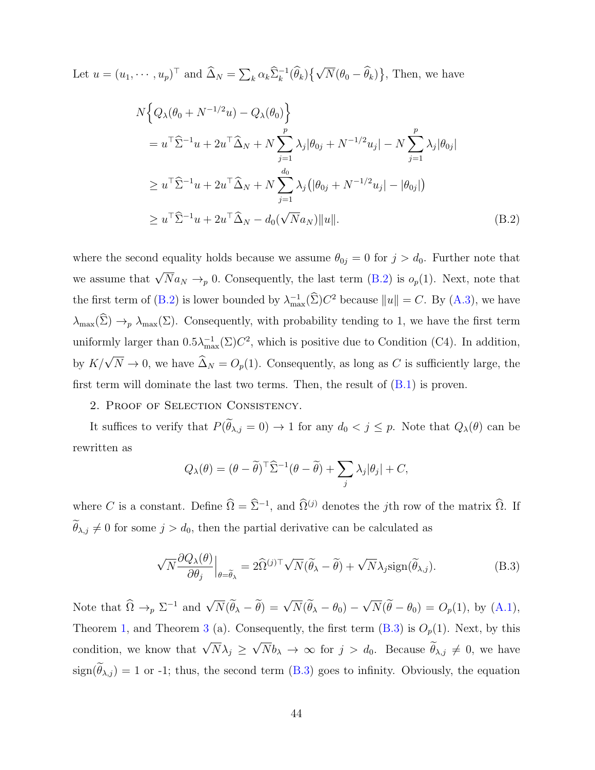Let $u = (u_1, \cdots, u_p)^\top$ and $\widehat{\Delta}_N = \sum_k \alpha_k \widehat{\Sigma}_k^{-1}(\widehat{\theta}_k)\{\sqrt{N}(\theta_0 - \widehat{\theta}_k)\}$, Then, we have

$$
\begin{aligned}
N&\Big\{Q_\lambda(\theta_0 + N^{-1/2}u) - Q_\lambda(\theta_0)\Big\} \\
&= u^\top \widehat{\Sigma}^{-1} u + 2u^\top \widehat{\Delta}_N + N\sum_{j=1}^{p} \lambda_j |\theta_{0j} + N^{-1/2}u_j| - N\sum_{j=1}^{p}\lambda_j|\theta_{0j}| \\
&\geq u^\top \widehat{\Sigma}^{-1} u + 2u^\top \widehat{\Delta}_N + N\sum_{j=1}^{d_0} \lambda_j \big(|\theta_{0j} + N^{-1/2}u_j| - |\theta_{0j}|\big) \\
&\geq u^\top \widehat{\Sigma}^{-1} u + 2u^\top \widehat{\Delta}_N - d_0(\sqrt{N}a_N)\|u\|. \qquad \text{(B.2)}
\end{aligned}
$$

where the second equality holds because we assume $\theta_{0j} = 0$ for $j > d_0$. Further note that we assume that $\sqrt{N}a_N \to_p 0$. Consequently, the last term (B.2) is $o_p(1)$. Next, note that the first term of (B.2) is lower bounded by $\lambda_{\max}^{-1}(\widehat{\Sigma})C^2$ because $\|u\| = C$. By (A.3), we have $\lambda_{\max}(\widehat{\Sigma}) \to_p \lambda_{\max}(\Sigma)$. Consequently, with probability tending to 1, we have the first term uniformly larger than $0.5\lambda_{\max}^{-1}(\Sigma)C^2$, which is positive due to Condition (C4). In addition, by $K/\sqrt{N} \to 0$, we have $\widehat{\Delta}_N = O_p(1)$. Consequently, as long as $C$ is sufficiently large, the first term will dominate the last two terms. Then, the result of (B.1) is proven.

2. Proof of Selection Consistency.

It suffices to verify that $P(\widetilde{\theta}_{\lambda,j} = 0) \to 1$ for any $d_0 < j \leq p$. Note that $Q_\lambda(\theta)$ can be rewritten as

$$
Q_\lambda(\theta) = (\theta - \widetilde{\theta})^\top \widehat{\Sigma}^{-1}(\theta - \widetilde{\theta}) + \sum_j \lambda_j|\theta_j| + C,
$$

where $C$ is a constant. Define $\widehat{\Omega} = \widehat{\Sigma}^{-1}$, and $\widehat{\Omega}^{(j)}$ denotes the $j$th row of the matrix $\widehat{\Omega}$. If $\widetilde{\theta}_{\lambda,j} \neq 0$ for some $j > d_0$, then the partial derivative can be calculated as

$$
\sqrt{N}\frac{\partial Q_\lambda(\theta)}{\partial \theta_j}\Big|_{\theta = \widetilde{\theta}_\lambda} = 2\widehat{\Omega}^{(j)\top}\sqrt{N}(\widetilde{\theta}_\lambda - \widetilde{\theta}) + \sqrt{N}\lambda_j \text{sign}(\widetilde{\theta}_{\lambda,j}). \qquad \text{(B.3)}
$$

Note that $\widehat{\Omega} \to_p \Sigma^{-1}$ and $\sqrt{N}(\widetilde{\theta}_\lambda - \widetilde{\theta}) = \sqrt{N}(\widetilde{\theta}_\lambda - \theta_0) - \sqrt{N}(\widetilde{\theta} - \theta_0) = O_p(1)$, by (A.1), Theorem 1, and Theorem 3 (a). Consequently, the first term (B.3) is $O_p(1)$. Next, by this condition, we know that $\sqrt{N}\lambda_j \geq \sqrt{N}b_\lambda \to \infty$ for $j > d_0$. Because $\widetilde{\theta}_{\lambda,j} \neq 0$, we have $\text{sign}(\widetilde{\theta}_{\lambda,j}) = 1$ or -1; thus, the second term (B.3) goes to infinity. Obviously, the equation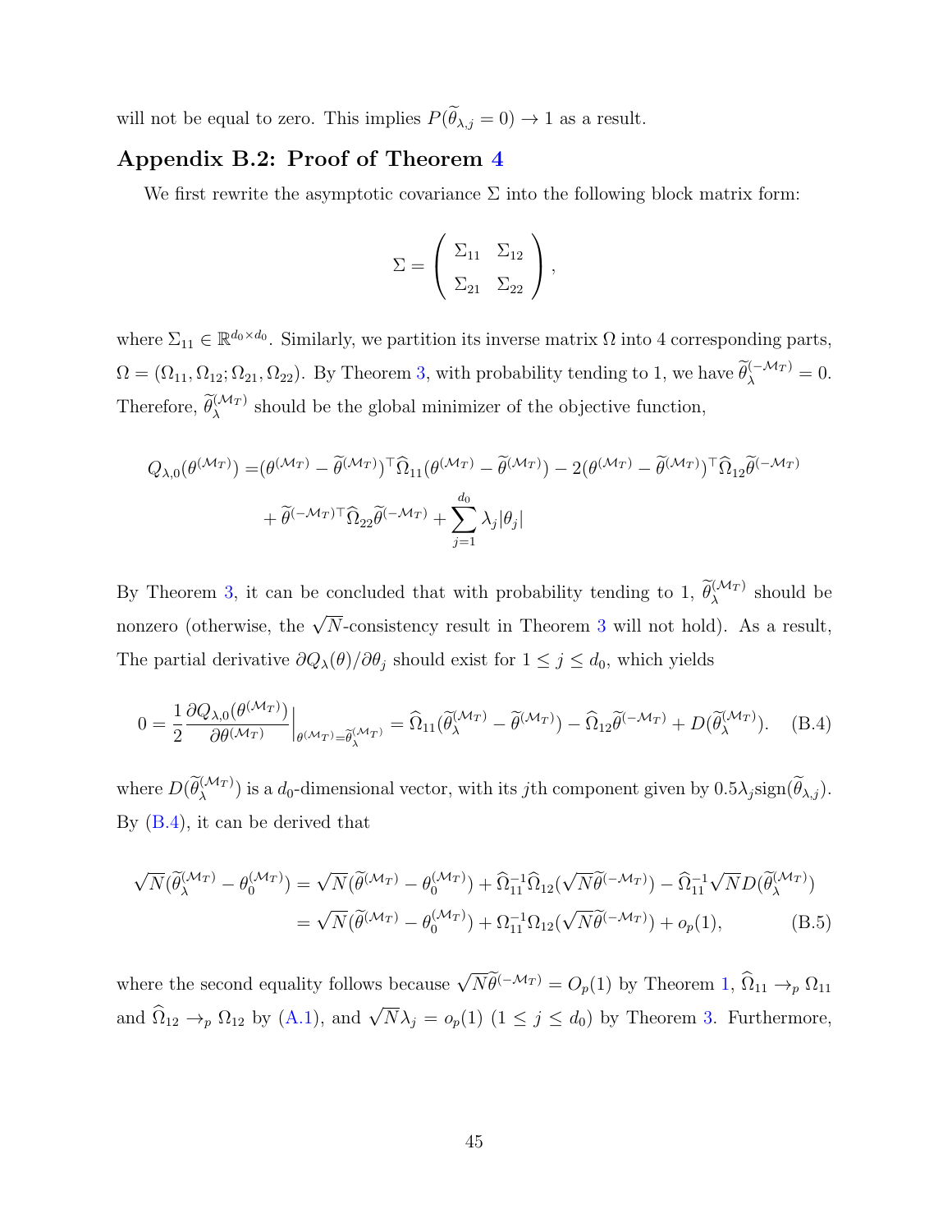will not be equal to zero. This implies $P(\widetilde{\theta}_{\lambda,j} = 0) \to 1$ as a result.

## Appendix B.2: Proof of Theorem 4

We first rewrite the asymptotic covariance $\Sigma$ into the following block matrix form:

$$\Sigma = \begin{pmatrix} \Sigma_{11} & \Sigma_{12} \\ \Sigma_{21} & \Sigma_{22} \end{pmatrix},$$

where $\Sigma_{11} \in \mathbb{R}^{d_0 \times d_0}$. Similarly, we partition its inverse matrix $\Omega$ into 4 corresponding parts, $\Omega = (\Omega_{11}, \Omega_{12}; \Omega_{21}, \Omega_{22})$. By Theorem 3, with probability tending to 1, we have $\widetilde{\theta}_{\lambda}^{(-\mathcal{M}_T)} = 0$. Therefore, $\widetilde{\theta}_{\lambda}^{(\mathcal{M}_T)}$ should be the global minimizer of the objective function,

$$\begin{aligned} Q_{\lambda,0}(\theta^{(\mathcal{M}_T)}) =& (\theta^{(\mathcal{M}_T)} - \widetilde{\theta}^{(\mathcal{M}_T)})^\top \widehat{\Omega}_{11} (\theta^{(\mathcal{M}_T)} - \widetilde{\theta}^{(\mathcal{M}_T)}) - 2(\theta^{(\mathcal{M}_T)} - \widetilde{\theta}^{(\mathcal{M}_T)})^\top \widehat{\Omega}_{12} \widetilde{\theta}^{(-\mathcal{M}_T)} \\ &+ \widetilde{\theta}^{(-\mathcal{M}_T)\top} \widehat{\Omega}_{22} \widetilde{\theta}^{(-\mathcal{M}_T)} + \sum_{j=1}^{d_0} \lambda_j |\theta_j| \end{aligned}$$

By Theorem 3, it can be concluded that with probability tending to 1, $\widetilde{\theta}_{\lambda}^{(\mathcal{M}_T)}$ should be nonzero (otherwise, the $\sqrt{N}$-consistency result in Theorem 3 will not hold). As a result, The partial derivative $\partial Q_{\lambda}(\theta)/\partial \theta_j$ should exist for $1 \le j \le d_0$, which yields

$$0 = \frac{1}{2} \frac{\partial Q_{\lambda,0}(\theta^{(\mathcal{M}_T)})}{\partial \theta^{(\mathcal{M}_T)}} \Big|_{\theta^{(\mathcal{M}_T)} = \widetilde{\theta}_{\lambda}^{(\mathcal{M}_T)}} = \widehat{\Omega}_{11} (\widetilde{\theta}_{\lambda}^{(\mathcal{M}_T)} - \widetilde{\theta}^{(\mathcal{M}_T)}) - \widehat{\Omega}_{12} \widetilde{\theta}^{(-\mathcal{M}_T)} + D(\widetilde{\theta}_{\lambda}^{(\mathcal{M}_T)}). \quad \text{(B.4)}$$

where $D(\widetilde{\theta}_{\lambda}^{(\mathcal{M}_T)})$ is a $d_0$-dimensional vector, with its $j$th component given by $0.5\lambda_j \text{sign}(\widetilde{\theta}_{\lambda,j})$. By (B.4), it can be derived that

$$\begin{aligned} \sqrt{N}(\widetilde{\theta}_{\lambda}^{(\mathcal{M}_T)} - \theta_0^{(\mathcal{M}_T)}) &= \sqrt{N}(\widetilde{\theta}^{(\mathcal{M}_T)} - \theta_0^{(\mathcal{M}_T)}) + \widehat{\Omega}_{11}^{-1} \widehat{\Omega}_{12} (\sqrt{N} \widetilde{\theta}^{(-\mathcal{M}_T)}) - \widehat{\Omega}_{11}^{-1} \sqrt{N} D(\widetilde{\theta}_{\lambda}^{(\mathcal{M}_T)}) \\ &= \sqrt{N}(\widetilde{\theta}^{(\mathcal{M}_T)} - \theta_0^{(\mathcal{M}_T)}) + \Omega_{11}^{-1} \Omega_{12} (\sqrt{N} \widetilde{\theta}^{(-\mathcal{M}_T)}) + o_p(1), \quad \text{(B.5)} \end{aligned}$$

where the second equality follows because $\sqrt{N}\widetilde{\theta}^{(-\mathcal{M}_T)} = O_p(1)$ by Theorem 1, $\widehat{\Omega}_{11} \to_p \Omega_{11}$ and $\widehat{\Omega}_{12} \to_p \Omega_{12}$ by (A.1), and $\sqrt{N}\lambda_j = o_p(1)$ $(1 \le j \le d_0)$ by Theorem 3. Furthermore,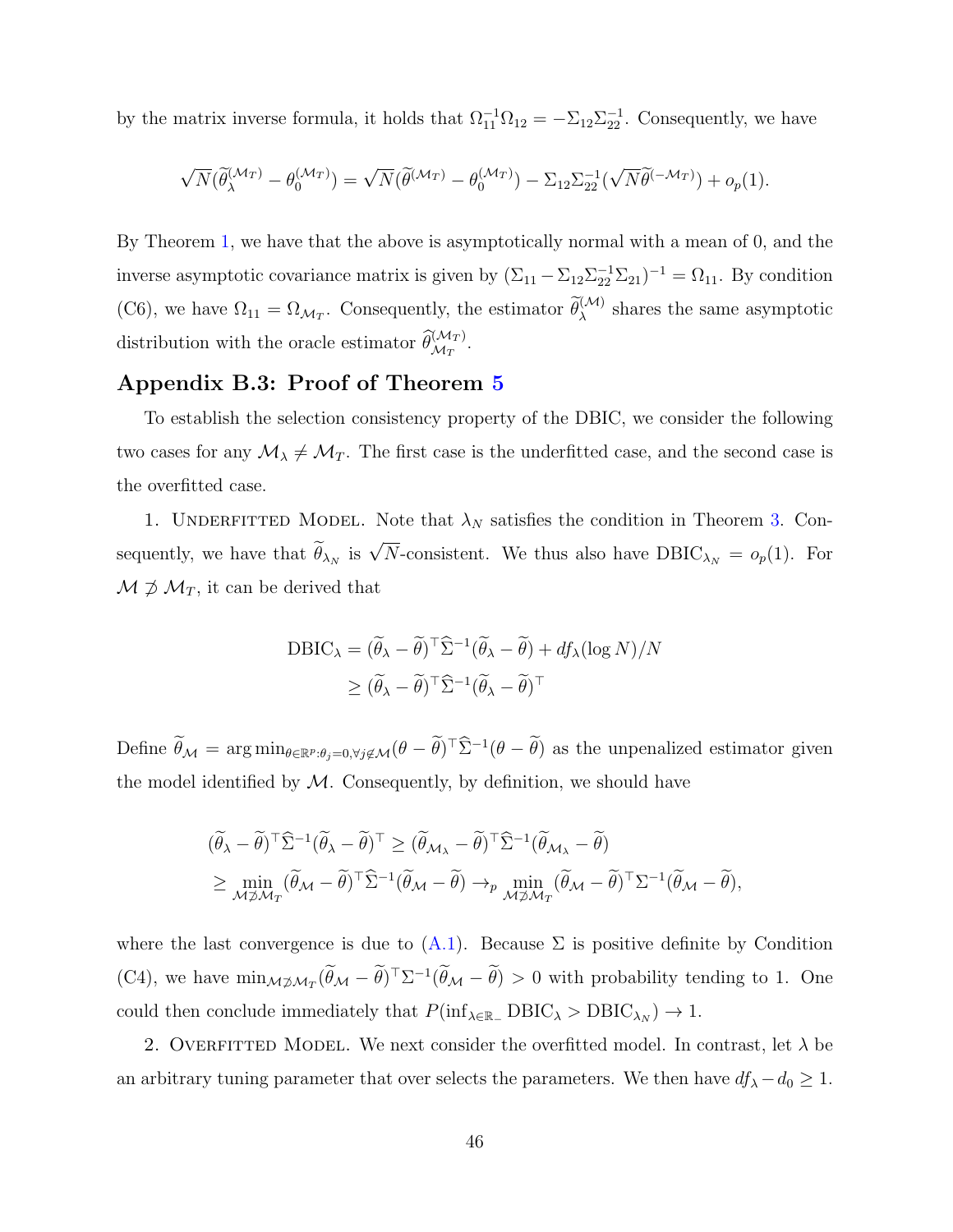by the matrix inverse formula, it holds that $\Omega_{11}^{-1}\Omega_{12} = -\Sigma_{12}\Sigma_{22}^{-1}$. Consequently, we have

$$\sqrt{N}(\widetilde{\theta}_{\lambda}^{(\mathcal{M}_T)} - \theta_0^{(\mathcal{M}_T)}) = \sqrt{N}(\widetilde{\theta}^{(\mathcal{M}_T)} - \theta_0^{(\mathcal{M}_T)}) - \Sigma_{12}\Sigma_{22}^{-1}(\sqrt{N}\widetilde{\theta}^{(-\mathcal{M}_T)}) + o_p(1).$$

By Theorem 1, we have that the above is asymptotically normal with a mean of 0, and the inverse asymptotic covariance matrix is given by $(\Sigma_{11} - \Sigma_{12}\Sigma_{22}^{-1}\Sigma_{21})^{-1} = \Omega_{11}$. By condition (C6), we have $\Omega_{11} = \Omega_{\mathcal{M}_T}$. Consequently, the estimator $\widetilde{\theta}_{\lambda}^{(\mathcal{M})}$ shares the same asymptotic distribution with the oracle estimator $\widehat{\theta}_{\mathcal{M}_T}^{(\mathcal{M}_T)}$.

## Appendix B.3: Proof of Theorem 5

To establish the selection consistency property of the DBIC, we consider the following two cases for any $\mathcal{M}_\lambda \neq \mathcal{M}_T$. The first case is the underfitted case, and the second case is the overfitted case.

1. Underfitted Model. Note that $\lambda_N$ satisfies the condition in Theorem 3. Consequently, we have that $\widetilde{\theta}_{\lambda_N}$ is $\sqrt{N}$-consistent. We thus also have $\text{DBIC}_{\lambda_N} = o_p(1)$. For $\mathcal{M} \not\supset \mathcal{M}_T$, it can be derived that

$$\begin{aligned}
\text{DBIC}_\lambda &= (\widetilde{\theta}_\lambda - \widetilde{\theta})^\top \widehat{\Sigma}^{-1}(\widetilde{\theta}_\lambda - \widetilde{\theta}) + df_\lambda(\log N)/N \\
&\geq (\widetilde{\theta}_\lambda - \widetilde{\theta})^\top \widehat{\Sigma}^{-1}(\widetilde{\theta}_\lambda - \widetilde{\theta})^\top
\end{aligned}$$

Define $\widetilde{\theta}_{\mathcal{M}} = \arg\min_{\theta \in \mathbb{R}^p: \theta_j = 0, \forall j \notin \mathcal{M}} (\theta - \widetilde{\theta})^\top \widehat{\Sigma}^{-1}(\theta - \widetilde{\theta})$ as the unpenalized estimator given the model identified by $\mathcal{M}$. Consequently, by definition, we should have

$$\begin{aligned}
&(\widetilde{\theta}_\lambda - \widetilde{\theta})^\top \widehat{\Sigma}^{-1}(\widetilde{\theta}_\lambda - \widetilde{\theta})^\top \geq (\widetilde{\theta}_{\mathcal{M}_\lambda} - \widetilde{\theta})^\top \widehat{\Sigma}^{-1}(\widetilde{\theta}_{\mathcal{M}_\lambda} - \widetilde{\theta}) \\
&\geq \min_{\mathcal{M} \not\supset \mathcal{M}_T} (\widetilde{\theta}_{\mathcal{M}} - \widetilde{\theta})^\top \widehat{\Sigma}^{-1}(\widetilde{\theta}_{\mathcal{M}} - \widetilde{\theta}) \to_p \min_{\mathcal{M} \not\supset \mathcal{M}_T} (\widetilde{\theta}_{\mathcal{M}} - \widetilde{\theta})^\top \Sigma^{-1}(\widetilde{\theta}_{\mathcal{M}} - \widetilde{\theta}),
\end{aligned}$$

where the last convergence is due to (A.1). Because $\Sigma$ is positive definite by Condition (C4), we have $\min_{\mathcal{M} \not\supset \mathcal{M}_T} (\widetilde{\theta}_{\mathcal{M}} - \widetilde{\theta})^\top \Sigma^{-1}(\widetilde{\theta}_{\mathcal{M}} - \widetilde{\theta}) > 0$ with probability tending to 1. One could then conclude immediately that $P(\inf_{\lambda \in \mathbb{R}_-} \text{DBIC}_\lambda > \text{DBIC}_{\lambda_N}) \to 1$.

2. Overfitted Model. We next consider the overfitted model. In contrast, let $\lambda$ be an arbitrary tuning parameter that over selects the parameters. We then have $df_\lambda - d_0 \geq 1$.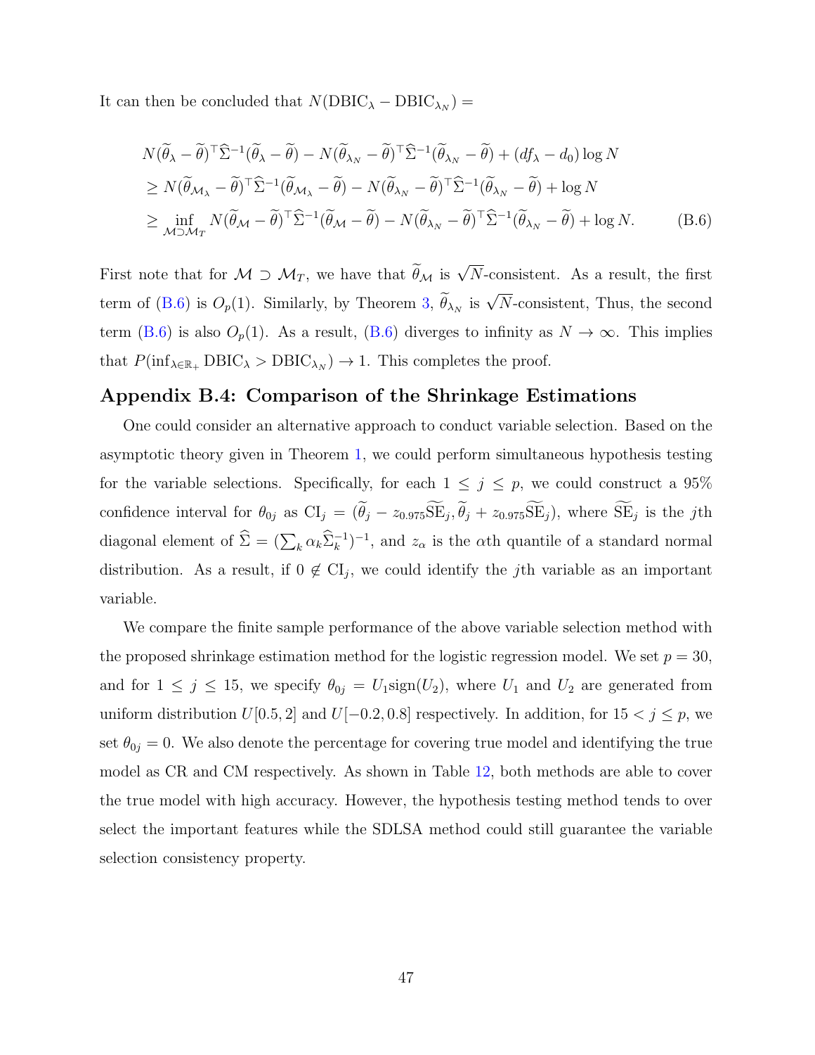It can then be concluded that $N(\mathrm{DBIC}_\lambda - \mathrm{DBIC}_{\lambda_N}) =$

$$
\begin{aligned}
& N(\widetilde{\theta}_\lambda - \widetilde{\theta})^\top \widehat{\Sigma}^{-1}(\widetilde{\theta}_\lambda - \widetilde{\theta}) - N(\widetilde{\theta}_{\lambda_N} - \widetilde{\theta})^\top \widehat{\Sigma}^{-1}(\widetilde{\theta}_{\lambda_N} - \widetilde{\theta}) + (df_\lambda - d_0)\log N \\
& \geq N(\widetilde{\theta}_{\mathcal{M}_\lambda} - \widetilde{\theta})^\top \widehat{\Sigma}^{-1}(\widetilde{\theta}_{\mathcal{M}_\lambda} - \widetilde{\theta}) - N(\widetilde{\theta}_{\lambda_N} - \widetilde{\theta})^\top \widehat{\Sigma}^{-1}(\widetilde{\theta}_{\lambda_N} - \widetilde{\theta}) + \log N \\
& \geq \inf_{\mathcal{M} \supset \mathcal{M}_T} N(\widetilde{\theta}_{\mathcal{M}} - \widetilde{\theta})^\top \widehat{\Sigma}^{-1}(\widetilde{\theta}_{\mathcal{M}} - \widetilde{\theta}) - N(\widetilde{\theta}_{\lambda_N} - \widetilde{\theta})^\top \widehat{\Sigma}^{-1}(\widetilde{\theta}_{\lambda_N} - \widetilde{\theta}) + \log N. \qquad \text{(B.6)}
\end{aligned}
$$

First note that for $\mathcal{M} \supset \mathcal{M}_T$, we have that $\widetilde{\theta}_{\mathcal{M}}$ is $\sqrt{N}$-consistent. As a result, the first term of (B.6) is $O_p(1)$. Similarly, by Theorem 3, $\widetilde{\theta}_{\lambda_N}$ is $\sqrt{N}$-consistent, Thus, the second term (B.6) is also $O_p(1)$. As a result, (B.6) diverges to infinity as $N \to \infty$. This implies that $P(\inf_{\lambda \in \mathbb{R}_+} \mathrm{DBIC}_\lambda > \mathrm{DBIC}_{\lambda_N}) \to 1$. This completes the proof.

## Appendix B.4: Comparison of the Shrinkage Estimations

One could consider an alternative approach to conduct variable selection. Based on the asymptotic theory given in Theorem 1, we could perform simultaneous hypothesis testing for the variable selections. Specifically, for each $1 \leq j \leq p$, we could construct a 95% confidence interval for $\theta_{0j}$ as $\mathrm{CI}_j = (\widetilde{\theta}_j - z_{0.975}\widetilde{\mathrm{SE}}_j, \widetilde{\theta}_j + z_{0.975}\widetilde{\mathrm{SE}}_j)$, where $\widetilde{\mathrm{SE}}_j$ is the $j$th diagonal element of $\widehat{\Sigma} = (\sum_k \alpha_k \widehat{\Sigma}_k^{-1})^{-1}$, and $z_\alpha$ is the $\alpha$th quantile of a standard normal distribution. As a result, if $0 \notin \mathrm{CI}_j$, we could identify the $j$th variable as an important variable.

We compare the finite sample performance of the above variable selection method with the proposed shrinkage estimation method for the logistic regression model. We set $p = 30$, and for $1 \leq j \leq 15$, we specify $\theta_{0j} = U_1 \mathrm{sign}(U_2)$, where $U_1$ and $U_2$ are generated from uniform distribution $U[0.5, 2]$ and $U[-0.2, 0.8]$ respectively. In addition, for $15 < j \leq p$, we set $\theta_{0j} = 0$. We also denote the percentage for covering true model and identifying the true model as CR and CM respectively. As shown in Table 12, both methods are able to cover the true model with high accuracy. However, the hypothesis testing method tends to over select the important features while the SDLSA method could still guarantee the variable selection consistency property.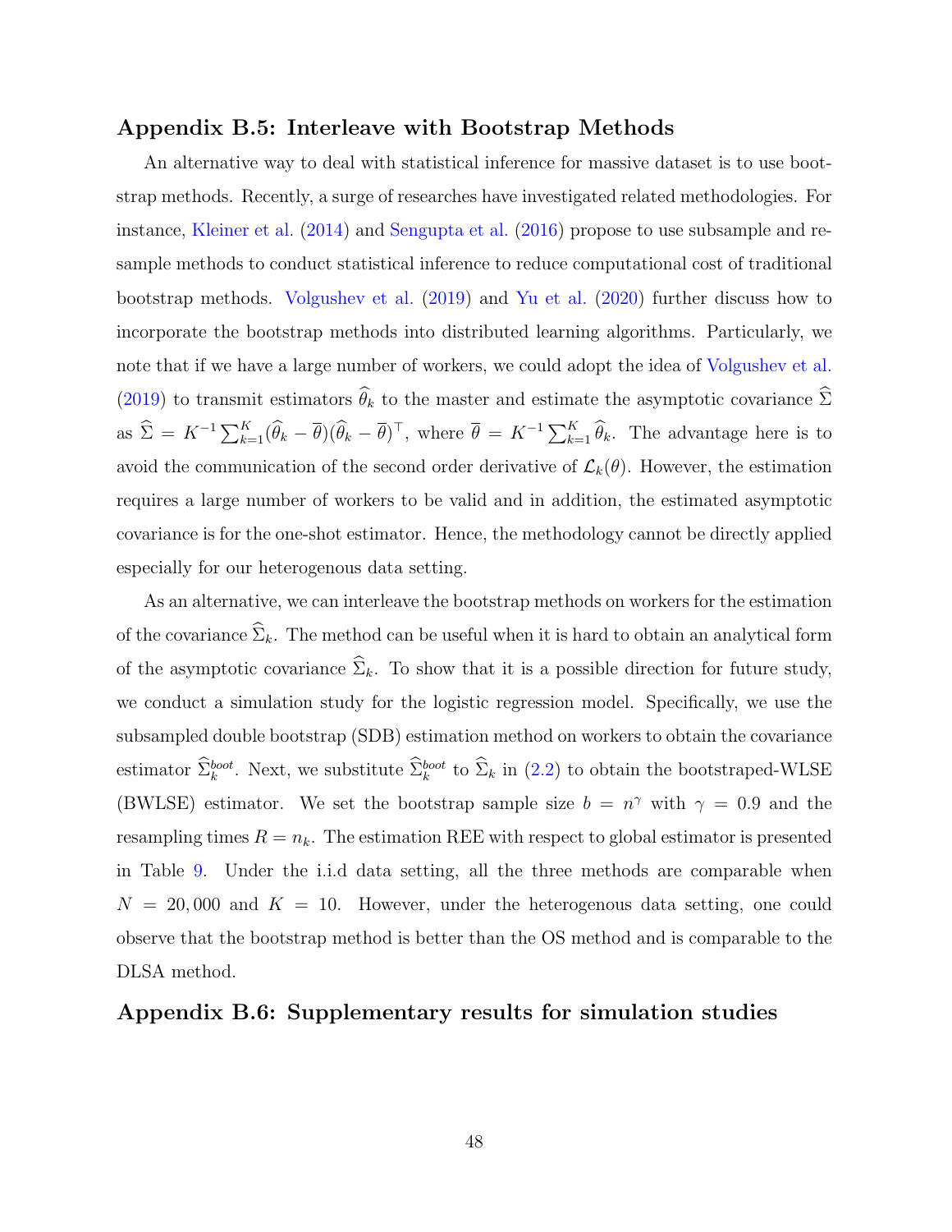## Appendix B.5: Interleave with Bootstrap Methods

An alternative way to deal with statistical inference for massive dataset is to use bootstrap methods. Recently, a surge of researches have investigated related methodologies. For instance, Kleiner et al. (2014) and Sengupta et al. (2016) propose to use subsample and resample methods to conduct statistical inference to reduce computational cost of traditional bootstrap methods. Volgushev et al. (2019) and Yu et al. (2020) further discuss how to incorporate the bootstrap methods into distributed learning algorithms. Particularly, we note that if we have a large number of workers, we could adopt the idea of Volgushev et al. (2019) to transmit estimators $\widehat{\theta}_k$ to the master and estimate the asymptotic covariance $\widehat{\Sigma}$ as $\widehat{\Sigma} = K^{-1}\sum_{k=1}^{K}(\widehat{\theta}_k - \overline{\theta})(\widehat{\theta}_k - \overline{\theta})^\top$, where $\overline{\theta} = K^{-1}\sum_{k=1}^{K}\widehat{\theta}_k$. The advantage here is to avoid the communication of the second order derivative of $\mathcal{L}_k(\theta)$. However, the estimation requires a large number of workers to be valid and in addition, the estimated asymptotic covariance is for the one-shot estimator. Hence, the methodology cannot be directly applied especially for our heterogenous data setting.

As an alternative, we can interleave the bootstrap methods on workers for the estimation of the covariance $\widehat{\Sigma}_k$. The method can be useful when it is hard to obtain an analytical form of the asymptotic covariance $\widehat{\Sigma}_k$. To show that it is a possible direction for future study, we conduct a simulation study for the logistic regression model. Specifically, we use the subsampled double bootstrap (SDB) estimation method on workers to obtain the covariance estimator $\widehat{\Sigma}_k^{boot}$. Next, we substitute $\widehat{\Sigma}_k^{boot}$ to $\widehat{\Sigma}_k$ in (2.2) to obtain the bootstraped-WLSE (BWLSE) estimator. We set the bootstrap sample size $b = n^\gamma$ with $\gamma = 0.9$ and the resampling times $R = n_k$. The estimation REE with respect to global estimator is presented in Table 9. Under the i.i.d data setting, all the three methods are comparable when $N = 20,000$ and $K = 10$. However, under the heterogenous data setting, one could observe that the bootstrap method is better than the OS method and is comparable to the DLSA method.

## Appendix B.6: Supplementary results for simulation studies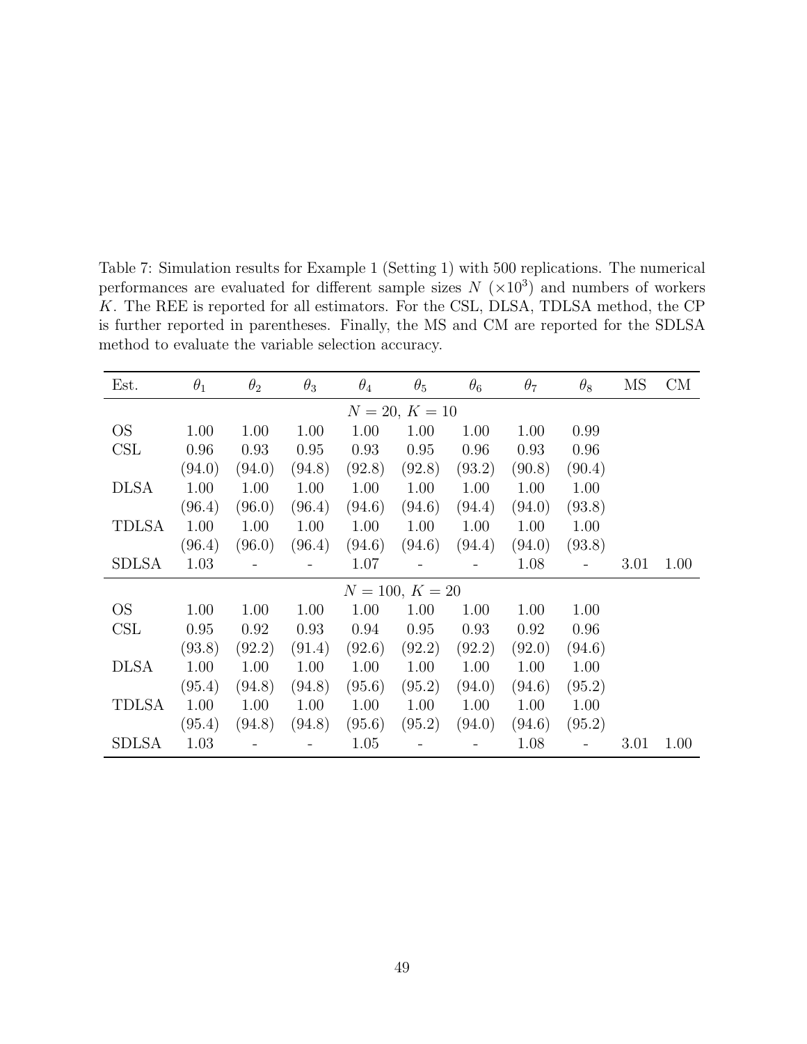Table 7: Simulation results for Example 1 (Setting 1) with 500 replications. The numerical performances are evaluated for different sample sizes $N$ $(\times 10^3)$ and numbers of workers $K$. The REE is reported for all estimators. For the CSL, DLSA, TDLSA method, the CP is further reported in parentheses. Finally, the MS and CM are reported for the SDLSA method to evaluate the variable selection accuracy.

| Est. | $\theta_1$ | $\theta_2$ | $\theta_3$ | $\theta_4$ | $\theta_5$ | $\theta_6$ | $\theta_7$ | $\theta_8$ | MS | CM |
|---|---|---|---|---|---|---|---|---|---|---|
| | | | | $N = 20,\ K = 10$ | | | | | | |
| OS | 1.00 | 1.00 | 1.00 | 1.00 | 1.00 | 1.00 | 1.00 | 0.99 | | |
| CSL | 0.96 | 0.93 | 0.95 | 0.93 | 0.95 | 0.96 | 0.93 | 0.96 | | |
| | (94.0) | (94.0) | (94.8) | (92.8) | (92.8) | (93.2) | (90.8) | (90.4) | | |
| DLSA | 1.00 | 1.00 | 1.00 | 1.00 | 1.00 | 1.00 | 1.00 | 1.00 | | |
| | (96.4) | (96.0) | (96.4) | (94.6) | (94.6) | (94.4) | (94.0) | (93.8) | | |
| TDLSA | 1.00 | 1.00 | 1.00 | 1.00 | 1.00 | 1.00 | 1.00 | 1.00 | | |
| | (96.4) | (96.0) | (96.4) | (94.6) | (94.6) | (94.4) | (94.0) | (93.8) | | |
| SDLSA | 1.03 | - | - | 1.07 | - | - | 1.08 | - | 3.01 | 1.00 |
| | | | | $N = 100,\ K = 20$ | | | | | | |
| OS | 1.00 | 1.00 | 1.00 | 1.00 | 1.00 | 1.00 | 1.00 | 1.00 | | |
| CSL | 0.95 | 0.92 | 0.93 | 0.94 | 0.95 | 0.93 | 0.92 | 0.96 | | |
| | (93.8) | (92.2) | (91.4) | (92.6) | (92.2) | (92.2) | (92.0) | (94.6) | | |
| DLSA | 1.00 | 1.00 | 1.00 | 1.00 | 1.00 | 1.00 | 1.00 | 1.00 | | |
| | (95.4) | (94.8) | (94.8) | (95.6) | (95.2) | (94.0) | (94.6) | (95.2) | | |
| TDLSA | 1.00 | 1.00 | 1.00 | 1.00 | 1.00 | 1.00 | 1.00 | 1.00 | | |
| | (95.4) | (94.8) | (94.8) | (95.6) | (95.2) | (94.0) | (94.6) | (95.2) | | |
| SDLSA | 1.03 | - | - | 1.05 | - | - | 1.08 | - | 3.01 | 1.00 |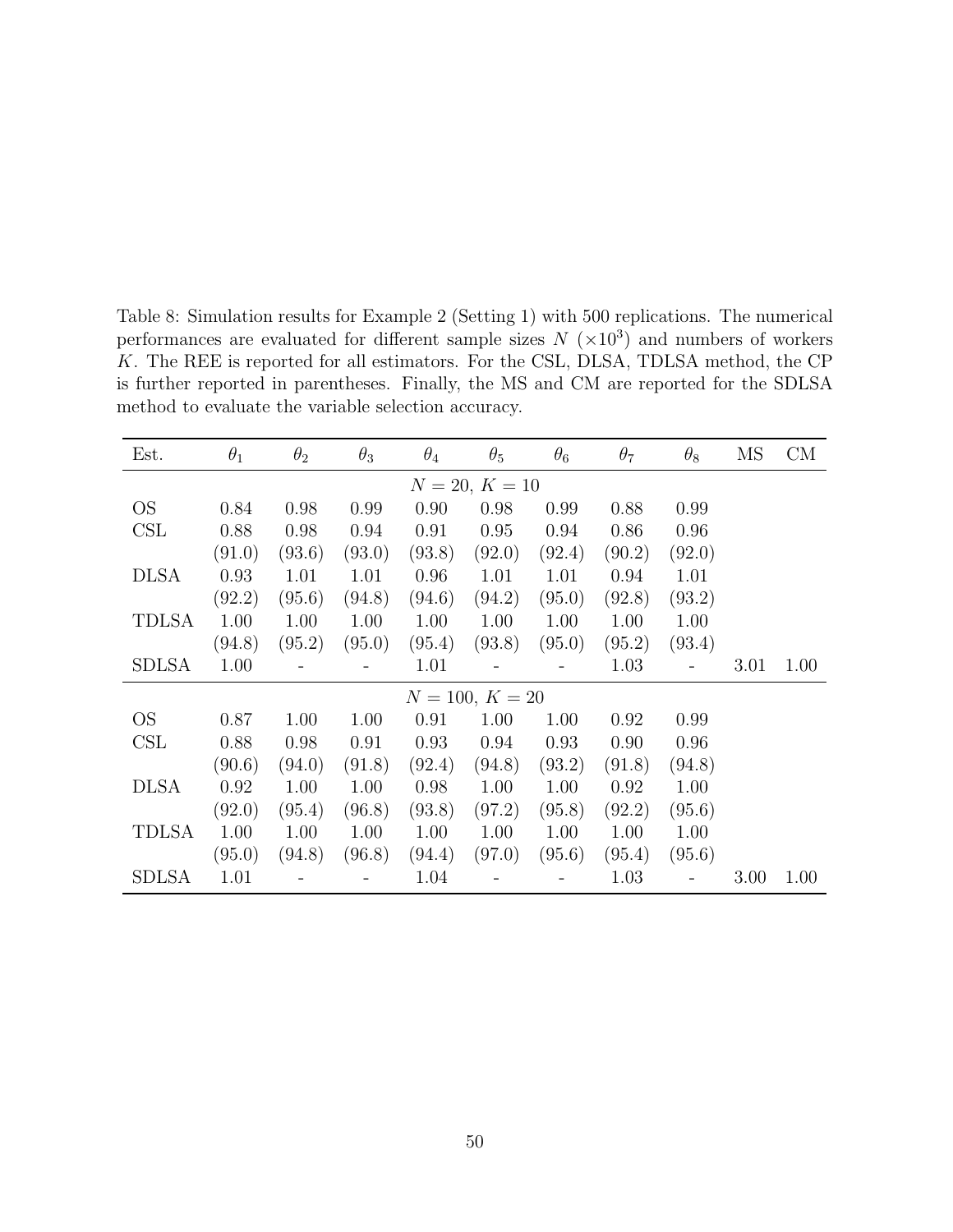Table 8: Simulation results for Example 2 (Setting 1) with 500 replications. The numerical performances are evaluated for different sample sizes $N$ $(\times 10^3)$ and numbers of workers $K$. The REE is reported for all estimators. For the CSL, DLSA, TDLSA method, the CP is further reported in parentheses. Finally, the MS and CM are reported for the SDLSA method to evaluate the variable selection accuracy.

| Est. | $\theta_1$ | $\theta_2$ | $\theta_3$ | $\theta_4$ | $\theta_5$ | $\theta_6$ | $\theta_7$ | $\theta_8$ | MS | CM |
|---|---|---|---|---|---|---|---|---|---|---|
| | | | | $N = 20,\ K = 10$ | | | | | | |
| OS | 0.84 | 0.98 | 0.99 | 0.90 | 0.98 | 0.99 | 0.88 | 0.99 | | |
| CSL | 0.88 | 0.98 | 0.94 | 0.91 | 0.95 | 0.94 | 0.86 | 0.96 | | |
| | (91.0) | (93.6) | (93.0) | (93.8) | (92.0) | (92.4) | (90.2) | (92.0) | | |
| DLSA | 0.93 | 1.01 | 1.01 | 0.96 | 1.01 | 1.01 | 0.94 | 1.01 | | |
| | (92.2) | (95.6) | (94.8) | (94.6) | (94.2) | (95.0) | (92.8) | (93.2) | | |
| TDLSA | 1.00 | 1.00 | 1.00 | 1.00 | 1.00 | 1.00 | 1.00 | 1.00 | | |
| | (94.8) | (95.2) | (95.0) | (95.4) | (93.8) | (95.0) | (95.2) | (93.4) | | |
| SDLSA | 1.00 | - | - | 1.01 | - | - | 1.03 | - | 3.01 | 1.00 |
| | | | | $N = 100,\ K = 20$ | | | | | | |
| OS | 0.87 | 1.00 | 1.00 | 0.91 | 1.00 | 1.00 | 0.92 | 0.99 | | |
| CSL | 0.88 | 0.98 | 0.91 | 0.93 | 0.94 | 0.93 | 0.90 | 0.96 | | |
| | (90.6) | (94.0) | (91.8) | (92.4) | (94.8) | (93.2) | (91.8) | (94.8) | | |
| DLSA | 0.92 | 1.00 | 1.00 | 0.98 | 1.00 | 1.00 | 0.92 | 1.00 | | |
| | (92.0) | (95.4) | (96.8) | (93.8) | (97.2) | (95.8) | (92.2) | (95.6) | | |
| TDLSA | 1.00 | 1.00 | 1.00 | 1.00 | 1.00 | 1.00 | 1.00 | 1.00 | | |
| | (95.0) | (94.8) | (96.8) | (94.4) | (97.0) | (95.6) | (95.4) | (95.6) | | |
| SDLSA | 1.01 | - | - | 1.04 | - | - | 1.03 | - | 3.00 | 1.00 |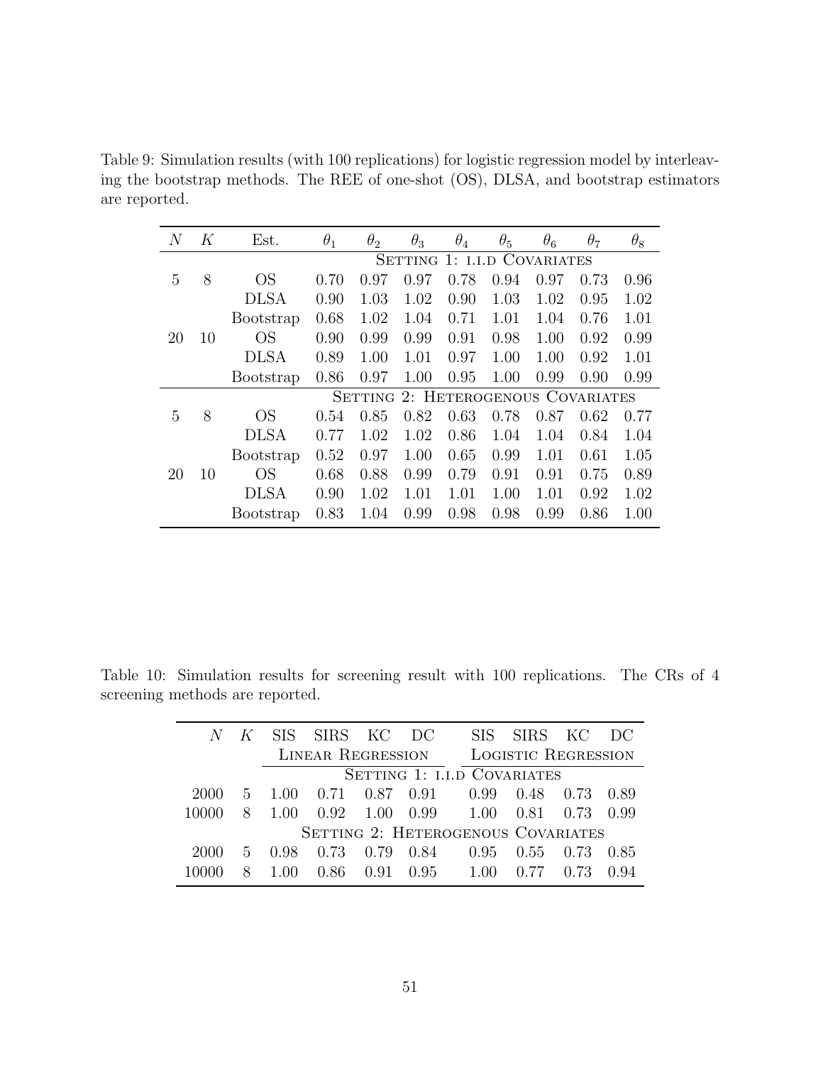Table 9: Simulation results (with 100 replications) for logistic regression model by interleaving the bootstrap methods. The REE of one-shot (OS), DLSA, and bootstrap estimators are reported.

| $N$ | $K$ | Est. | $\theta_1$ | $\theta_2$ | $\theta_3$ | $\theta_4$ | $\theta_5$ | $\theta_6$ | $\theta_7$ | $\theta_8$ |
|---|---|---|---|---|---|---|---|---|---|---|
| | | | Setting 1: i.i.d Covariates | | | | | | | |
| 5 | 8 | OS | 0.70 | 0.97 | 0.97 | 0.78 | 0.94 | 0.97 | 0.73 | 0.96 |
| | | DLSA | 0.90 | 1.03 | 1.02 | 0.90 | 1.03 | 1.02 | 0.95 | 1.02 |
| | | Bootstrap | 0.68 | 1.02 | 1.04 | 0.71 | 1.01 | 1.04 | 0.76 | 1.01 |
| 20 | 10 | OS | 0.90 | 0.99 | 0.99 | 0.91 | 0.98 | 1.00 | 0.92 | 0.99 |
| | | DLSA | 0.89 | 1.00 | 1.01 | 0.97 | 1.00 | 1.00 | 0.92 | 1.01 |
| | | Bootstrap | 0.86 | 0.97 | 1.00 | 0.95 | 1.00 | 0.99 | 0.90 | 0.99 |
| | | | Setting 2: Heterogenous Covariates | | | | | | | |
| 5 | 8 | OS | 0.54 | 0.85 | 0.82 | 0.63 | 0.78 | 0.87 | 0.62 | 0.77 |
| | | DLSA | 0.77 | 1.02 | 1.02 | 0.86 | 1.04 | 1.04 | 0.84 | 1.04 |
| | | Bootstrap | 0.52 | 0.97 | 1.00 | 0.65 | 0.99 | 1.01 | 0.61 | 1.05 |
| 20 | 10 | OS | 0.68 | 0.88 | 0.99 | 0.79 | 0.91 | 0.91 | 0.75 | 0.89 |
| | | DLSA | 0.90 | 1.02 | 1.01 | 1.01 | 1.00 | 1.01 | 0.92 | 1.02 |
| | | Bootstrap | 0.83 | 1.04 | 0.99 | 0.98 | 0.98 | 0.99 | 0.86 | 1.00 |

Table 10: Simulation results for screening result with 100 replications. The CRs of 4 screening methods are reported.

| $N$ | $K$ | SIS | SIRS | KC | DC | SIS | SIRS | KC | DC |
|---|---|---|---|---|---|---|---|---|---|
| | | Linear Regression | | | | Logistic Regression | | | |
| | | Setting 1: i.i.d Covariates | | | | | | | |
| 2000 | 5 | 1.00 | 0.71 | 0.87 | 0.91 | 0.99 | 0.48 | 0.73 | 0.89 |
| 10000 | 8 | 1.00 | 0.92 | 1.00 | 0.99 | 1.00 | 0.81 | 0.73 | 0.99 |
| | | Setting 2: Heterogenous Covariates | | | | | | | |
| 2000 | 5 | 0.98 | 0.73 | 0.79 | 0.84 | 0.95 | 0.55 | 0.73 | 0.85 |
| 10000 | 8 | 1.00 | 0.86 | 0.91 | 0.95 | 1.00 | 0.77 | 0.73 | 0.94 |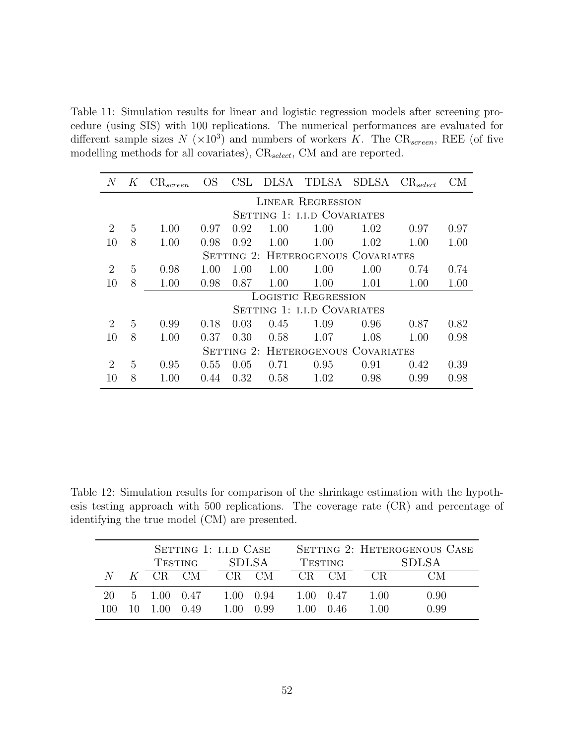Table 11: Simulation results for linear and logistic regression models after screening procedure (using SIS) with 100 replications. The numerical performances are evaluated for different sample sizes $N$ ($\times 10^3$) and numbers of workers $K$. The $\text{CR}_{screen}$, REE (of five modelling methods for all covariates), $\text{CR}_{select}$, CM and are reported.

| $N$ | $K$ | $\text{CR}_{screen}$ | OS | CSL | DLSA | TDLSA | SDLSA | $\text{CR}_{select}$ | CM |
|---|---|---|---|---|---|---|---|---|---|
| | | Linear Regression | | | | | | | |
| | | Setting 1: i.i.d Covariates | | | | | | | |
| 2 | 5 | 1.00 | 0.97 | 0.92 | 1.00 | 1.00 | 1.02 | 0.97 | 0.97 |
| 10 | 8 | 1.00 | 0.98 | 0.92 | 1.00 | 1.00 | 1.02 | 1.00 | 1.00 |
| | | Setting 2: Heterogenous Covariates | | | | | | | |
| 2 | 5 | 0.98 | 1.00 | 1.00 | 1.00 | 1.00 | 1.00 | 0.74 | 0.74 |
| 10 | 8 | 1.00 | 0.98 | 0.87 | 1.00 | 1.00 | 1.01 | 1.00 | 1.00 |
| | | Logistic Regression | | | | | | | |
| | | Setting 1: i.i.d Covariates | | | | | | | |
| 2 | 5 | 0.99 | 0.18 | 0.03 | 0.45 | 1.09 | 0.96 | 0.87 | 0.82 |
| 10 | 8 | 1.00 | 0.37 | 0.30 | 0.58 | 1.07 | 1.08 | 1.00 | 0.98 |
| | | Setting 2: Heterogenous Covariates | | | | | | | |
| 2 | 5 | 0.95 | 0.55 | 0.05 | 0.71 | 0.95 | 0.91 | 0.42 | 0.39 |
| 10 | 8 | 1.00 | 0.44 | 0.32 | 0.58 | 1.02 | 0.98 | 0.99 | 0.98 |

Table 12: Simulation results for comparison of the shrinkage estimation with the hypothesis testing approach with 500 replications. The coverage rate (CR) and percentage of identifying the true model (CM) are presented.

| | | Setting 1: i.i.d Case | | | | Setting 2: Heterogenous Case | | | |
|---|---|---|---|---|---|---|---|---|---|
| | | Testing | | SDLSA | | Testing | | SDLSA | |
| $N$ | $K$ | CR | CM | CR | CM | CR | CM | CR | CM |
| 20 | 5 | 1.00 | 0.47 | 1.00 | 0.94 | 1.00 | 0.47 | 1.00 | 0.90 |
| 100 | 10 | 1.00 | 0.49 | 1.00 | 0.99 | 1.00 | 0.46 | 1.00 | 0.99 |